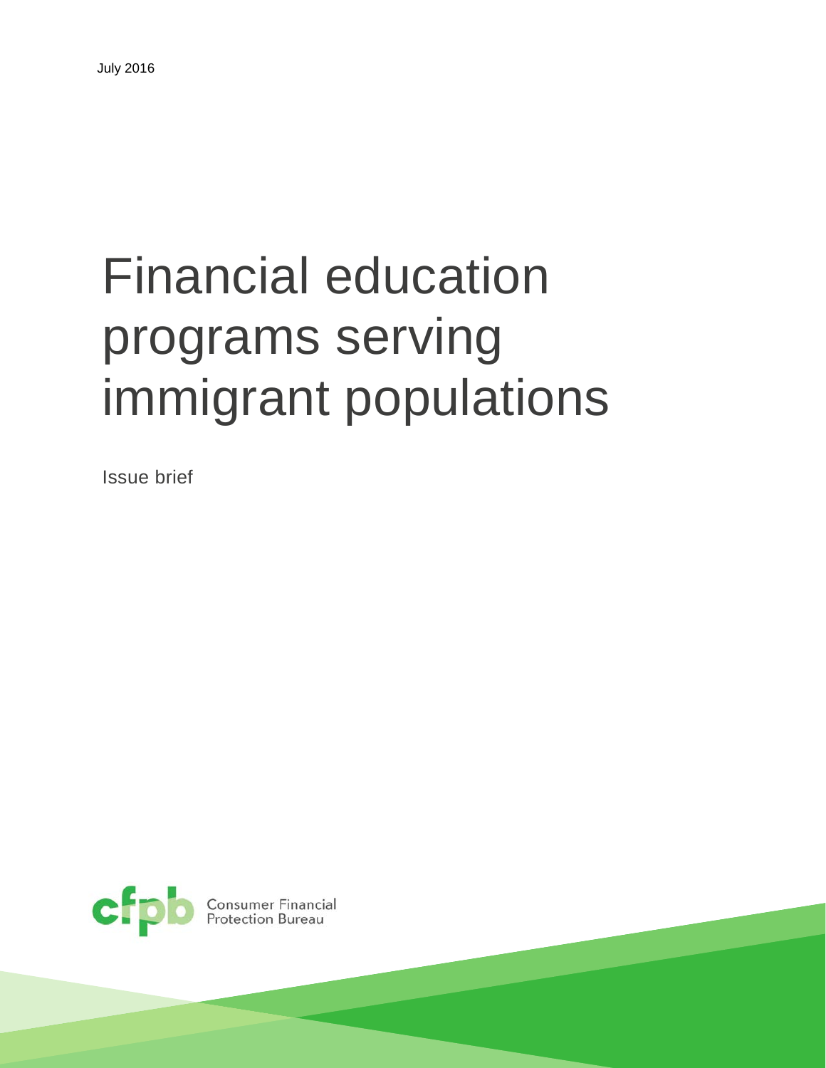July 2016

# Financial education programs serving immigrant populations

Issue brief

Consumer Financial Protection Bureau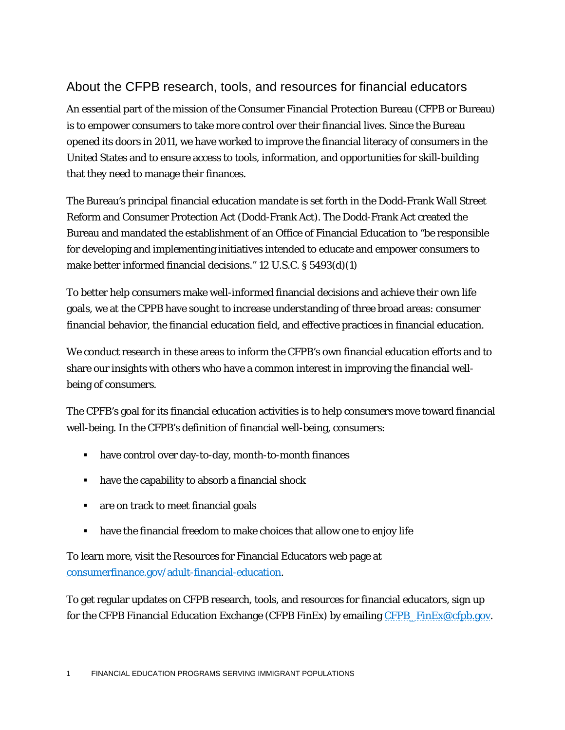## About the CFPB research, tools, and resources for financial educators

An essential part of the mission of the Consumer Financial Protection Bureau (CFPB or Bureau) is to empower consumers to take more control over their financial lives. Since the Bureau opened its doors in 2011, we have worked to improve the financial literacy of consumers in the United States and to ensure access to tools, information, and opportunities for skill-building that they need to manage their finances.

The Bureau's principal financial education mandate is set forth in the Dodd-Frank Wall Street Reform and Consumer Protection Act (Dodd-Frank Act). The Dodd-Frank Act created the Bureau and mandated the establishment of an Office of Financial Education to "be responsible for developing and implementing initiatives intended to educate and empower consumers to make better informed financial decisions." 12 U.S.C. § 5493(d)(1)

To better help consumers make well-informed financial decisions and achieve their own life goals, we at the CPPB have sought to increase understanding of three broad areas: consumer financial behavior, the financial education field, and effective practices in financial education.

We conduct research in these areas to inform the CFPB's own financial education efforts and to share our insights with others who have a common interest in improving the financial well-being of consumers.

The CPFB's goal for its financial education activities is to help consumers move toward financial well-being. In the CFPB's definition of financial well-being, consumers:

- have control over day-to-day, month-to-month finances
- have the capability to absorb a financial shock
- are on track to meet financial goals
- have the financial freedom to make choices that allow one to enjoy life

To learn more, visit the Resources for Financial Educators web page at [consumerfinance.gov/adult-financial-education](consumerfinance.gov/adult-financial-education).

To get regular updates on CFPB research, tools, and resources for financial educators, sign up for the CFPB Financial Education Exchange (CFPB FinEx) by emailing [CFPB_FinEx@cfpb.gov](mailto:CFPB_FinEx@cfpb.gov).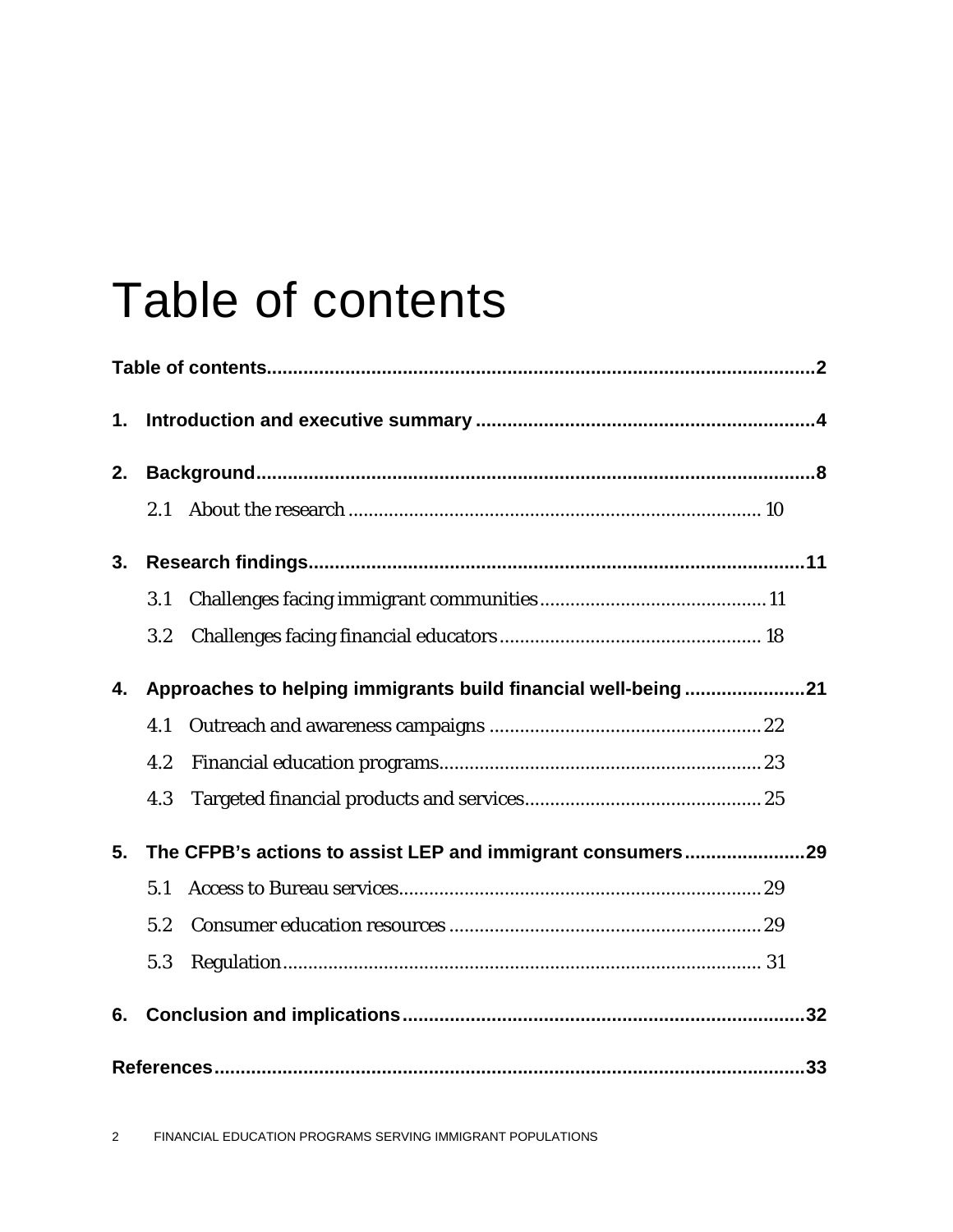# Table of contents

**Table of contents**..........................................................................................................**2**

**1. Introduction and executive summary**..................................................................**4**

**2. Background**..............................................................................................................**8**

2.1 About the research.................................................................................. 10

**3. Research findings**.....................................................................................................**11**

3.1 Challenges facing immigrant communities............................................. 11

3.2 Challenges facing financial educators.................................................... 18

**4. Approaches to helping immigrants build financial well-being**.......................**21**

4.1 Outreach and awareness campaigns...................................................... 22

4.2 Financial education programs................................................................. 23

4.3 Targeted financial products and services............................................... 25

**5. The CFPB's actions to assist LEP and immigrant consumers**.......................**29**

5.1 Access to Bureau services....................................................................... 29

5.2 Consumer education resources.............................................................. 29

5.3 Regulation................................................................................................ 31

**6. Conclusion and implications**...............................................................................**32**

**References**.....................................................................................................................**33**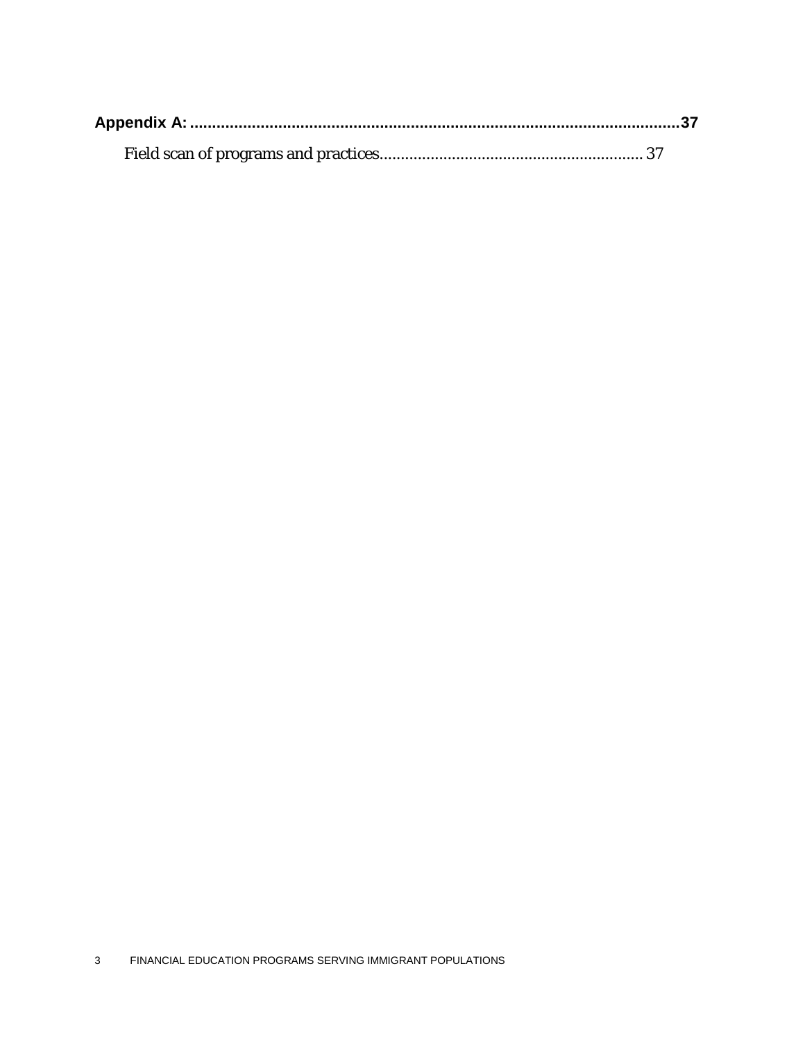**Appendix A: ....................................................................................................................37**

Field scan of programs and practices............................................................ 37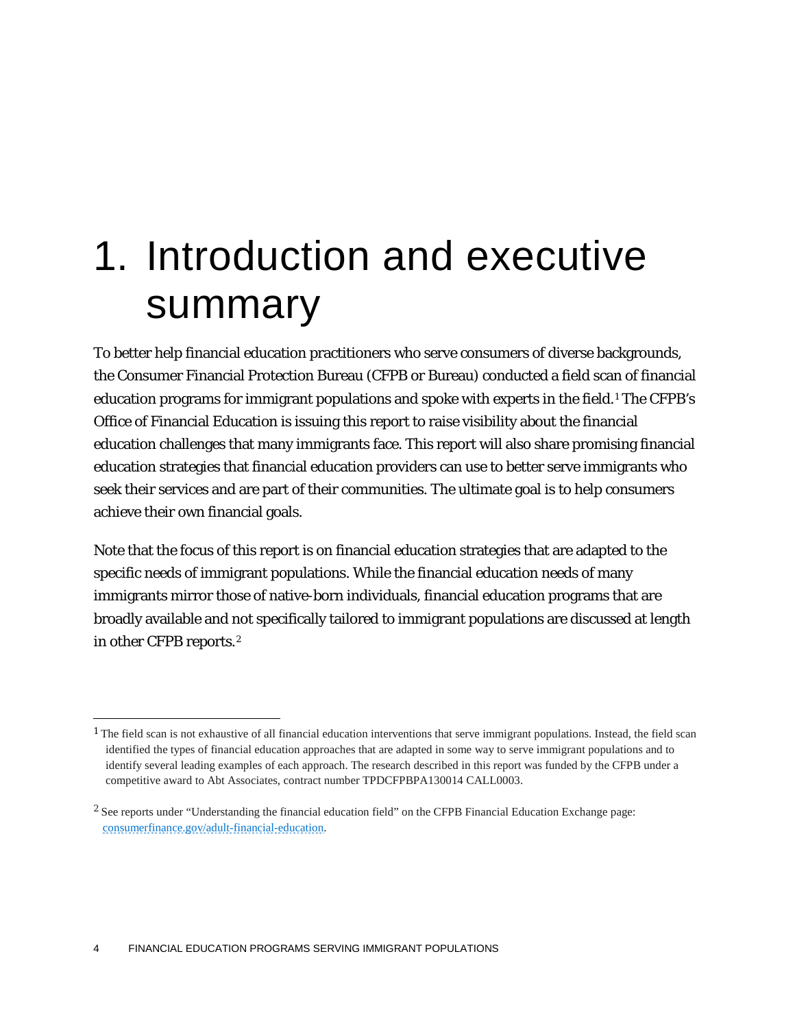# 1. Introduction and executive summary

To better help financial education practitioners who serve consumers of diverse backgrounds, the Consumer Financial Protection Bureau (CFPB or Bureau) conducted a field scan of financial education programs for immigrant populations and spoke with experts in the field.[1] The CFPB's Office of Financial Education is issuing this report to raise visibility about the financial education challenges that many immigrants face. This report will also share promising financial education strategies that financial education providers can use to better serve immigrants who seek their services and are part of their communities. The ultimate goal is to help consumers achieve their own financial goals.

Note that the focus of this report is on financial education strategies that are adapted to the specific needs of immigrant populations. While the financial education needs of many immigrants mirror those of native-born individuals, financial education programs that are broadly available and not specifically tailored to immigrant populations are discussed at length in other CFPB reports.[2]

---

[1] The field scan is not exhaustive of all financial education interventions that serve immigrant populations. Instead, the field scan identified the types of financial education approaches that are adapted in some way to serve immigrant populations and to identify several leading examples of each approach. The research described in this report was funded by the CFPB under a competitive award to Abt Associates, contract number TPDCFPBPA130014 CALL0003.

[2] See reports under "Understanding the financial education field" on the CFPB Financial Education Exchange page: consumerfinance.gov/adult-financial-education.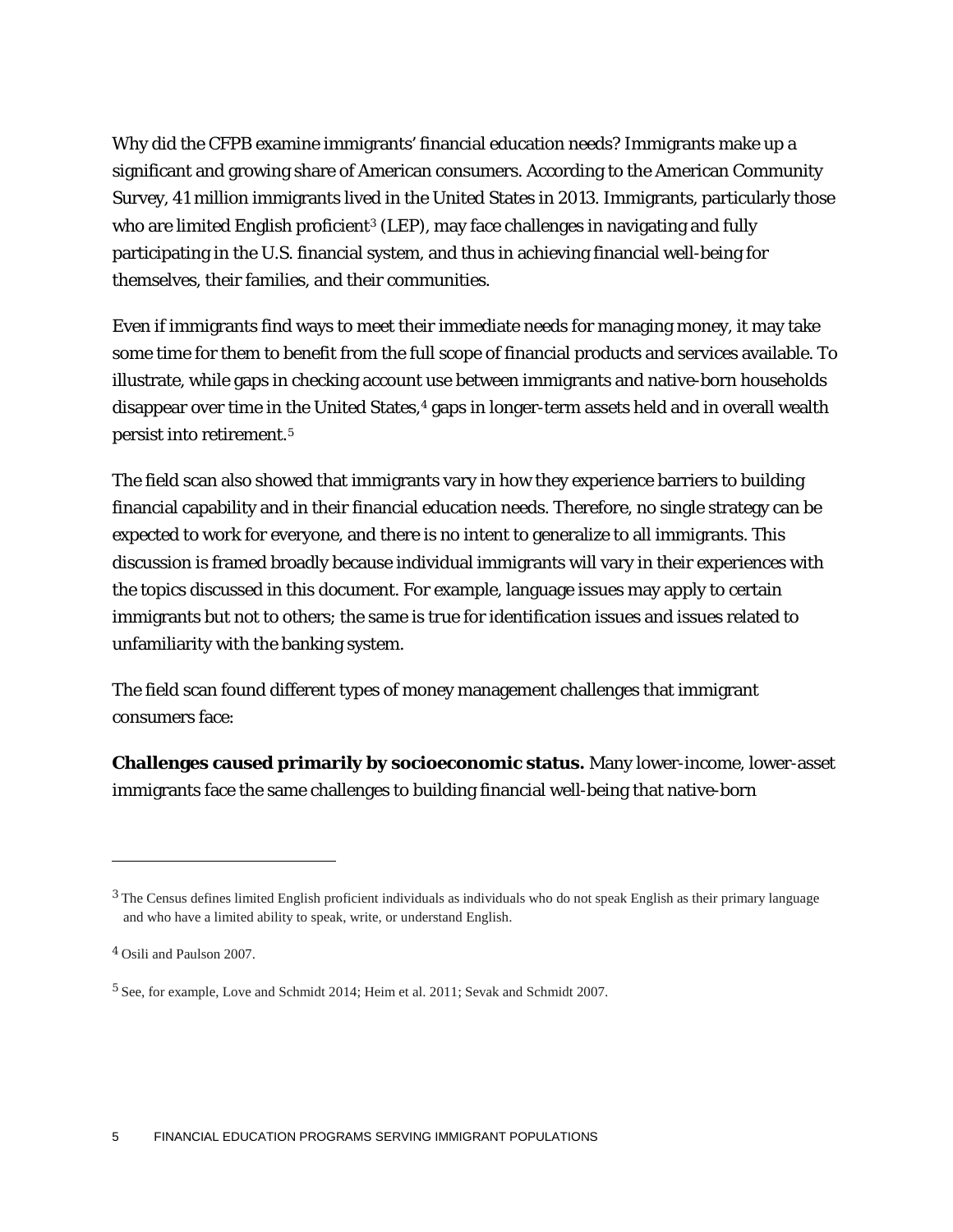Why did the CFPB examine immigrants' financial education needs? Immigrants make up a significant and growing share of American consumers. According to the American Community Survey, 41 million immigrants lived in the United States in 2013. Immigrants, particularly those who are limited English proficient[3] (LEP), may face challenges in navigating and fully participating in the U.S. financial system, and thus in achieving financial well-being for themselves, their families, and their communities.

Even if immigrants find ways to meet their immediate needs for managing money, it may take some time for them to benefit from the full scope of financial products and services available. To illustrate, while gaps in checking account use between immigrants and native-born households disappear over time in the United States,[4] gaps in longer-term assets held and in overall wealth persist into retirement.[5]

The field scan also showed that immigrants vary in how they experience barriers to building financial capability and in their financial education needs. Therefore, no single strategy can be expected to work for everyone, and there is no intent to generalize to all immigrants. This discussion is framed broadly because individual immigrants will vary in their experiences with the topics discussed in this document. For example, language issues may apply to certain immigrants but not to others; the same is true for identification issues and issues related to unfamiliarity with the banking system.

The field scan found different types of money management challenges that immigrant consumers face:

**Challenges caused primarily by socioeconomic status.** Many lower-income, lower-asset immigrants face the same challenges to building financial well-being that native-born

---

[3] The Census defines limited English proficient individuals as individuals who do not speak English as their primary language and who have a limited ability to speak, write, or understand English.

[4] Osili and Paulson 2007.

[5] See, for example, Love and Schmidt 2014; Heim et al. 2011; Sevak and Schmidt 2007.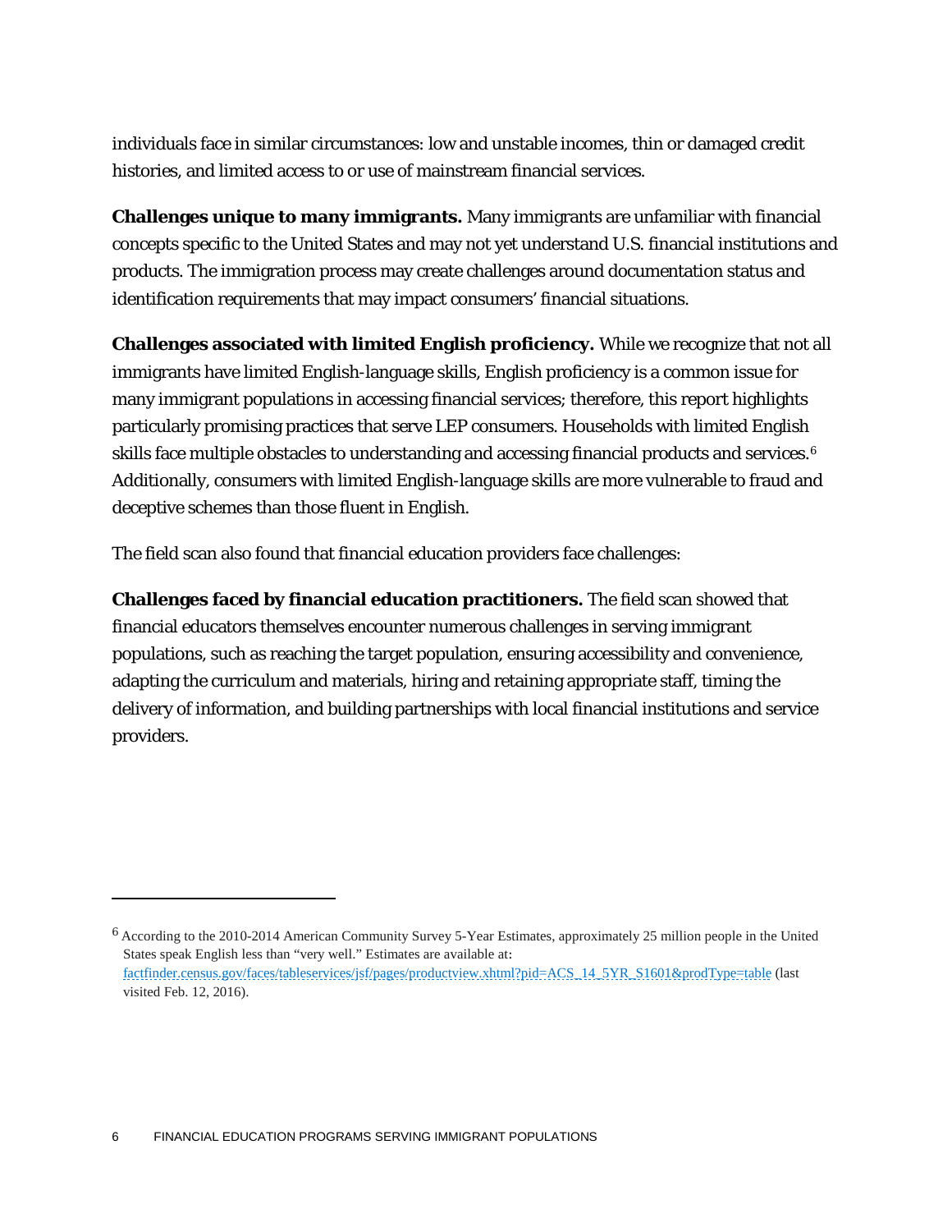individuals face in similar circumstances: low and unstable incomes, thin or damaged credit histories, and limited access to or use of mainstream financial services.

**Challenges unique to many immigrants.** Many immigrants are unfamiliar with financial concepts specific to the United States and may not yet understand U.S. financial institutions and products. The immigration process may create challenges around documentation status and identification requirements that may impact consumers' financial situations.

**Challenges associated with limited English proficiency.** While we recognize that not all immigrants have limited English-language skills, English proficiency is a common issue for many immigrant populations in accessing financial services; therefore, this report highlights particularly promising practices that serve LEP consumers. Households with limited English skills face multiple obstacles to understanding and accessing financial products and services.[6] Additionally, consumers with limited English-language skills are more vulnerable to fraud and deceptive schemes than those fluent in English.

The field scan also found that financial education providers face challenges:

**Challenges faced by financial education practitioners.** The field scan showed that financial educators themselves encounter numerous challenges in serving immigrant populations, such as reaching the target population, ensuring accessibility and convenience, adapting the curriculum and materials, hiring and retaining appropriate staff, timing the delivery of information, and building partnerships with local financial institutions and service providers.

---

[6] According to the 2010-2014 American Community Survey 5-Year Estimates, approximately 25 million people in the United States speak English less than "very well." Estimates are available at: factfinder.census.gov/faces/tableservices/jsf/pages/productview.xhtml?pid=ACS_14_5YR_S1601&prodType=table (last visited Feb. 12, 2016).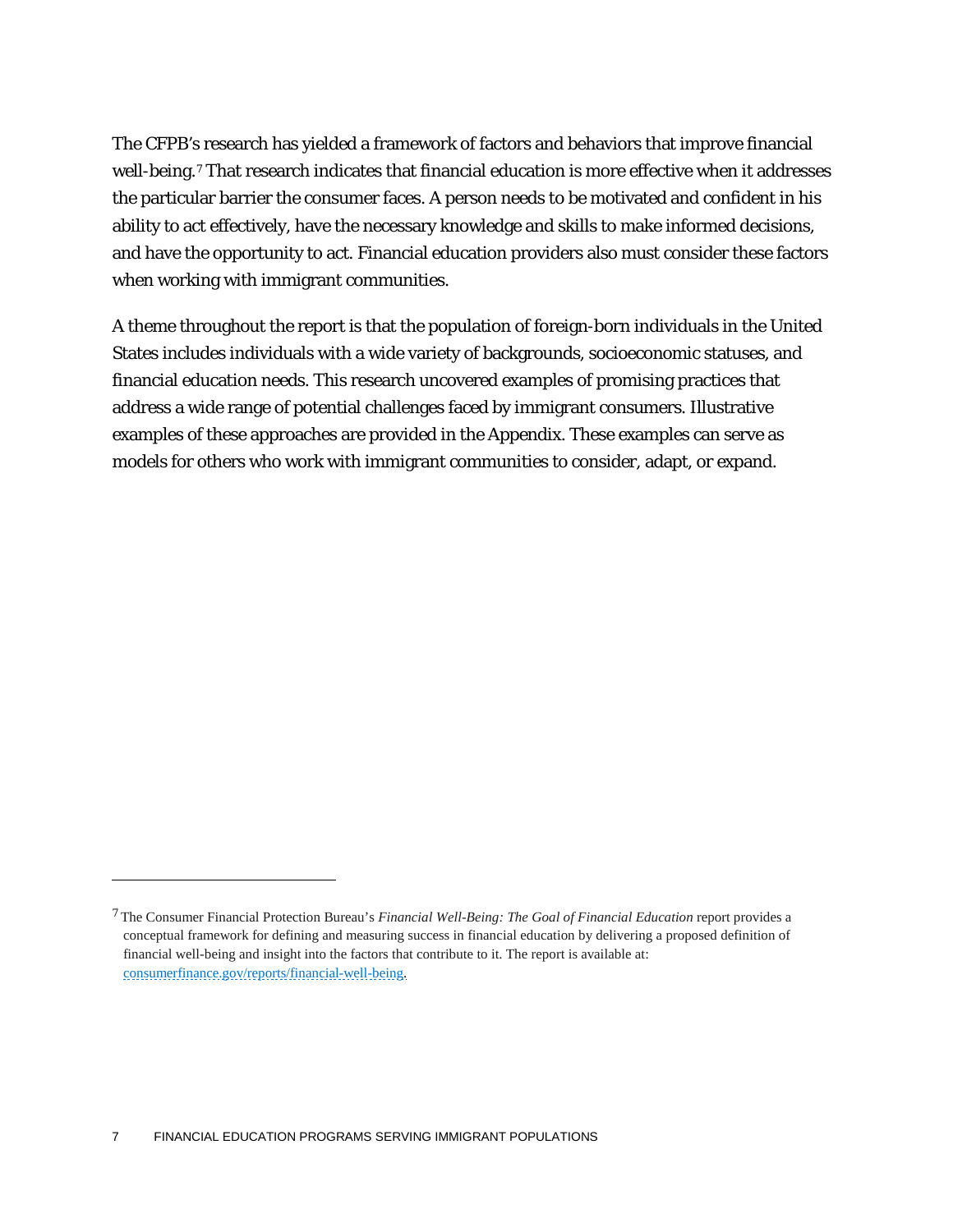The CFPB's research has yielded a framework of factors and behaviors that improve financial well-being.[7] That research indicates that financial education is more effective when it addresses the particular barrier the consumer faces. A person needs to be motivated and confident in his ability to act effectively, have the necessary knowledge and skills to make informed decisions, and have the opportunity to act. Financial education providers also must consider these factors when working with immigrant communities.

A theme throughout the report is that the population of foreign-born individuals in the United States includes individuals with a wide variety of backgrounds, socioeconomic statuses, and financial education needs. This research uncovered examples of promising practices that address a wide range of potential challenges faced by immigrant consumers. Illustrative examples of these approaches are provided in the Appendix. These examples can serve as models for others who work with immigrant communities to consider, adapt, or expand.

---

[7] The Consumer Financial Protection Bureau's *Financial Well-Being: The Goal of Financial Education* report provides a conceptual framework for defining and measuring success in financial education by delivering a proposed definition of financial well-being and insight into the factors that contribute to it. The report is available at: [consumerfinance.gov/reports/financial-well-being](consumerfinance.gov/reports/financial-well-being).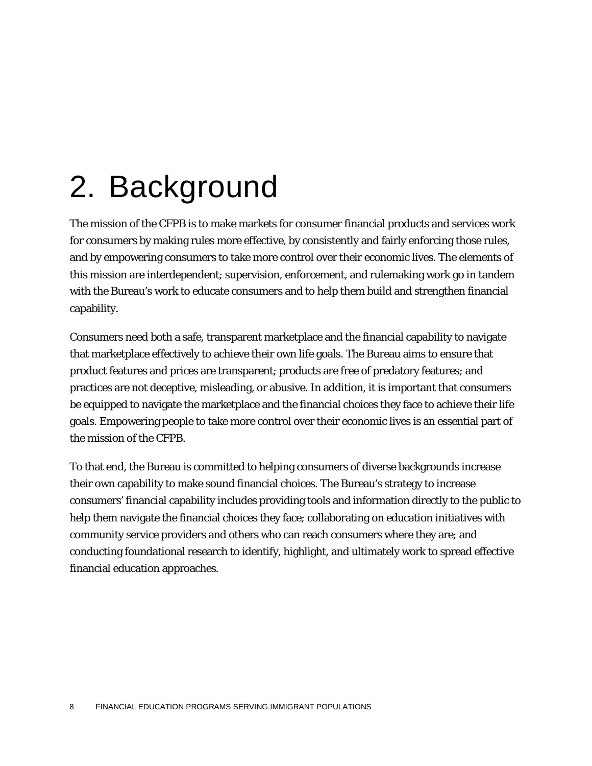# 2. Background

The mission of the CFPB is to make markets for consumer financial products and services work for consumers by making rules more effective, by consistently and fairly enforcing those rules, and by empowering consumers to take more control over their economic lives. The elements of this mission are interdependent; supervision, enforcement, and rulemaking work go in tandem with the Bureau's work to educate consumers and to help them build and strengthen financial capability.

Consumers need both a safe, transparent marketplace and the financial capability to navigate that marketplace effectively to achieve their own life goals. The Bureau aims to ensure that product features and prices are transparent; products are free of predatory features; and practices are not deceptive, misleading, or abusive. In addition, it is important that consumers be equipped to navigate the marketplace and the financial choices they face to achieve their life goals. Empowering people to take more control over their economic lives is an essential part of the mission of the CFPB.

To that end, the Bureau is committed to helping consumers of diverse backgrounds increase their own capability to make sound financial choices. The Bureau's strategy to increase consumers' financial capability includes providing tools and information directly to the public to help them navigate the financial choices they face; collaborating on education initiatives with community service providers and others who can reach consumers where they are; and conducting foundational research to identify, highlight, and ultimately work to spread effective financial education approaches.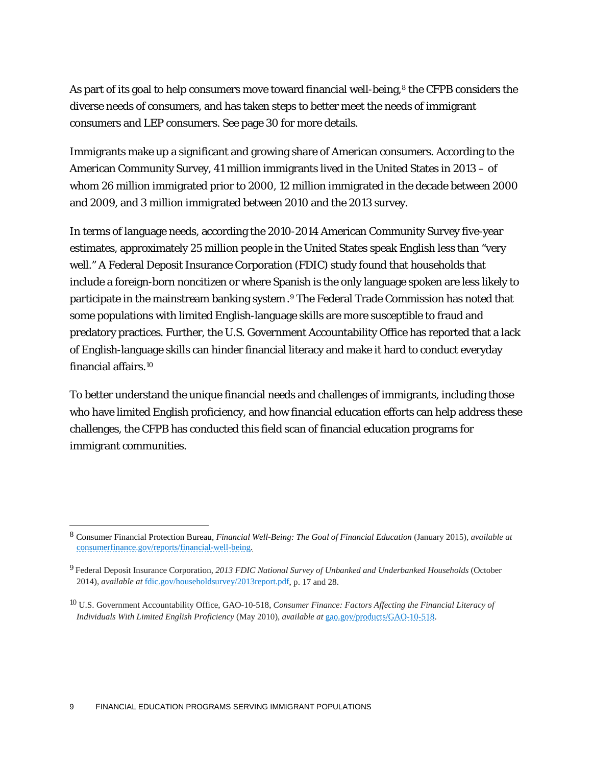As part of its goal to help consumers move toward financial well-being,[8] the CFPB considers the diverse needs of consumers, and has taken steps to better meet the needs of immigrant consumers and LEP consumers. See page 30 for more details.

Immigrants make up a significant and growing share of American consumers. According to the American Community Survey, 41 million immigrants lived in the United States in 2013 – of whom 26 million immigrated prior to 2000, 12 million immigrated in the decade between 2000 and 2009, and 3 million immigrated between 2010 and the 2013 survey.

In terms of language needs, according the 2010-2014 American Community Survey five-year estimates, approximately 25 million people in the United States speak English less than "very well." A Federal Deposit Insurance Corporation (FDIC) study found that households that include a foreign-born noncitizen or where Spanish is the only language spoken are less likely to participate in the mainstream banking system.[9] The Federal Trade Commission has noted that some populations with limited English-language skills are more susceptible to fraud and predatory practices. Further, the U.S. Government Accountability Office has reported that a lack of English-language skills can hinder financial literacy and make it hard to conduct everyday financial affairs.[10]

To better understand the unique financial needs and challenges of immigrants, including those who have limited English proficiency, and how financial education efforts can help address these challenges, the CFPB has conducted this field scan of financial education programs for immigrant communities.

---

[8] Consumer Financial Protection Bureau, *Financial Well-Being: The Goal of Financial Education* (January 2015), *available at* consumerfinance.gov/reports/financial-well-being.

[9] Federal Deposit Insurance Corporation, *2013 FDIC National Survey of Unbanked and Underbanked Households* (October 2014), *available at* fdic.gov/householdsurvey/2013report.pdf, p. 17 and 28.

[10] U.S. Government Accountability Office, GAO-10-518, *Consumer Finance: Factors Affecting the Financial Literacy of Individuals With Limited English Proficiency* (May 2010), *available at* gao.gov/products/GAO-10-518.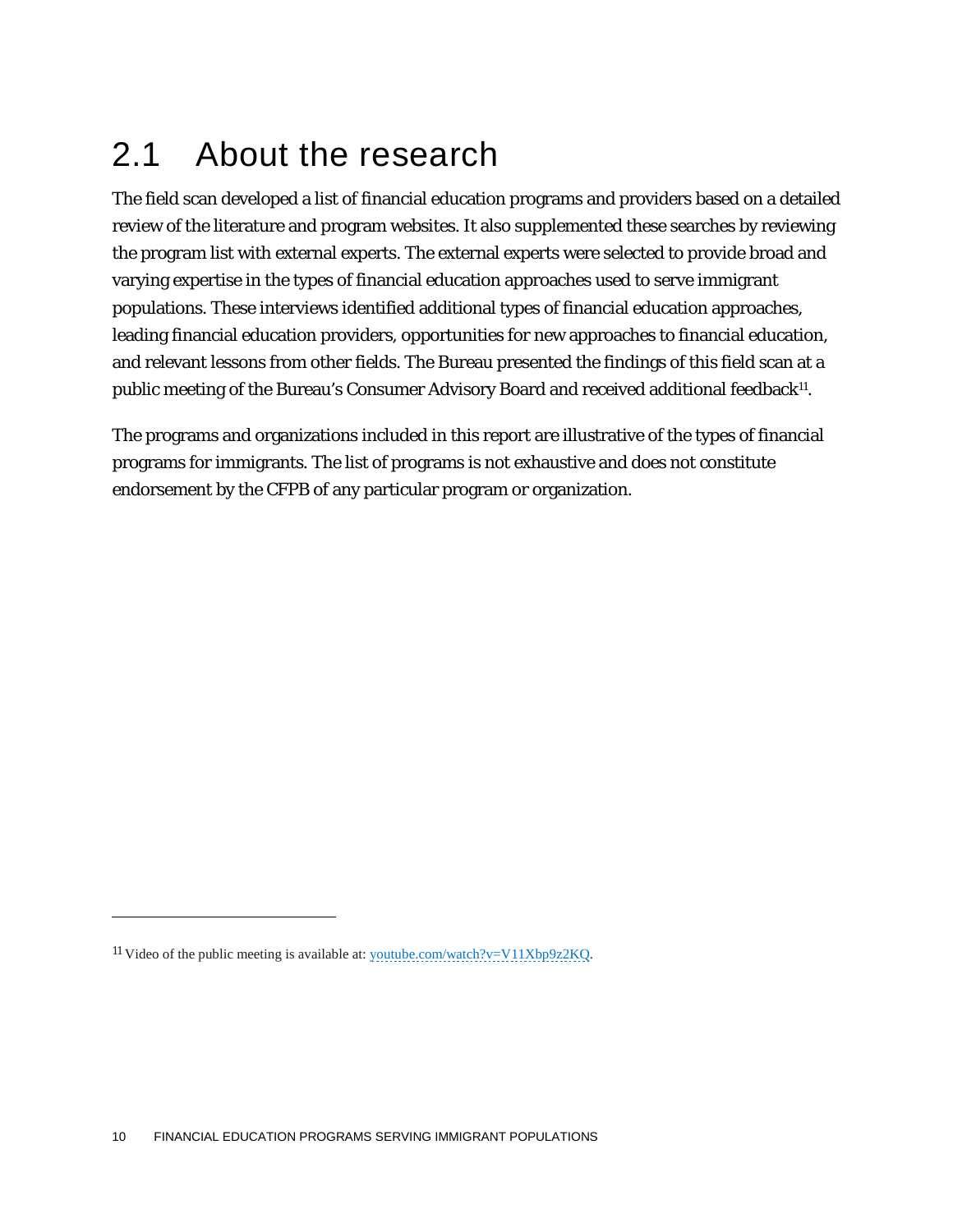## 2.1 About the research

The field scan developed a list of financial education programs and providers based on a detailed review of the literature and program websites. It also supplemented these searches by reviewing the program list with external experts. The external experts were selected to provide broad and varying expertise in the types of financial education approaches used to serve immigrant populations. These interviews identified additional types of financial education approaches, leading financial education providers, opportunities for new approaches to financial education, and relevant lessons from other fields. The Bureau presented the findings of this field scan at a public meeting of the Bureau's Consumer Advisory Board and received additional feedback[11].

The programs and organizations included in this report are illustrative of the types of financial programs for immigrants. The list of programs is not exhaustive and does not constitute endorsement by the CFPB of any particular program or organization.

---

[11] Video of the public meeting is available at: youtube.com/watch?v=V11Xbp9z2KQ.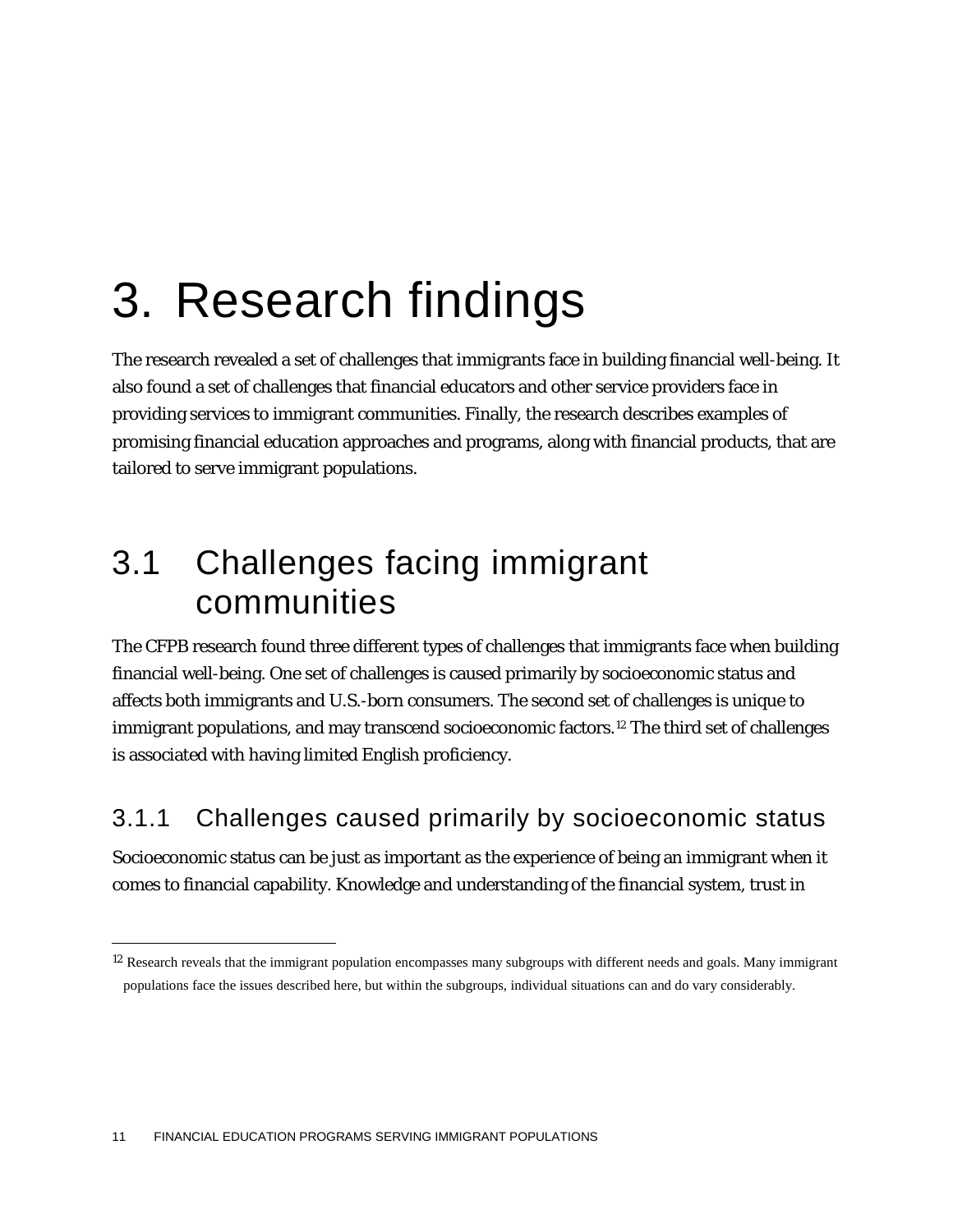# 3. Research findings

The research revealed a set of challenges that immigrants face in building financial well-being. It also found a set of challenges that financial educators and other service providers face in providing services to immigrant communities. Finally, the research describes examples of promising financial education approaches and programs, along with financial products, that are tailored to serve immigrant populations.

## 3.1 Challenges facing immigrant communities

The CFPB research found three different types of challenges that immigrants face when building financial well-being. One set of challenges is caused primarily by socioeconomic status and affects both immigrants and U.S.-born consumers. The second set of challenges is unique to immigrant populations, and may transcend socioeconomic factors.[12] The third set of challenges is associated with having limited English proficiency.

### 3.1.1 Challenges caused primarily by socioeconomic status

Socioeconomic status can be just as important as the experience of being an immigrant when it comes to financial capability. Knowledge and understanding of the financial system, trust in

[12] Research reveals that the immigrant population encompasses many subgroups with different needs and goals. Many immigrant populations face the issues described here, but within the subgroups, individual situations can and do vary considerably.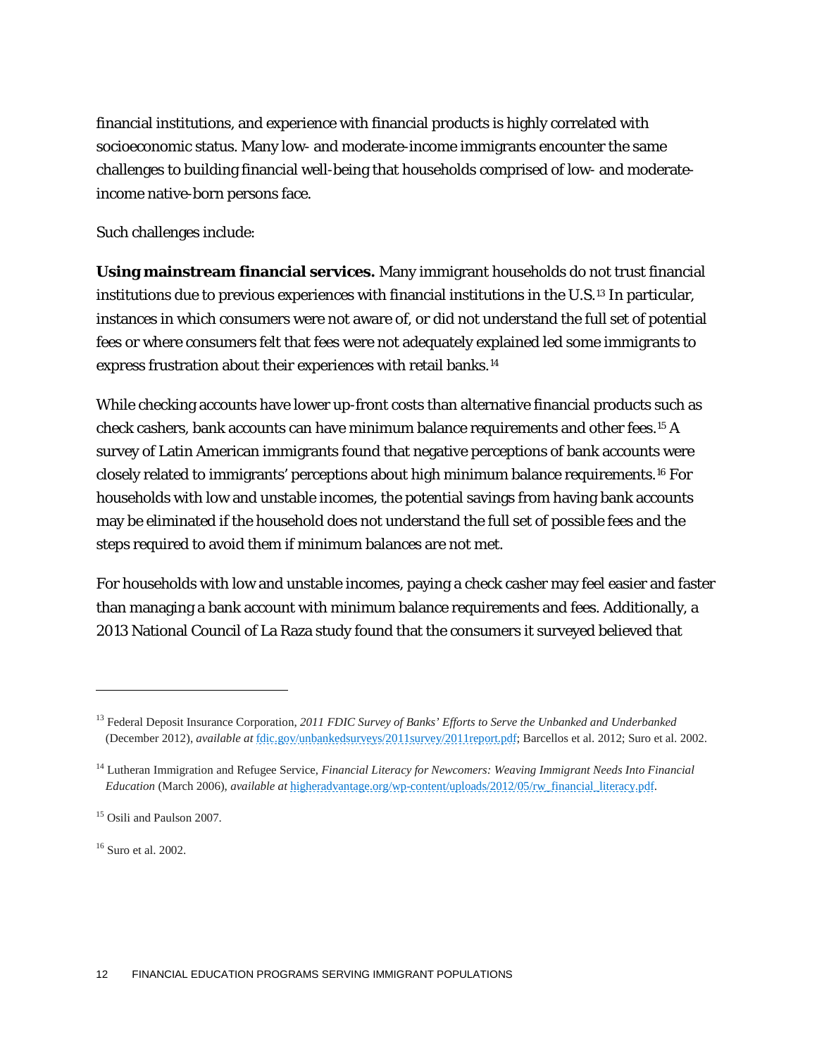financial institutions, and experience with financial products is highly correlated with socioeconomic status. Many low- and moderate-income immigrants encounter the same challenges to building financial well-being that households comprised of low- and moderate-income native-born persons face.

Such challenges include:

**Using mainstream financial services.** Many immigrant households do not trust financial institutions due to previous experiences with financial institutions in the U.S.[13] In particular, instances in which consumers were not aware of, or did not understand the full set of potential fees or where consumers felt that fees were not adequately explained led some immigrants to express frustration about their experiences with retail banks.[14]

While checking accounts have lower up-front costs than alternative financial products such as check cashers, bank accounts can have minimum balance requirements and other fees.[15] A survey of Latin American immigrants found that negative perceptions of bank accounts were closely related to immigrants' perceptions about high minimum balance requirements.[16] For households with low and unstable incomes, the potential savings from having bank accounts may be eliminated if the household does not understand the full set of possible fees and the steps required to avoid them if minimum balances are not met.

For households with low and unstable incomes, paying a check casher may feel easier and faster than managing a bank account with minimum balance requirements and fees. Additionally, a 2013 National Council of La Raza study found that the consumers it surveyed believed that

---

[13] Federal Deposit Insurance Corporation, *2011 FDIC Survey of Banks' Efforts to Serve the Unbanked and Underbanked* (December 2012), *available at* fdic.gov/unbankedsurveys/2011survey/2011report.pdf; Barcellos et al. 2012; Suro et al. 2002.

[14] Lutheran Immigration and Refugee Service, *Financial Literacy for Newcomers: Weaving Immigrant Needs Into Financial Education* (March 2006), *available at* higheradvantage.org/wp-content/uploads/2012/05/rw_financial_literacy.pdf.

[15] Osili and Paulson 2007.

[16] Suro et al. 2002.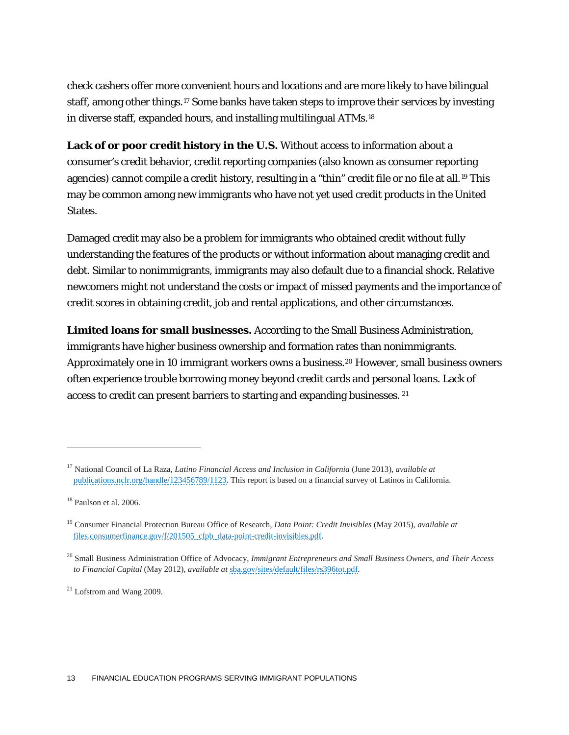check cashers offer more convenient hours and locations and are more likely to have bilingual staff, among other things.[17] Some banks have taken steps to improve their services by investing in diverse staff, expanded hours, and installing multilingual ATMs.[18]

**Lack of or poor credit history in the U.S.** Without access to information about a consumer's credit behavior, credit reporting companies (also known as consumer reporting agencies) cannot compile a credit history, resulting in a "thin" credit file or no file at all.[19] This may be common among new immigrants who have not yet used credit products in the United States.

Damaged credit may also be a problem for immigrants who obtained credit without fully understanding the features of the products or without information about managing credit and debt. Similar to nonimmigrants, immigrants may also default due to a financial shock. Relative newcomers might not understand the costs or impact of missed payments and the importance of credit scores in obtaining credit, job and rental applications, and other circumstances.

**Limited loans for small businesses.** According to the Small Business Administration, immigrants have higher business ownership and formation rates than nonimmigrants. Approximately one in 10 immigrant workers owns a business.[20] However, small business owners often experience trouble borrowing money beyond credit cards and personal loans. Lack of access to credit can present barriers to starting and expanding businesses.[21]

---

[17] National Council of La Raza, *Latino Financial Access and Inclusion in California* (June 2013), *available at* publications.nclr.org/handle/123456789/1123. This report is based on a financial survey of Latinos in California.

[18] Paulson et al. 2006.

[19] Consumer Financial Protection Bureau Office of Research, *Data Point: Credit Invisibles* (May 2015), *available at* files.consumerfinance.gov/f/201505_cfpb_data-point-credit-invisibles.pdf.

[20] Small Business Administration Office of Advocacy, *Immigrant Entrepreneurs and Small Business Owners, and Their Access to Financial Capital* (May 2012), *available at* sba.gov/sites/default/files/rs396tot.pdf.

[21] Lofstrom and Wang 2009.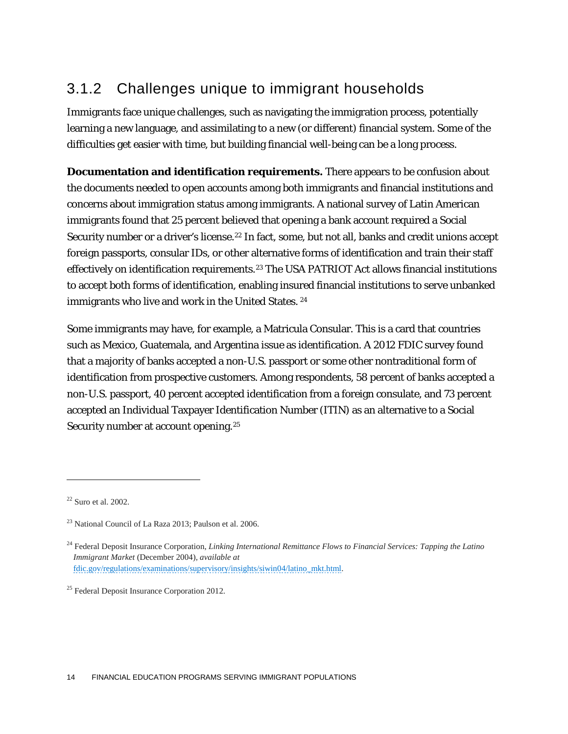### 3.1.2 Challenges unique to immigrant households

Immigrants face unique challenges, such as navigating the immigration process, potentially learning a new language, and assimilating to a new (or different) financial system. Some of the difficulties get easier with time, but building financial well-being can be a long process.

**Documentation and identification requirements.** There appears to be confusion about the documents needed to open accounts among both immigrants and financial institutions and concerns about immigration status among immigrants. A national survey of Latin American immigrants found that 25 percent believed that opening a bank account required a Social Security number or a driver's license.[22] In fact, some, but not all, banks and credit unions accept foreign passports, consular IDs, or other alternative forms of identification and train their staff effectively on identification requirements.[23] The USA PATRIOT Act allows financial institutions to accept both forms of identification, enabling insured financial institutions to serve unbanked immigrants who live and work in the United States. [24]

Some immigrants may have, for example, a Matricula Consular. This is a card that countries such as Mexico, Guatemala, and Argentina issue as identification. A 2012 FDIC survey found that a majority of banks accepted a non-U.S. passport or some other nontraditional form of identification from prospective customers. Among respondents, 58 percent of banks accepted a non-U.S. passport, 40 percent accepted identification from a foreign consulate, and 73 percent accepted an Individual Taxpayer Identification Number (ITIN) as an alternative to a Social Security number at account opening.[25]

---

[22] Suro et al. 2002.

[23] National Council of La Raza 2013; Paulson et al. 2006.

[24] Federal Deposit Insurance Corporation, *Linking International Remittance Flows to Financial Services: Tapping the Latino Immigrant Market* (December 2004), *available at* fdic.gov/regulations/examinations/supervisory/insights/siwin04/latino_mkt.html.

[25] Federal Deposit Insurance Corporation 2012.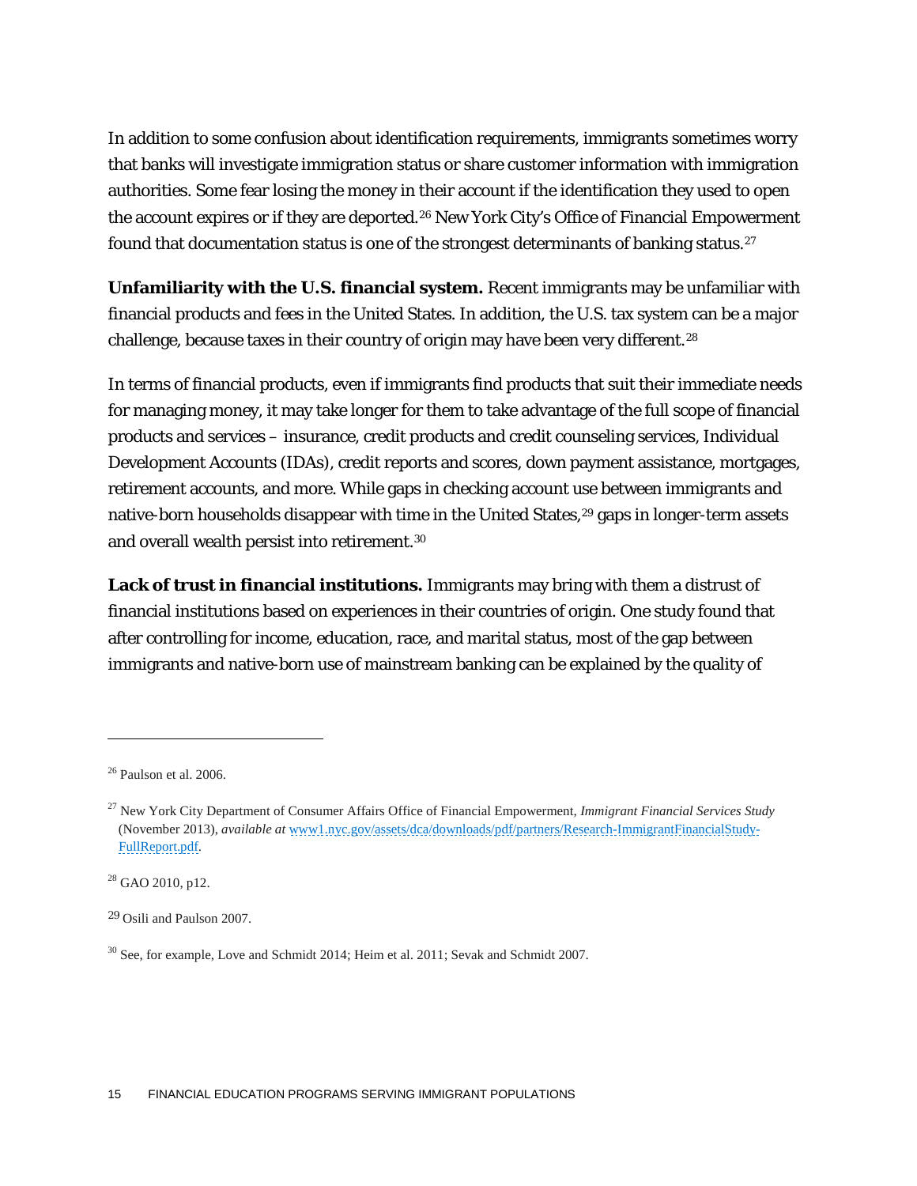In addition to some confusion about identification requirements, immigrants sometimes worry that banks will investigate immigration status or share customer information with immigration authorities. Some fear losing the money in their account if the identification they used to open the account expires or if they are deported.[26] New York City's Office of Financial Empowerment found that documentation status is one of the strongest determinants of banking status.[27]

**Unfamiliarity with the U.S. financial system.** Recent immigrants may be unfamiliar with financial products and fees in the United States. In addition, the U.S. tax system can be a major challenge, because taxes in their country of origin may have been very different.[28]

In terms of financial products, even if immigrants find products that suit their immediate needs for managing money, it may take longer for them to take advantage of the full scope of financial products and services – insurance, credit products and credit counseling services, Individual Development Accounts (IDAs), credit reports and scores, down payment assistance, mortgages, retirement accounts, and more. While gaps in checking account use between immigrants and native-born households disappear with time in the United States,[29] gaps in longer-term assets and overall wealth persist into retirement.[30]

**Lack of trust in financial institutions.** Immigrants may bring with them a distrust of financial institutions based on experiences in their countries of origin. One study found that after controlling for income, education, race, and marital status, most of the gap between immigrants and native-born use of mainstream banking can be explained by the quality of

---

[26] Paulson et al. 2006.

[27] New York City Department of Consumer Affairs Office of Financial Empowerment, *Immigrant Financial Services Study* (November 2013), *available at* [www1.nyc.gov/assets/dca/downloads/pdf/partners/Research-ImmigrantFinancialStudy-FullReport.pdf](www1.nyc.gov/assets/dca/downloads/pdf/partners/Research-ImmigrantFinancialStudy-FullReport.pdf).

[28] GAO 2010, p12.

[29] Osili and Paulson 2007.

[30] See, for example, Love and Schmidt 2014; Heim et al. 2011; Sevak and Schmidt 2007.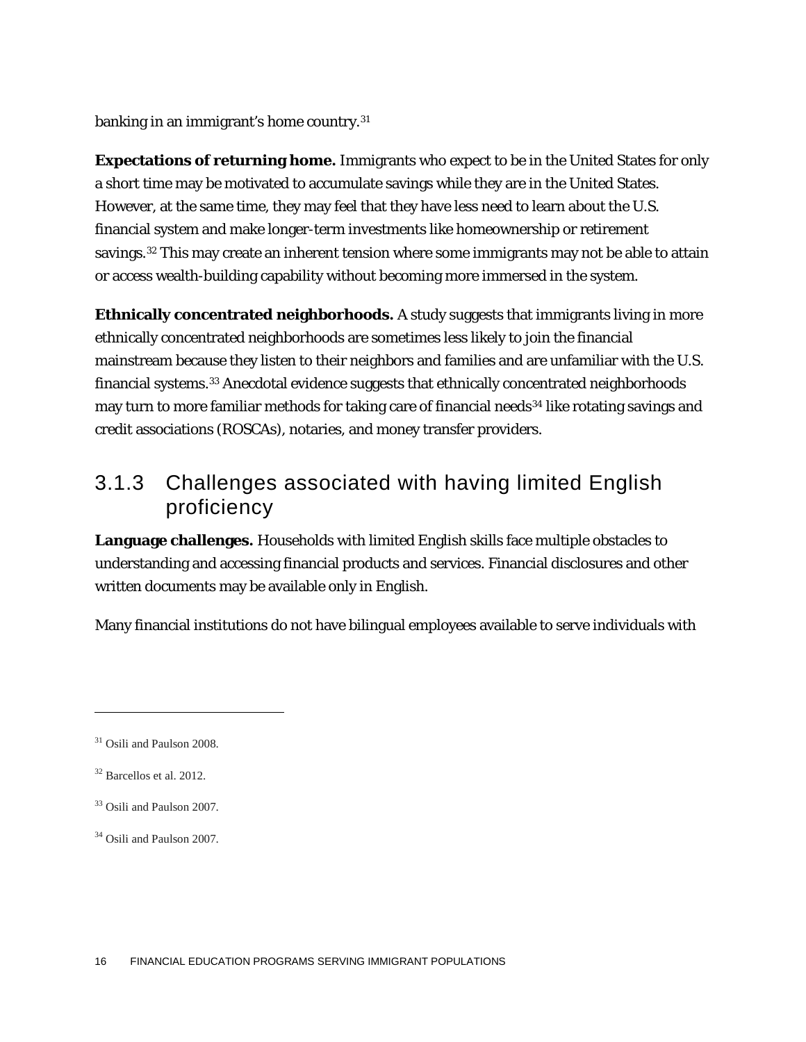banking in an immigrant's home country.[31]

**Expectations of returning home.** Immigrants who expect to be in the United States for only a short time may be motivated to accumulate savings while they are in the United States. However, at the same time, they may feel that they have less need to learn about the U.S. financial system and make longer-term investments like homeownership or retirement savings.[32] This may create an inherent tension where some immigrants may not be able to attain or access wealth-building capability without becoming more immersed in the system.

**Ethnically concentrated neighborhoods.** A study suggests that immigrants living in more ethnically concentrated neighborhoods are sometimes less likely to join the financial mainstream because they listen to their neighbors and families and are unfamiliar with the U.S. financial systems.[33] Anecdotal evidence suggests that ethnically concentrated neighborhoods may turn to more familiar methods for taking care of financial needs[34] like rotating savings and credit associations (ROSCAs), notaries, and money transfer providers.

### 3.1.3 Challenges associated with having limited English proficiency

**Language challenges.** Households with limited English skills face multiple obstacles to understanding and accessing financial products and services. Financial disclosures and other written documents may be available only in English.

Many financial institutions do not have bilingual employees available to serve individuals with

---

[31] Osili and Paulson 2008.

[32] Barcellos et al. 2012.

[33] Osili and Paulson 2007.

[34] Osili and Paulson 2007.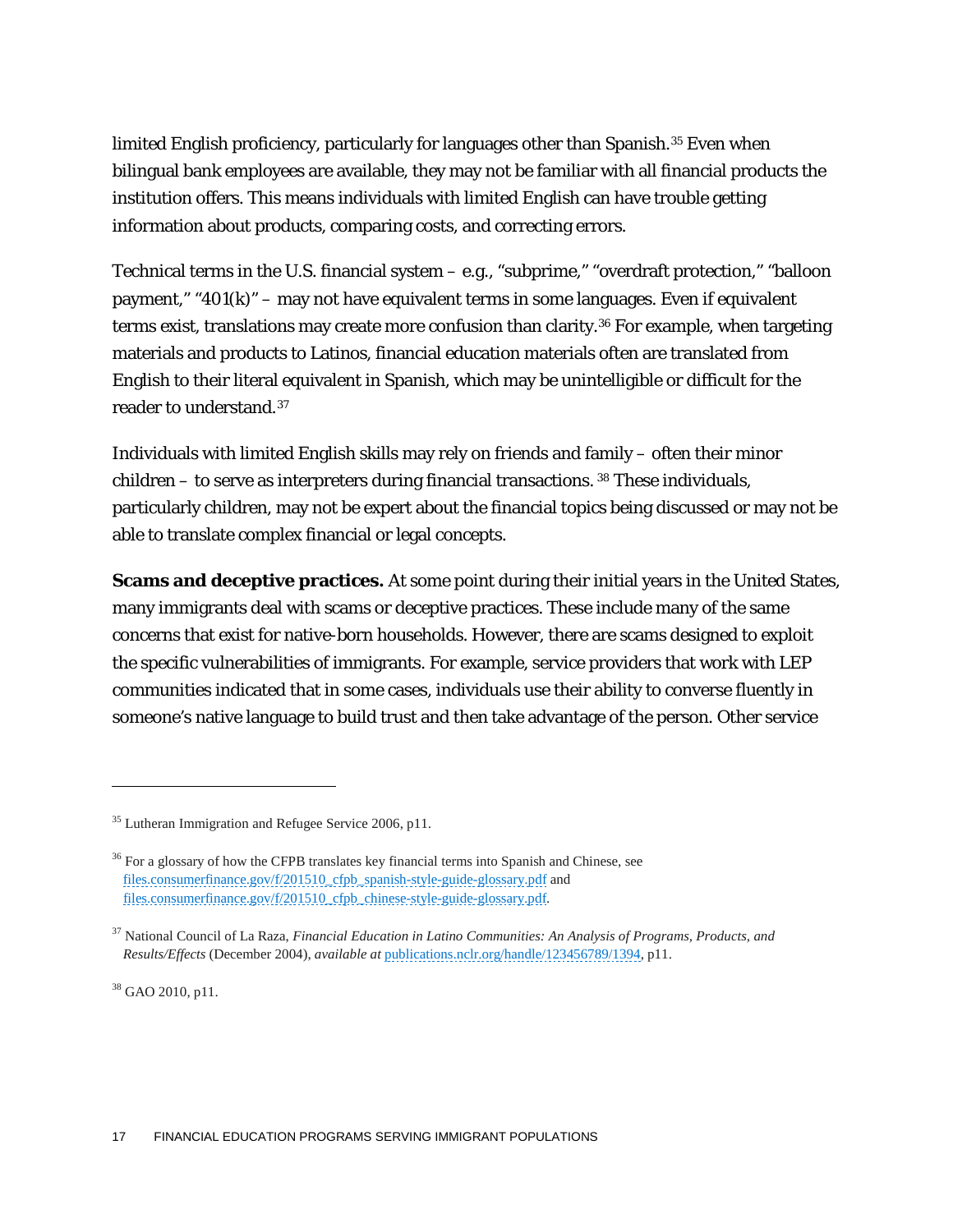limited English proficiency, particularly for languages other than Spanish.[35] Even when bilingual bank employees are available, they may not be familiar with all financial products the institution offers. This means individuals with limited English can have trouble getting information about products, comparing costs, and correcting errors.

Technical terms in the U.S. financial system – e.g., "subprime," "overdraft protection," "balloon payment," "401(k)" – may not have equivalent terms in some languages. Even if equivalent terms exist, translations may create more confusion than clarity.[36] For example, when targeting materials and products to Latinos, financial education materials often are translated from English to their literal equivalent in Spanish, which may be unintelligible or difficult for the reader to understand.[37]

Individuals with limited English skills may rely on friends and family – often their minor children – to serve as interpreters during financial transactions.[38] These individuals, particularly children, may not be expert about the financial topics being discussed or may not be able to translate complex financial or legal concepts.

**Scams and deceptive practices.** At some point during their initial years in the United States, many immigrants deal with scams or deceptive practices. These include many of the same concerns that exist for native-born households. However, there are scams designed to exploit the specific vulnerabilities of immigrants. For example, service providers that work with LEP communities indicated that in some cases, individuals use their ability to converse fluently in someone's native language to build trust and then take advantage of the person. Other service

---

[35] Lutheran Immigration and Refugee Service 2006, p11.

[36] For a glossary of how the CFPB translates key financial terms into Spanish and Chinese, see files.consumerfinance.gov/f/201510_cfpb_spanish-style-guide-glossary.pdf and files.consumerfinance.gov/f/201510_cfpb_chinese-style-guide-glossary.pdf.

[37] National Council of La Raza, *Financial Education in Latino Communities: An Analysis of Programs, Products, and Results/Effects* (December 2004), *available at* publications.nclr.org/handle/123456789/1394, p11.

[38] GAO 2010, p11.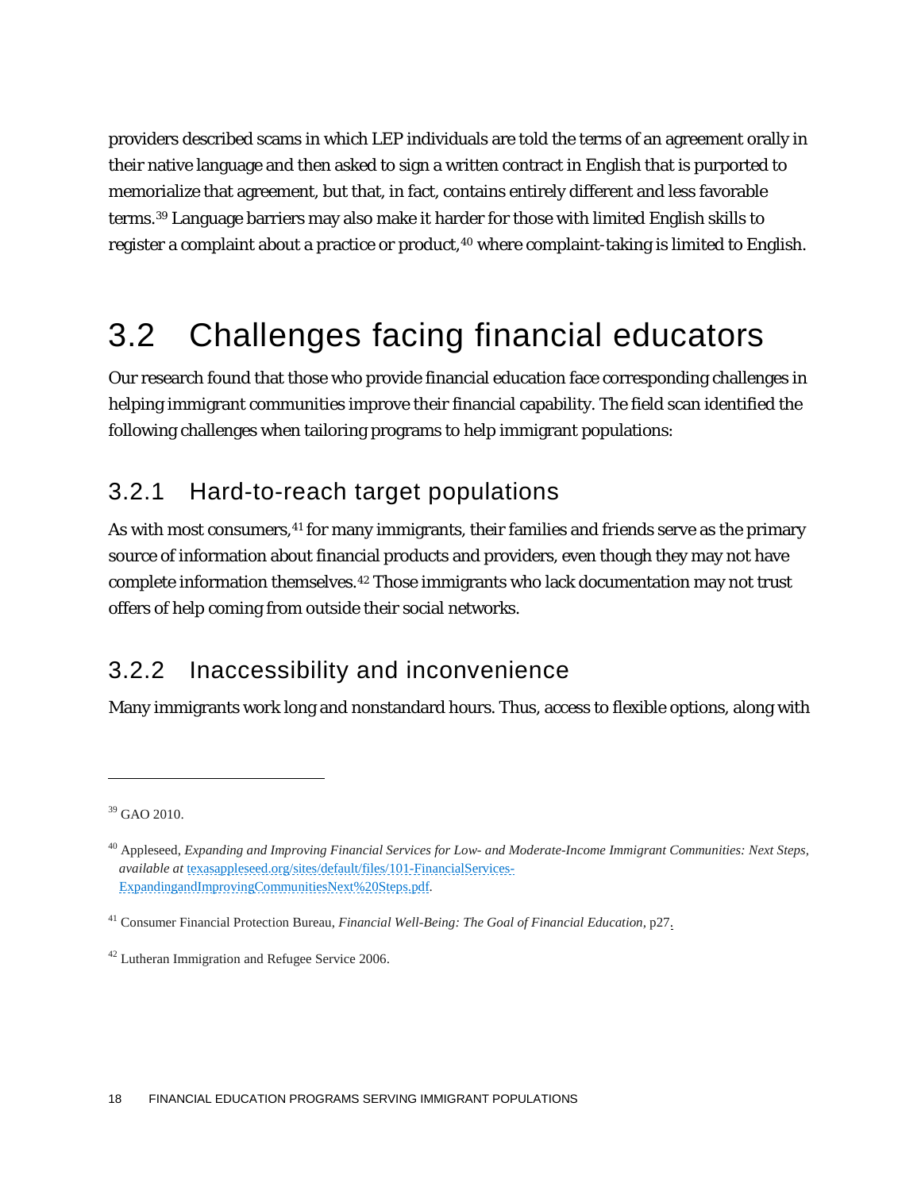providers described scams in which LEP individuals are told the terms of an agreement orally in their native language and then asked to sign a written contract in English that is purported to memorialize that agreement, but that, in fact, contains entirely different and less favorable terms.[39] Language barriers may also make it harder for those with limited English skills to register a complaint about a practice or product,[40] where complaint-taking is limited to English.

## 3.2 Challenges facing financial educators

Our research found that those who provide financial education face corresponding challenges in helping immigrant communities improve their financial capability. The field scan identified the following challenges when tailoring programs to help immigrant populations:

### 3.2.1 Hard-to-reach target populations

As with most consumers,[41] for many immigrants, their families and friends serve as the primary source of information about financial products and providers, even though they may not have complete information themselves.[42] Those immigrants who lack documentation may not trust offers of help coming from outside their social networks.

### 3.2.2 Inaccessibility and inconvenience

Many immigrants work long and nonstandard hours. Thus, access to flexible options, along with

---

[39] GAO 2010.

[40] Appleseed, *Expanding and Improving Financial Services for Low- and Moderate-Income Immigrant Communities: Next Steps*, *available at* texasappleseed.org/sites/default/files/101-FinancialServices-ExpandingandImprovingCommunitiesNext%20Steps.pdf.

[41] Consumer Financial Protection Bureau, *Financial Well-Being: The Goal of Financial Education*, p27.

[42] Lutheran Immigration and Refugee Service 2006.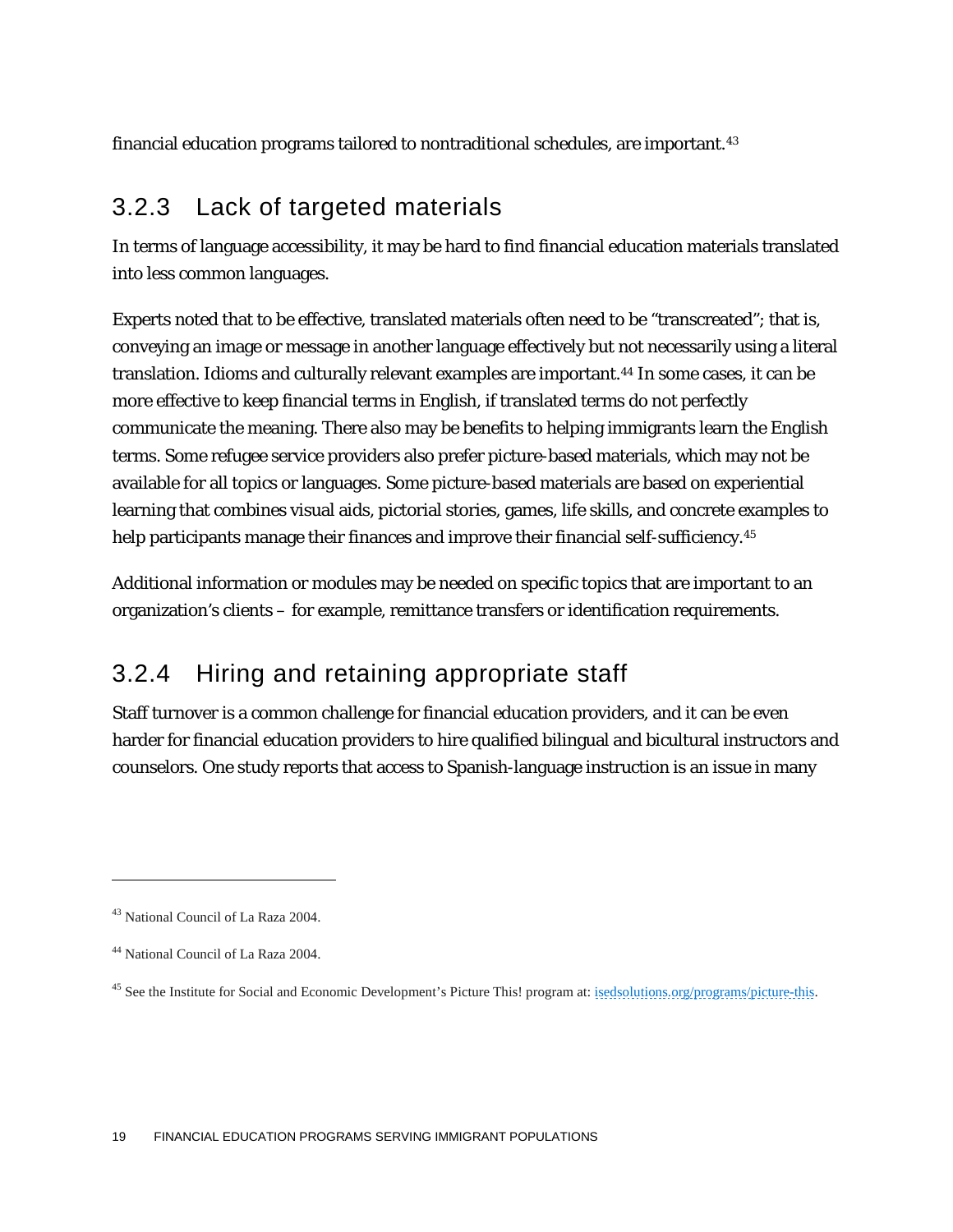financial education programs tailored to nontraditional schedules, are important.[43]

### 3.2.3 Lack of targeted materials

In terms of language accessibility, it may be hard to find financial education materials translated into less common languages.

Experts noted that to be effective, translated materials often need to be "transcreated"; that is, conveying an image or message in another language effectively but not necessarily using a literal translation. Idioms and culturally relevant examples are important.[44] In some cases, it can be more effective to keep financial terms in English, if translated terms do not perfectly communicate the meaning. There also may be benefits to helping immigrants learn the English terms. Some refugee service providers also prefer picture-based materials, which may not be available for all topics or languages. Some picture-based materials are based on experiential learning that combines visual aids, pictorial stories, games, life skills, and concrete examples to help participants manage their finances and improve their financial self-sufficiency.[45]

Additional information or modules may be needed on specific topics that are important to an organization's clients – for example, remittance transfers or identification requirements.

### 3.2.4 Hiring and retaining appropriate staff

Staff turnover is a common challenge for financial education providers, and it can be even harder for financial education providers to hire qualified bilingual and bicultural instructors and counselors. One study reports that access to Spanish-language instruction is an issue in many

---

[43] National Council of La Raza 2004.

[44] National Council of La Raza 2004.

[45] See the Institute for Social and Economic Development's Picture This! program at: isedsolutions.org/programs/picture-this.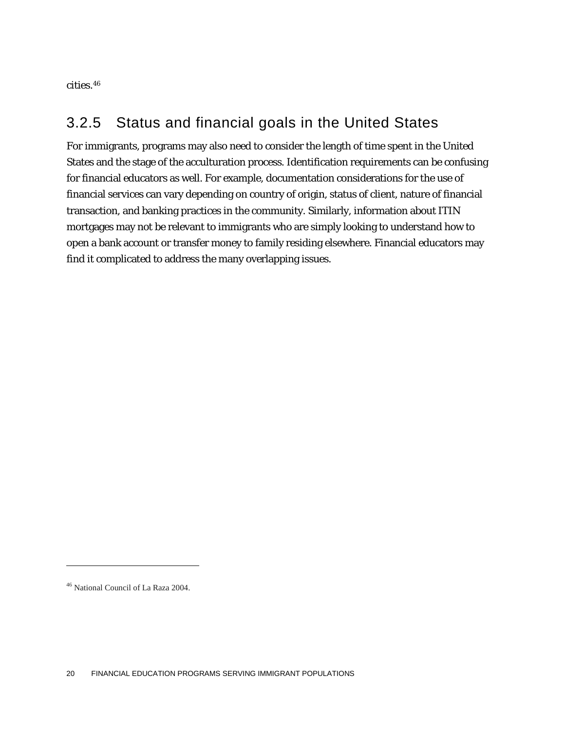cities.[46]

### 3.2.5 Status and financial goals in the United States

For immigrants, programs may also need to consider the length of time spent in the United States and the stage of the acculturation process. Identification requirements can be confusing for financial educators as well. For example, documentation considerations for the use of financial services can vary depending on country of origin, status of client, nature of financial transaction, and banking practices in the community. Similarly, information about ITIN mortgages may not be relevant to immigrants who are simply looking to understand how to open a bank account or transfer money to family residing elsewhere. Financial educators may find it complicated to address the many overlapping issues.

---

[46] National Council of La Raza 2004.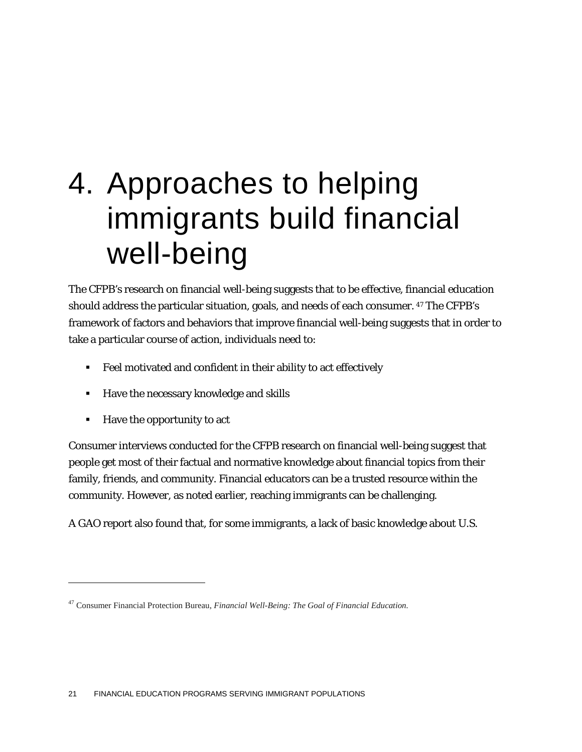# 4. Approaches to helping immigrants build financial well-being

The CFPB's research on financial well-being suggests that to be effective, financial education should address the particular situation, goals, and needs of each consumer. [47] The CFPB's framework of factors and behaviors that improve financial well-being suggests that in order to take a particular course of action, individuals need to:

- Feel motivated and confident in their ability to act effectively
- Have the necessary knowledge and skills
- Have the opportunity to act

Consumer interviews conducted for the CFPB research on financial well-being suggest that people get most of their factual and normative knowledge about financial topics from their family, friends, and community. Financial educators can be a trusted resource within the community. However, as noted earlier, reaching immigrants can be challenging.

A GAO report also found that, for some immigrants, a lack of basic knowledge about U.S.

---

[47] Consumer Financial Protection Bureau, *Financial Well-Being: The Goal of Financial Education.*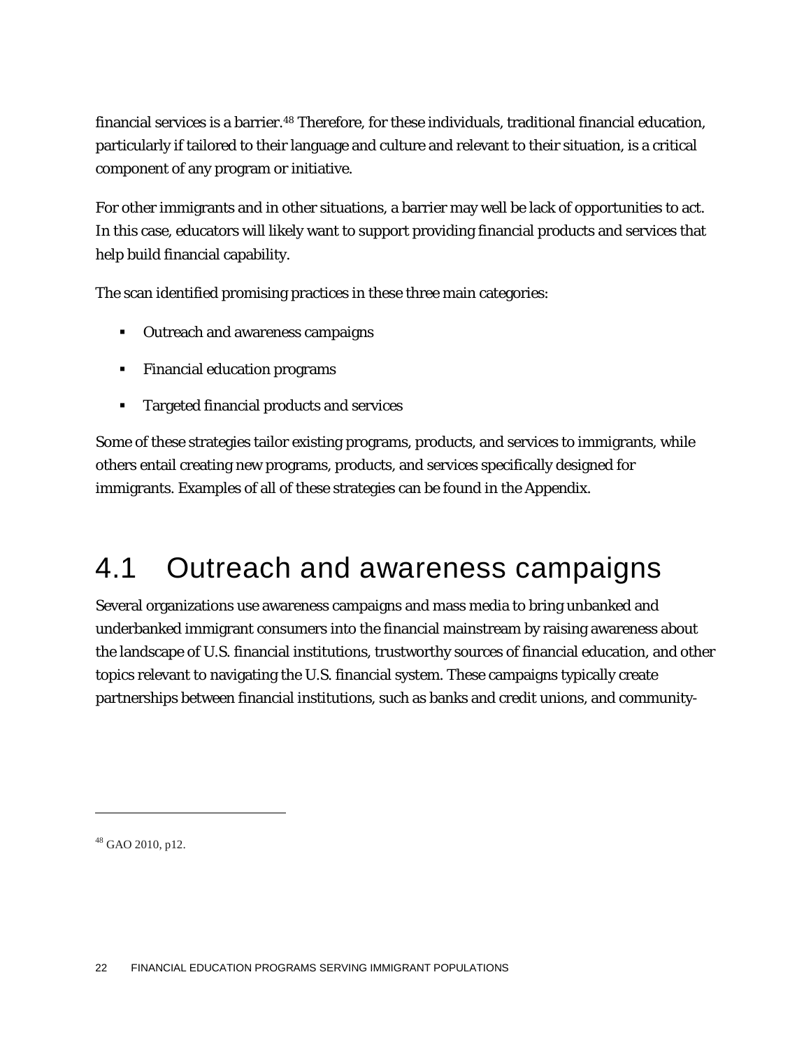financial services is a barrier.[48] Therefore, for these individuals, traditional financial education, particularly if tailored to their language and culture and relevant to their situation, is a critical component of any program or initiative.

For other immigrants and in other situations, a barrier may well be lack of opportunities to act. In this case, educators will likely want to support providing financial products and services that help build financial capability.

The scan identified promising practices in these three main categories:

- Outreach and awareness campaigns
- Financial education programs
- Targeted financial products and services

Some of these strategies tailor existing programs, products, and services to immigrants, while others entail creating new programs, products, and services specifically designed for immigrants. Examples of all of these strategies can be found in the Appendix.

## 4.1 Outreach and awareness campaigns

Several organizations use awareness campaigns and mass media to bring unbanked and underbanked immigrant consumers into the financial mainstream by raising awareness about the landscape of U.S. financial institutions, trustworthy sources of financial education, and other topics relevant to navigating the U.S. financial system. These campaigns typically create partnerships between financial institutions, such as banks and credit unions, and community-

[48] GAO 2010, p12.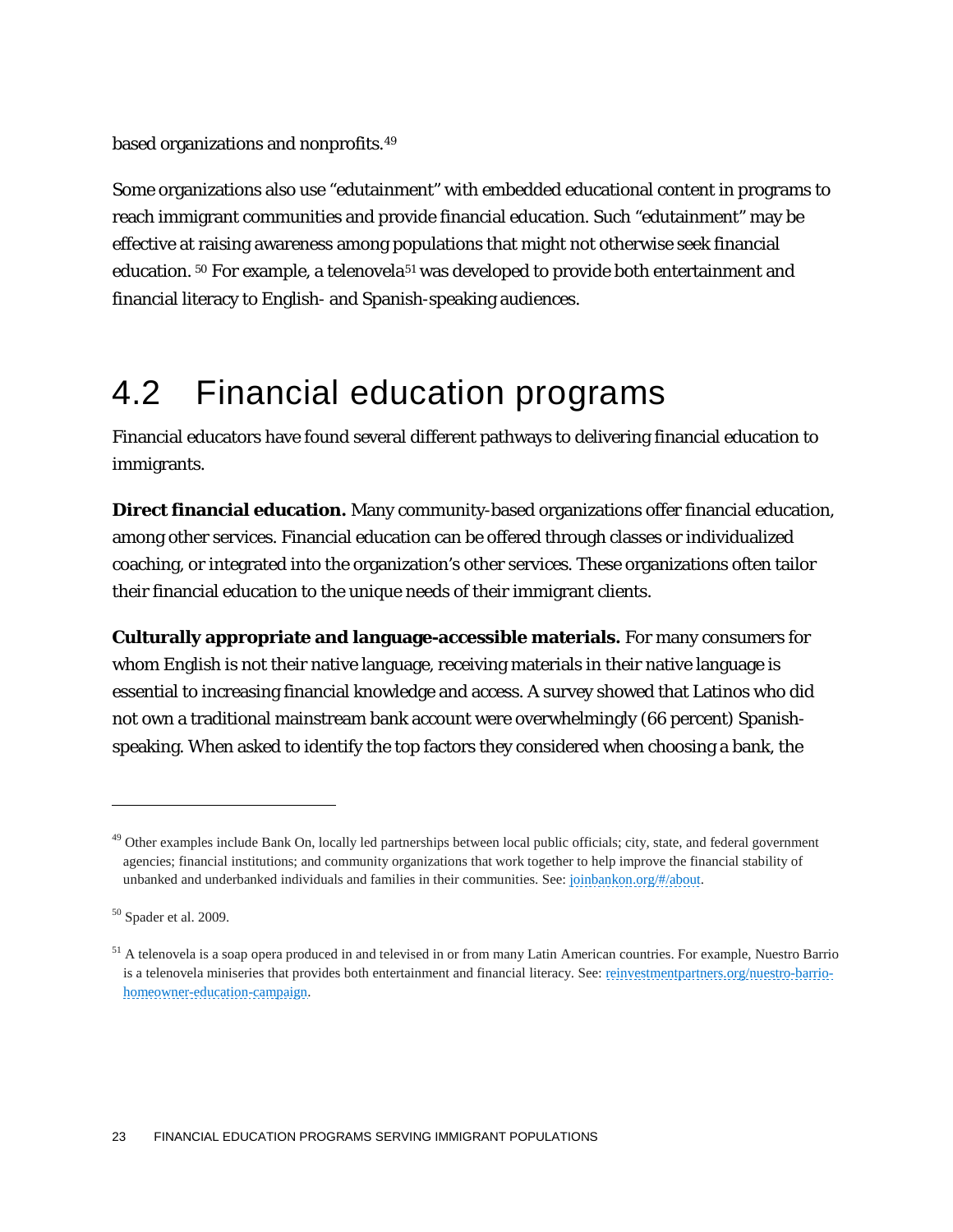based organizations and nonprofits.[49]

Some organizations also use “edutainment” with embedded educational content in programs to reach immigrant communities and provide financial education. Such “edutainment” may be effective at raising awareness among populations that might not otherwise seek financial education.[50] For example, a telenovela[51] was developed to provide both entertainment and financial literacy to English- and Spanish-speaking audiences.

## 4.2 Financial education programs

Financial educators have found several different pathways to delivering financial education to immigrants.

**Direct financial education.** Many community-based organizations offer financial education, among other services. Financial education can be offered through classes or individualized coaching, or integrated into the organization’s other services. These organizations often tailor their financial education to the unique needs of their immigrant clients.

**Culturally appropriate and language-accessible materials.** For many consumers for whom English is not their native language, receiving materials in their native language is essential to increasing financial knowledge and access. A survey showed that Latinos who did not own a traditional mainstream bank account were overwhelmingly (66 percent) Spanish-speaking. When asked to identify the top factors they considered when choosing a bank, the

---

[49] Other examples include Bank On, locally led partnerships between local public officials; city, state, and federal government agencies; financial institutions; and community organizations that work together to help improve the financial stability of unbanked and underbanked individuals and families in their communities. See: joinbankon.org/#/about.

[50] Spader et al. 2009.

[51] A telenovela is a soap opera produced in and televised in or from many Latin American countries. For example, Nuestro Barrio is a telenovela miniseries that provides both entertainment and financial literacy. See: reinvestmentpartners.org/nuestro-barrio-homeowner-education-campaign.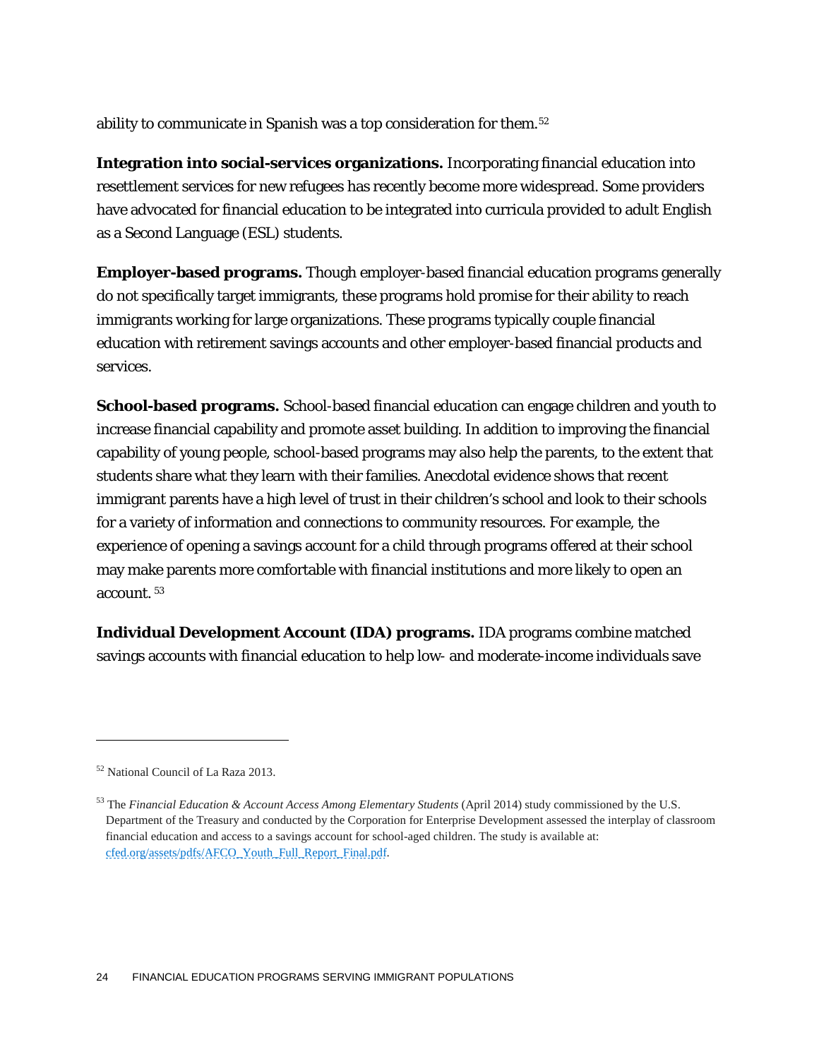ability to communicate in Spanish was a top consideration for them.[52]

**Integration into social-services organizations.** Incorporating financial education into resettlement services for new refugees has recently become more widespread. Some providers have advocated for financial education to be integrated into curricula provided to adult English as a Second Language (ESL) students.

**Employer-based programs.** Though employer-based financial education programs generally do not specifically target immigrants, these programs hold promise for their ability to reach immigrants working for large organizations. These programs typically couple financial education with retirement savings accounts and other employer-based financial products and services.

**School-based programs.** School-based financial education can engage children and youth to increase financial capability and promote asset building. In addition to improving the financial capability of young people, school-based programs may also help the parents, to the extent that students share what they learn with their families. Anecdotal evidence shows that recent immigrant parents have a high level of trust in their children's school and look to their schools for a variety of information and connections to community resources. For example, the experience of opening a savings account for a child through programs offered at their school may make parents more comfortable with financial institutions and more likely to open an account. [53]

**Individual Development Account (IDA) programs.** IDA programs combine matched savings accounts with financial education to help low- and moderate-income individuals save

---

[52] National Council of La Raza 2013.

[53] The *Financial Education & Account Access Among Elementary Students* (April 2014) study commissioned by the U.S. Department of the Treasury and conducted by the Corporation for Enterprise Development assessed the interplay of classroom financial education and access to a savings account for school-aged children. The study is available at: cfed.org/assets/pdfs/AFCO_Youth_Full_Report_Final.pdf.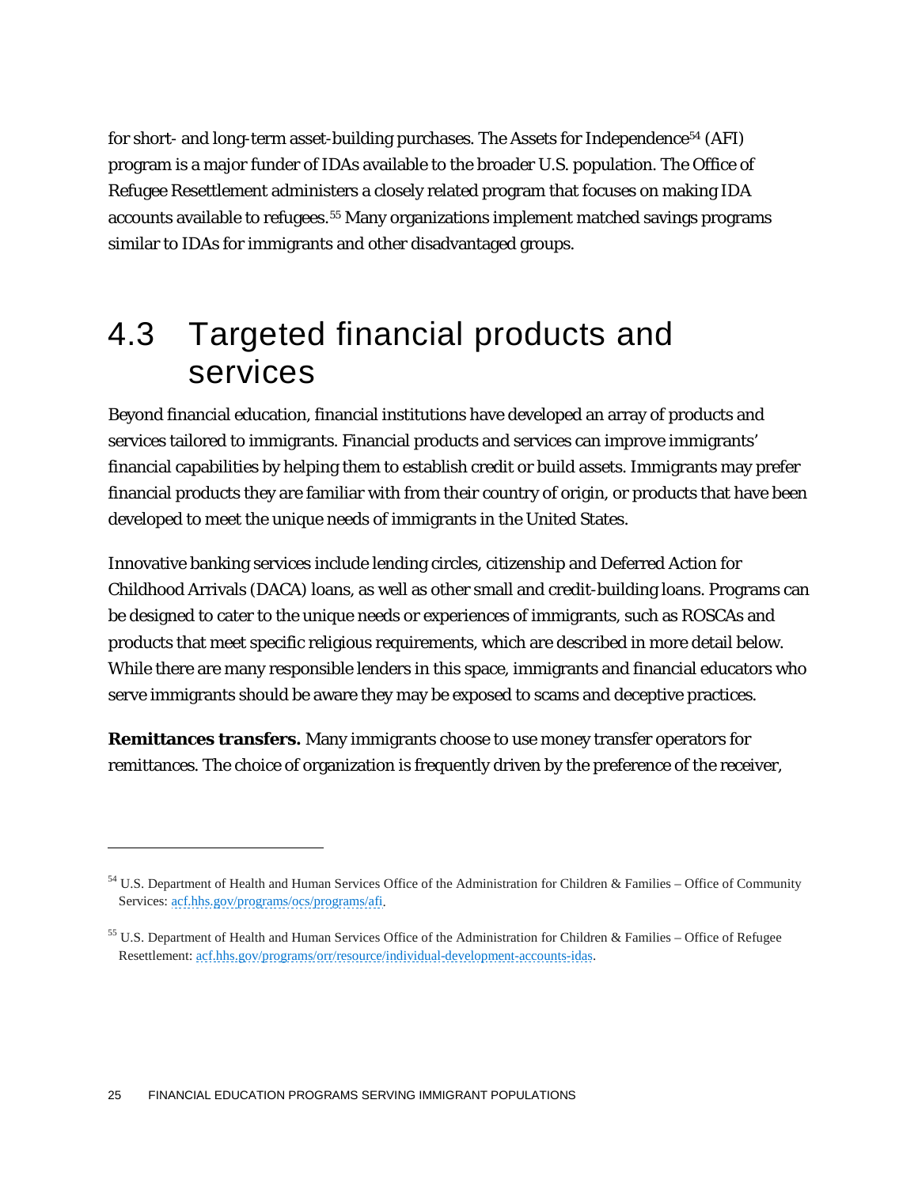for short- and long-term asset-building purchases. The Assets for Independence[54] (AFI) program is a major funder of IDAs available to the broader U.S. population. The Office of Refugee Resettlement administers a closely related program that focuses on making IDA accounts available to refugees.[55] Many organizations implement matched savings programs similar to IDAs for immigrants and other disadvantaged groups.

## 4.3 Targeted financial products and services

Beyond financial education, financial institutions have developed an array of products and services tailored to immigrants. Financial products and services can improve immigrants' financial capabilities by helping them to establish credit or build assets. Immigrants may prefer financial products they are familiar with from their country of origin, or products that have been developed to meet the unique needs of immigrants in the United States.

Innovative banking services include lending circles, citizenship and Deferred Action for Childhood Arrivals (DACA) loans, as well as other small and credit-building loans. Programs can be designed to cater to the unique needs or experiences of immigrants, such as ROSCAs and products that meet specific religious requirements, which are described in more detail below. While there are many responsible lenders in this space, immigrants and financial educators who serve immigrants should be aware they may be exposed to scams and deceptive practices.

**Remittances transfers.** Many immigrants choose to use money transfer operators for remittances. The choice of organization is frequently driven by the preference of the receiver,

---

[54] U.S. Department of Health and Human Services Office of the Administration for Children & Families – Office of Community Services: acf.hhs.gov/programs/ocs/programs/afi.

[55] U.S. Department of Health and Human Services Office of the Administration for Children & Families – Office of Refugee Resettlement: acf.hhs.gov/programs/orr/resource/individual-development-accounts-idas.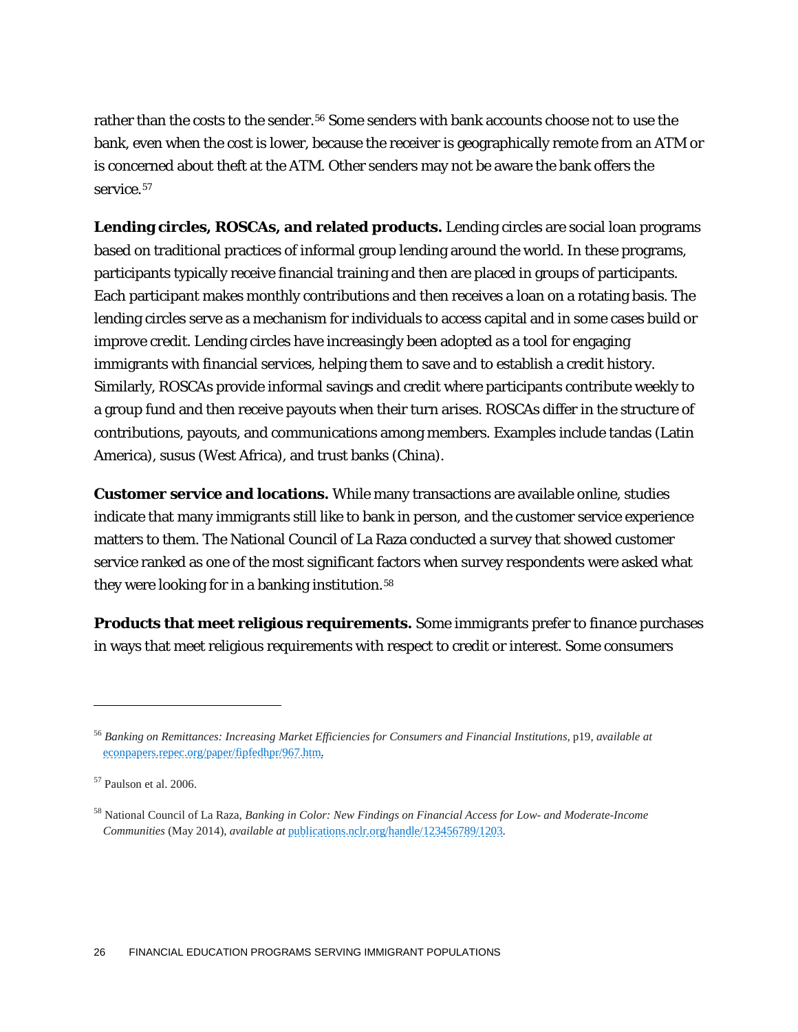rather than the costs to the sender.[56] Some senders with bank accounts choose not to use the bank, even when the cost is lower, because the receiver is geographically remote from an ATM or is concerned about theft at the ATM. Other senders may not be aware the bank offers the service.[57]

**Lending circles, ROSCAs, and related products.** Lending circles are social loan programs based on traditional practices of informal group lending around the world. In these programs, participants typically receive financial training and then are placed in groups of participants. Each participant makes monthly contributions and then receives a loan on a rotating basis. The lending circles serve as a mechanism for individuals to access capital and in some cases build or improve credit. Lending circles have increasingly been adopted as a tool for engaging immigrants with financial services, helping them to save and to establish a credit history. Similarly, ROSCAs provide informal savings and credit where participants contribute weekly to a group fund and then receive payouts when their turn arises. ROSCAs differ in the structure of contributions, payouts, and communications among members. Examples include tandas (Latin America), susus (West Africa), and trust banks (China).

**Customer service and locations.** While many transactions are available online, studies indicate that many immigrants still like to bank in person, and the customer service experience matters to them. The National Council of La Raza conducted a survey that showed customer service ranked as one of the most significant factors when survey respondents were asked what they were looking for in a banking institution.[58]

**Products that meet religious requirements.** Some immigrants prefer to finance purchases in ways that meet religious requirements with respect to credit or interest. Some consumers

---

[56] *Banking on Remittances: Increasing Market Efficiencies for Consumers and Financial Institutions*, p19, *available at* econpapers.repec.org/paper/fipfedhpr/967.htm.

[57] Paulson et al. 2006.

[58] National Council of La Raza, *Banking in Color: New Findings on Financial Access for Low- and Moderate-Income Communities* (May 2014), *available at* publications.nclr.org/handle/123456789/1203.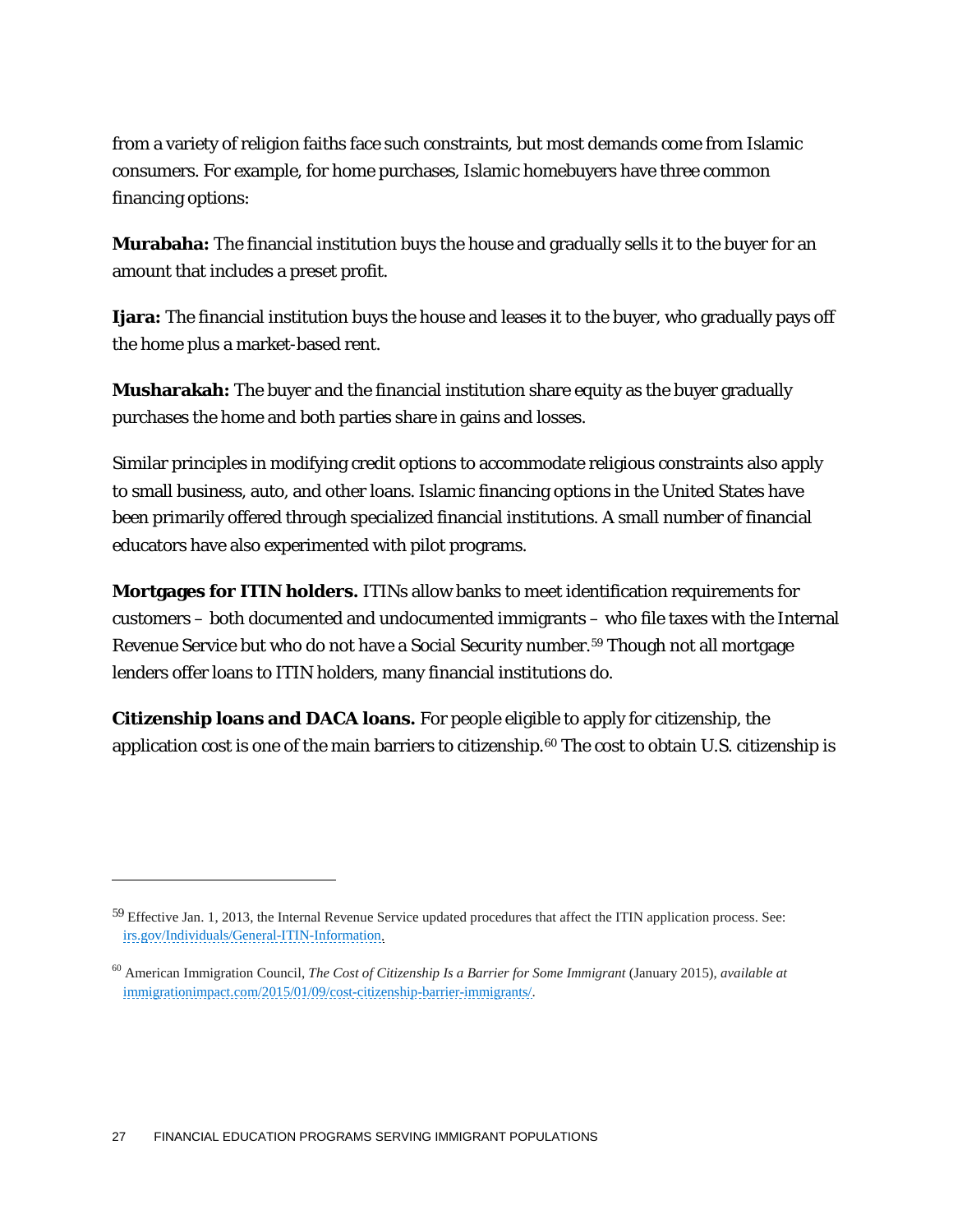from a variety of religion faiths face such constraints, but most demands come from Islamic consumers. For example, for home purchases, Islamic homebuyers have three common financing options:

**Murabaha:** The financial institution buys the house and gradually sells it to the buyer for an amount that includes a preset profit.

**Ijara:** The financial institution buys the house and leases it to the buyer, who gradually pays off the home plus a market-based rent.

**Musharakah:** The buyer and the financial institution share equity as the buyer gradually purchases the home and both parties share in gains and losses.

Similar principles in modifying credit options to accommodate religious constraints also apply to small business, auto, and other loans. Islamic financing options in the United States have been primarily offered through specialized financial institutions. A small number of financial educators have also experimented with pilot programs.

**Mortgages for ITIN holders.** ITINs allow banks to meet identification requirements for customers – both documented and undocumented immigrants – who file taxes with the Internal Revenue Service but who do not have a Social Security number.[59] Though not all mortgage lenders offer loans to ITIN holders, many financial institutions do.

**Citizenship loans and DACA loans.** For people eligible to apply for citizenship, the application cost is one of the main barriers to citizenship.[60] The cost to obtain U.S. citizenship is

---

[59] Effective Jan. 1, 2013, the Internal Revenue Service updated procedures that affect the ITIN application process. See: irs.gov/Individuals/General-ITIN-Information.

[60] American Immigration Council, *The Cost of Citizenship Is a Barrier for Some Immigrant* (January 2015), *available at* immigrationimpact.com/2015/01/09/cost-citizenship-barrier-immigrants/.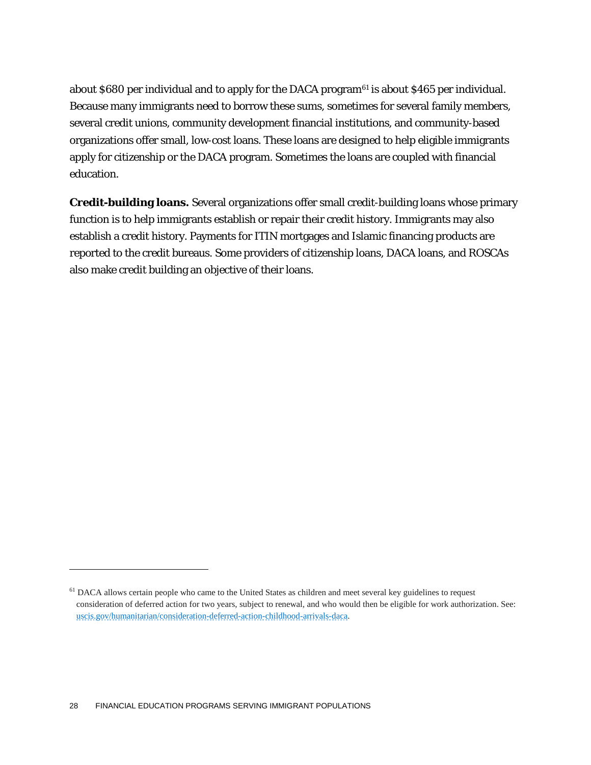about $680 per individual and to apply for the DACA program[61] is about $465 per individual. Because many immigrants need to borrow these sums, sometimes for several family members, several credit unions, community development financial institutions, and community-based organizations offer small, low-cost loans. These loans are designed to help eligible immigrants apply for citizenship or the DACA program. Sometimes the loans are coupled with financial education.

**Credit-building loans.** Several organizations offer small credit-building loans whose primary function is to help immigrants establish or repair their credit history. Immigrants may also establish a credit history. Payments for ITIN mortgages and Islamic financing products are reported to the credit bureaus. Some providers of citizenship loans, DACA loans, and ROSCAs also make credit building an objective of their loans.

---

[61] DACA allows certain people who came to the United States as children and meet several key guidelines to request consideration of deferred action for two years, subject to renewal, and who would then be eligible for work authorization. See: uscis.gov/humanitarian/consideration-deferred-action-childhood-arrivals-daca.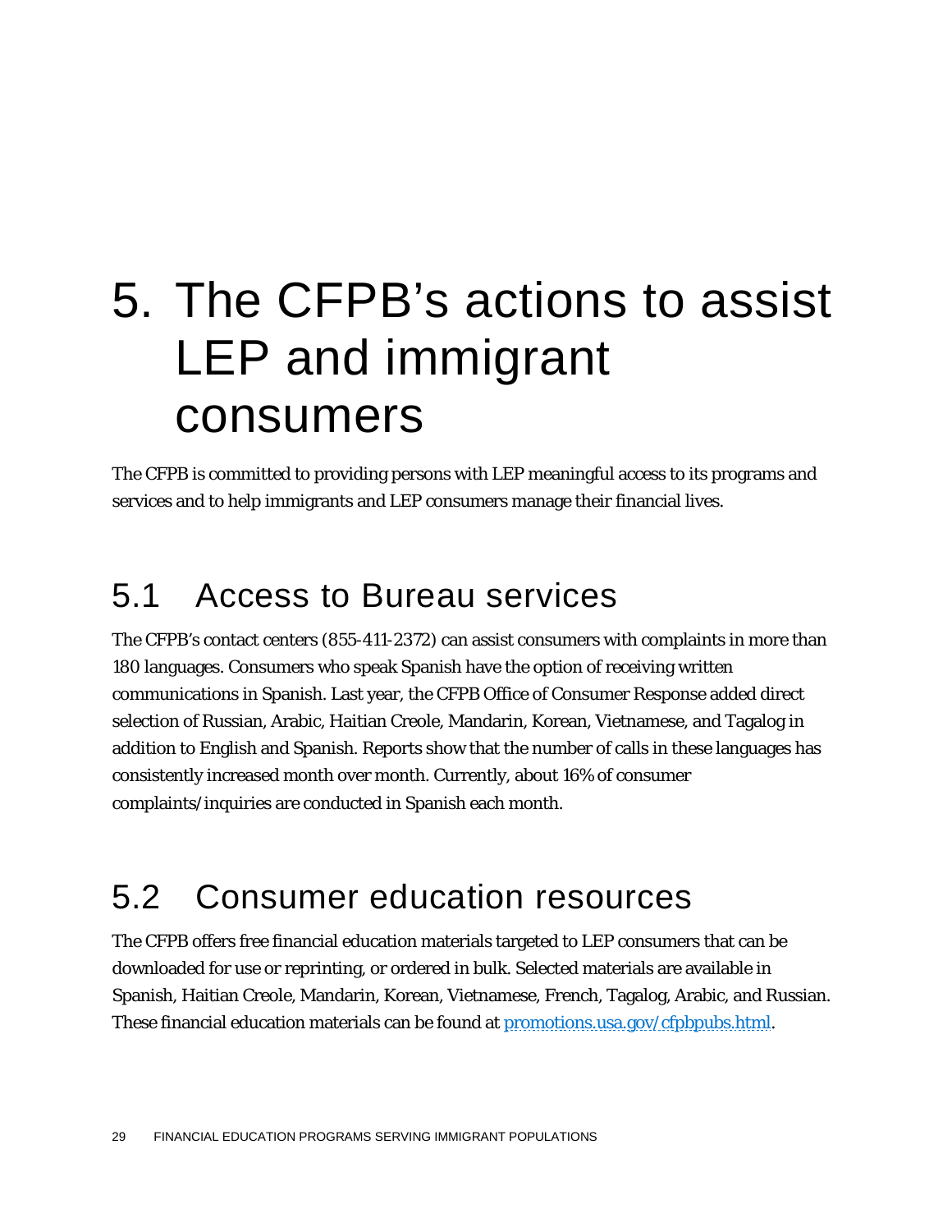# 5. The CFPB's actions to assist LEP and immigrant consumers

The CFPB is committed to providing persons with LEP meaningful access to its programs and services and to help immigrants and LEP consumers manage their financial lives.

## 5.1 Access to Bureau services

The CFPB's contact centers (855-411-2372) can assist consumers with complaints in more than 180 languages. Consumers who speak Spanish have the option of receiving written communications in Spanish. Last year, the CFPB Office of Consumer Response added direct selection of Russian, Arabic, Haitian Creole, Mandarin, Korean, Vietnamese, and Tagalog in addition to English and Spanish. Reports show that the number of calls in these languages has consistently increased month over month. Currently, about 16% of consumer complaints/inquiries are conducted in Spanish each month.

## 5.2 Consumer education resources

The CFPB offers free financial education materials targeted to LEP consumers that can be downloaded for use or reprinting, or ordered in bulk. Selected materials are available in Spanish, Haitian Creole, Mandarin, Korean, Vietnamese, French, Tagalog, Arabic, and Russian. These financial education materials can be found at [promotions.usa.gov/cfpbpubs.html](promotions.usa.gov/cfpbpubs.html).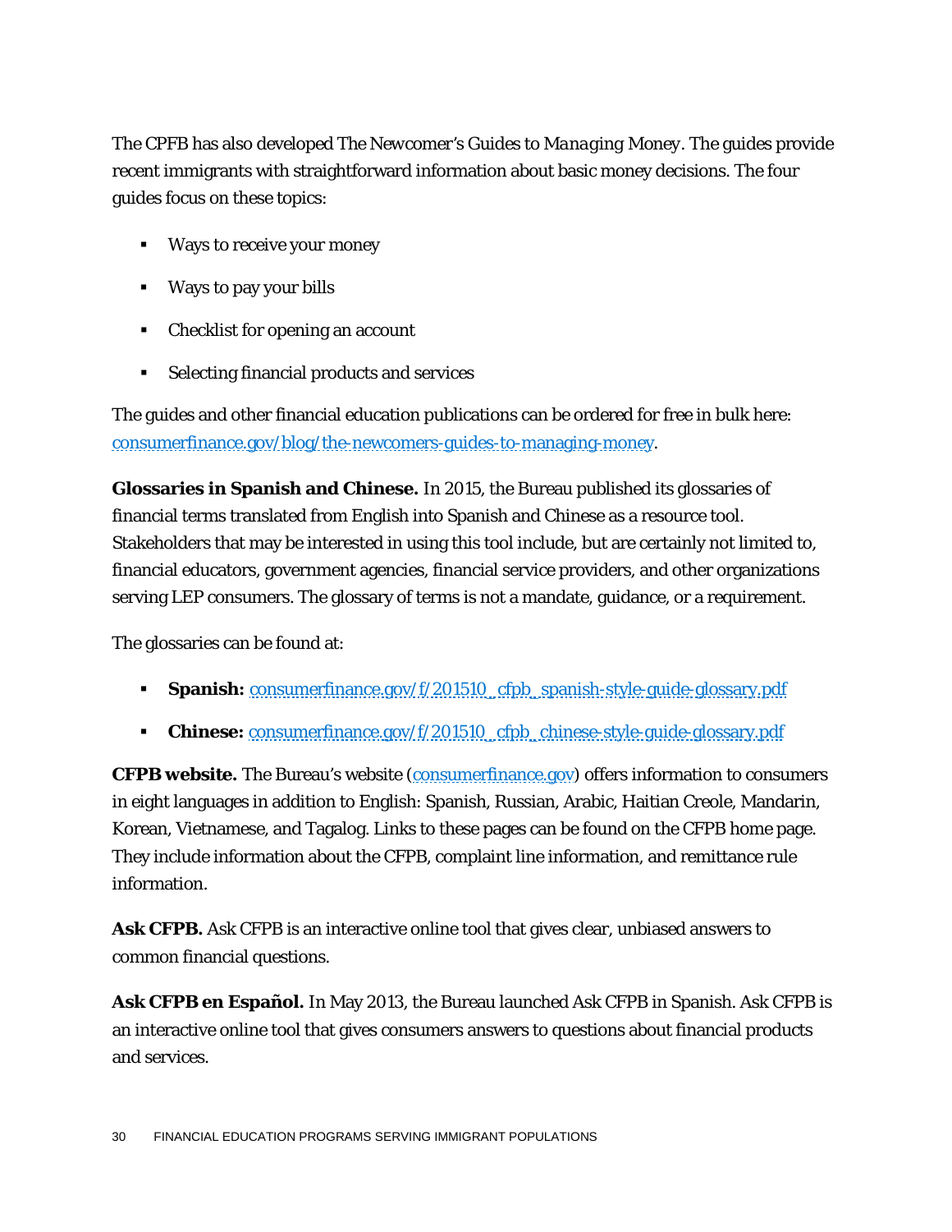The CPFB has also developed The Newcomer's Guides to *Managing Money*. The guides provide recent immigrants with straightforward information about basic money decisions. The four guides focus on these topics:

- Ways to receive your money
- Ways to pay your bills
- Checklist for opening an account
- Selecting financial products and services

The guides and other financial education publications can be ordered for free in bulk here: [consumerfinance.gov/blog/the-newcomers-guides-to-managing-money](consumerfinance.gov/blog/the-newcomers-guides-to-managing-money).

**Glossaries in Spanish and Chinese.** In 2015, the Bureau published its glossaries of financial terms translated from English into Spanish and Chinese as a resource tool. Stakeholders that may be interested in using this tool include, but are certainly not limited to, financial educators, government agencies, financial service providers, and other organizations serving LEP consumers. The glossary of terms is not a mandate, guidance, or a requirement.

The glossaries can be found at:

- **Spanish:** [consumerfinance.gov/f/201510_cfpb_spanish-style-guide-glossary.pdf](consumerfinance.gov/f/201510_cfpb_spanish-style-guide-glossary.pdf)
- **Chinese:** [consumerfinance.gov/f/201510_cfpb_chinese-style-guide-glossary.pdf](consumerfinance.gov/f/201510_cfpb_chinese-style-guide-glossary.pdf)

**CFPB website.** The Bureau's website ([consumerfinance.gov](consumerfinance.gov)) offers information to consumers in eight languages in addition to English: Spanish, Russian, Arabic, Haitian Creole, Mandarin, Korean, Vietnamese, and Tagalog. Links to these pages can be found on the CFPB home page. They include information about the CFPB, complaint line information, and remittance rule information.

**Ask CFPB.** Ask CFPB is an interactive online tool that gives clear, unbiased answers to common financial questions.

**Ask CFPB en Español.** In May 2013, the Bureau launched Ask CFPB in Spanish. Ask CFPB is an interactive online tool that gives consumers answers to questions about financial products and services.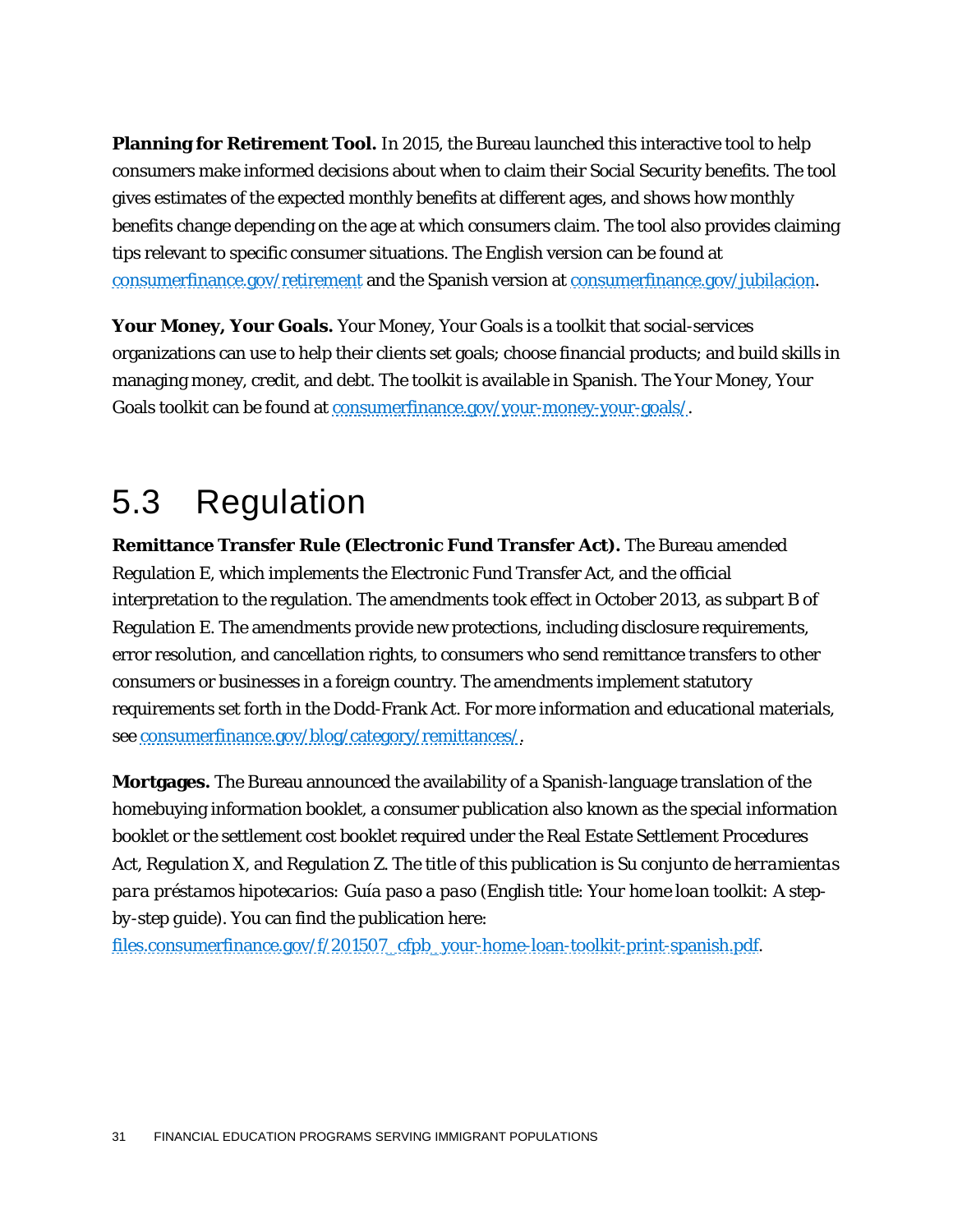**Planning for Retirement Tool.** In 2015, the Bureau launched this interactive tool to help consumers make informed decisions about when to claim their Social Security benefits. The tool gives estimates of the expected monthly benefits at different ages, and shows how monthly benefits change depending on the age at which consumers claim. The tool also provides claiming tips relevant to specific consumer situations. The English version can be found at consumerfinance.gov/retirement and the Spanish version at consumerfinance.gov/jubilacion.

**Your Money, Your Goals.** Your Money, Your Goals is a toolkit that social-services organizations can use to help their clients set goals; choose financial products; and build skills in managing money, credit, and debt. The toolkit is available in Spanish. The Your Money, Your Goals toolkit can be found at consumerfinance.gov/your-money-your-goals/.

## 5.3 Regulation

**Remittance Transfer Rule (Electronic Fund Transfer Act).** The Bureau amended Regulation E, which implements the Electronic Fund Transfer Act, and the official interpretation to the regulation. The amendments took effect in October 2013, as subpart B of Regulation E. The amendments provide new protections, including disclosure requirements, error resolution, and cancellation rights, to consumers who send remittance transfers to other consumers or businesses in a foreign country. The amendments implement statutory requirements set forth in the Dodd-Frank Act. For more information and educational materials, see consumerfinance.gov/blog/category/remittances/.

**Mortgages.** The Bureau announced the availability of a Spanish-language translation of the homebuying information booklet, a consumer publication also known as the special information booklet or the settlement cost booklet required under the Real Estate Settlement Procedures Act, Regulation X, and Regulation Z. The title of this publication is *Su conjunto de herramientas para préstamos hipotecarios: Guía paso a paso* (English title: *Your home loan toolkit: A step-by-step guide*). You can find the publication here: files.consumerfinance.gov/f/201507_cfpb_your-home-loan-toolkit-print-spanish.pdf.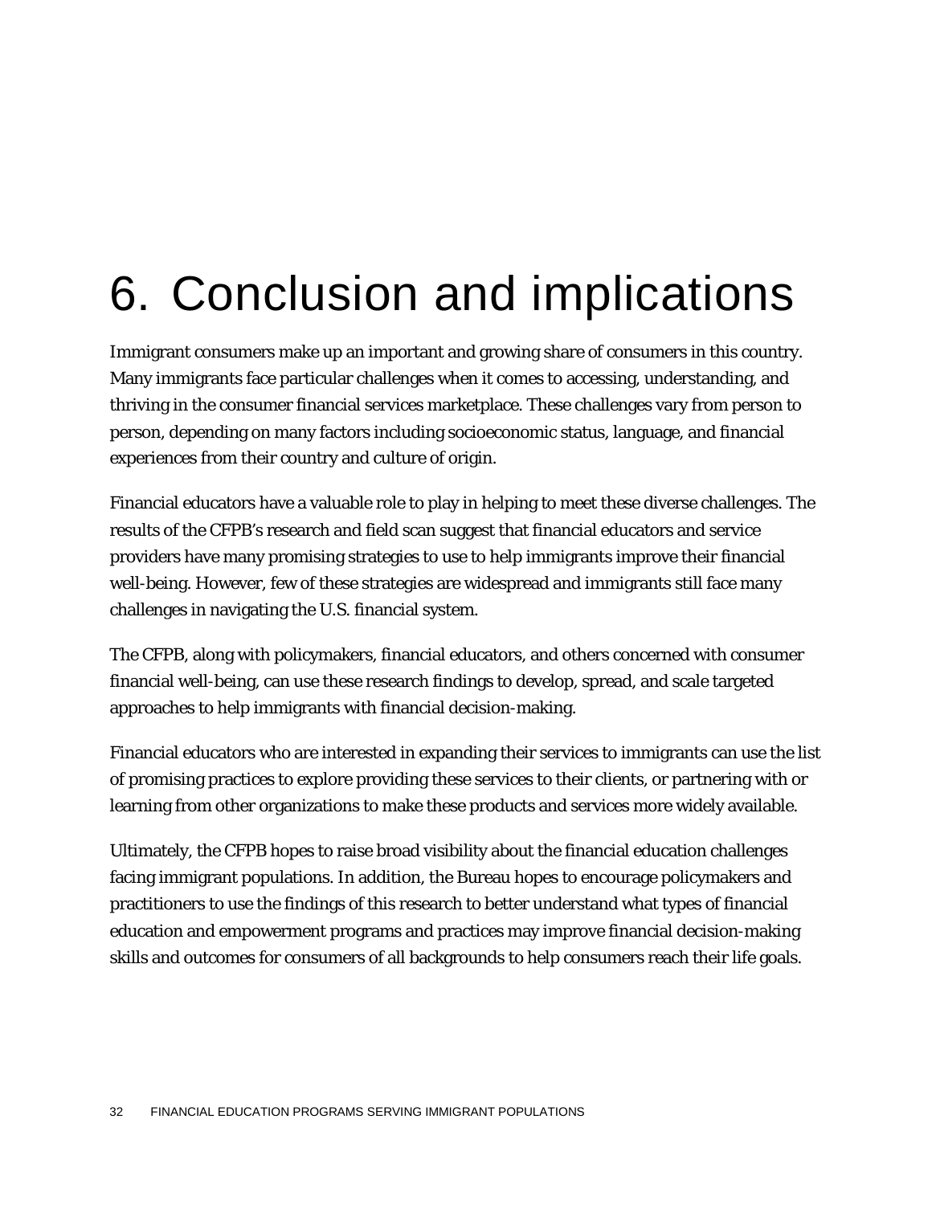# 6. Conclusion and implications

Immigrant consumers make up an important and growing share of consumers in this country. Many immigrants face particular challenges when it comes to accessing, understanding, and thriving in the consumer financial services marketplace. These challenges vary from person to person, depending on many factors including socioeconomic status, language, and financial experiences from their country and culture of origin.

Financial educators have a valuable role to play in helping to meet these diverse challenges. The results of the CFPB's research and field scan suggest that financial educators and service providers have many promising strategies to use to help immigrants improve their financial well-being. However, few of these strategies are widespread and immigrants still face many challenges in navigating the U.S. financial system.

The CFPB, along with policymakers, financial educators, and others concerned with consumer financial well-being, can use these research findings to develop, spread, and scale targeted approaches to help immigrants with financial decision-making.

Financial educators who are interested in expanding their services to immigrants can use the list of promising practices to explore providing these services to their clients, or partnering with or learning from other organizations to make these products and services more widely available.

Ultimately, the CFPB hopes to raise broad visibility about the financial education challenges facing immigrant populations. In addition, the Bureau hopes to encourage policymakers and practitioners to use the findings of this research to better understand what types of financial education and empowerment programs and practices may improve financial decision-making skills and outcomes for consumers of all backgrounds to help consumers reach their life goals.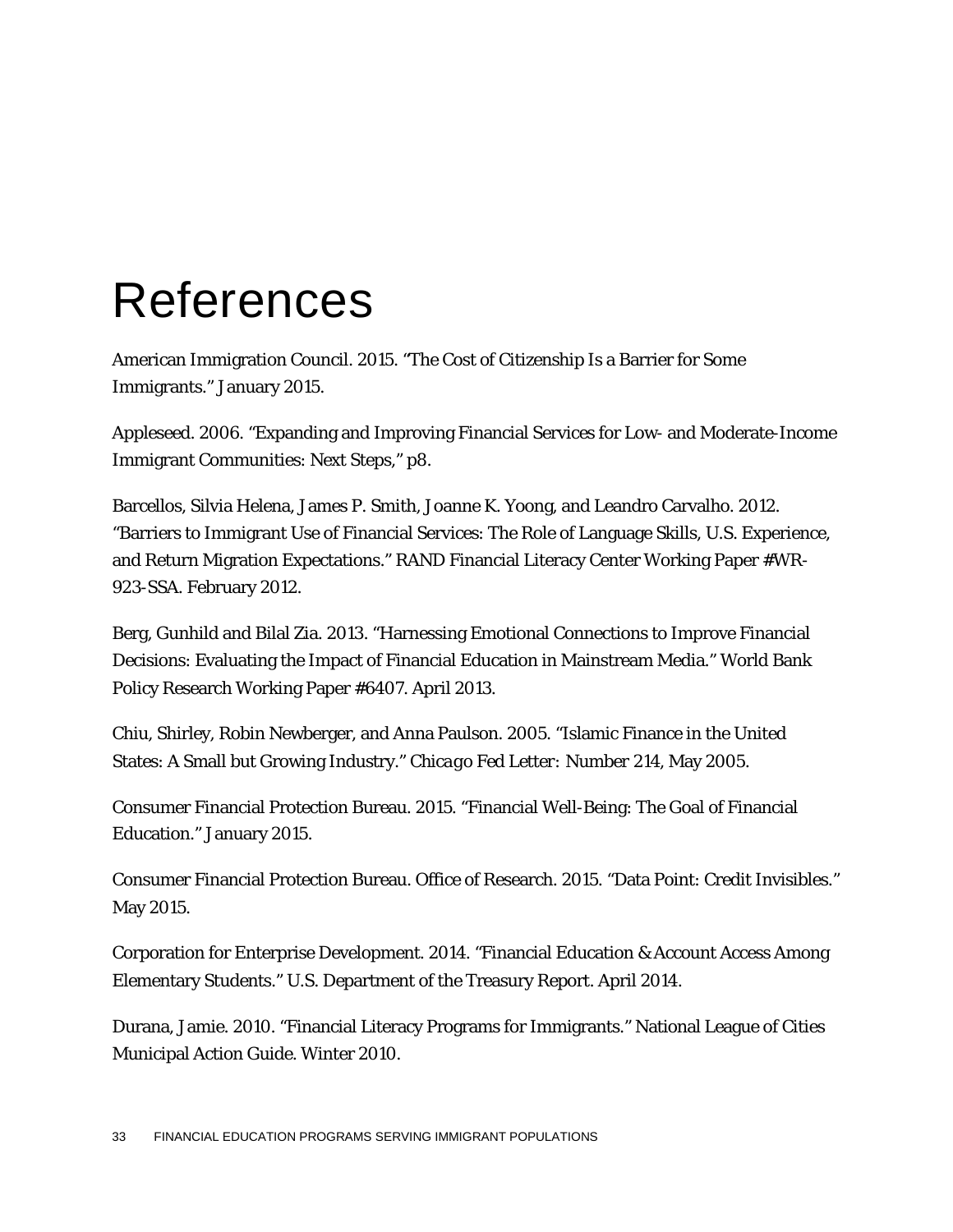# References

American Immigration Council. 2015. "The Cost of Citizenship Is a Barrier for Some Immigrants." January 2015.

Appleseed. 2006. "Expanding and Improving Financial Services for Low- and Moderate-Income Immigrant Communities: Next Steps," p8.

Barcellos, Silvia Helena, James P. Smith, Joanne K. Yoong, and Leandro Carvalho. 2012. "Barriers to Immigrant Use of Financial Services: The Role of Language Skills, U.S. Experience, and Return Migration Expectations." RAND Financial Literacy Center Working Paper #WR-923-SSA. February 2012.

Berg, Gunhild and Bilal Zia. 2013. "Harnessing Emotional Connections to Improve Financial Decisions: Evaluating the Impact of Financial Education in Mainstream Media." World Bank Policy Research Working Paper #6407. April 2013.

Chiu, Shirley, Robin Newberger, and Anna Paulson. 2005. "Islamic Finance in the United States: A Small but Growing Industry." *Chicago Fed Letter*: Number 214, May 2005.

Consumer Financial Protection Bureau. 2015. "Financial Well-Being: The Goal of Financial Education." January 2015.

Consumer Financial Protection Bureau. Office of Research. 2015. "Data Point: Credit Invisibles." May 2015.

Corporation for Enterprise Development. 2014. "Financial Education & Account Access Among Elementary Students." U.S. Department of the Treasury Report. April 2014.

Durana, Jamie. 2010. "Financial Literacy Programs for Immigrants." National League of Cities Municipal Action Guide. Winter 2010.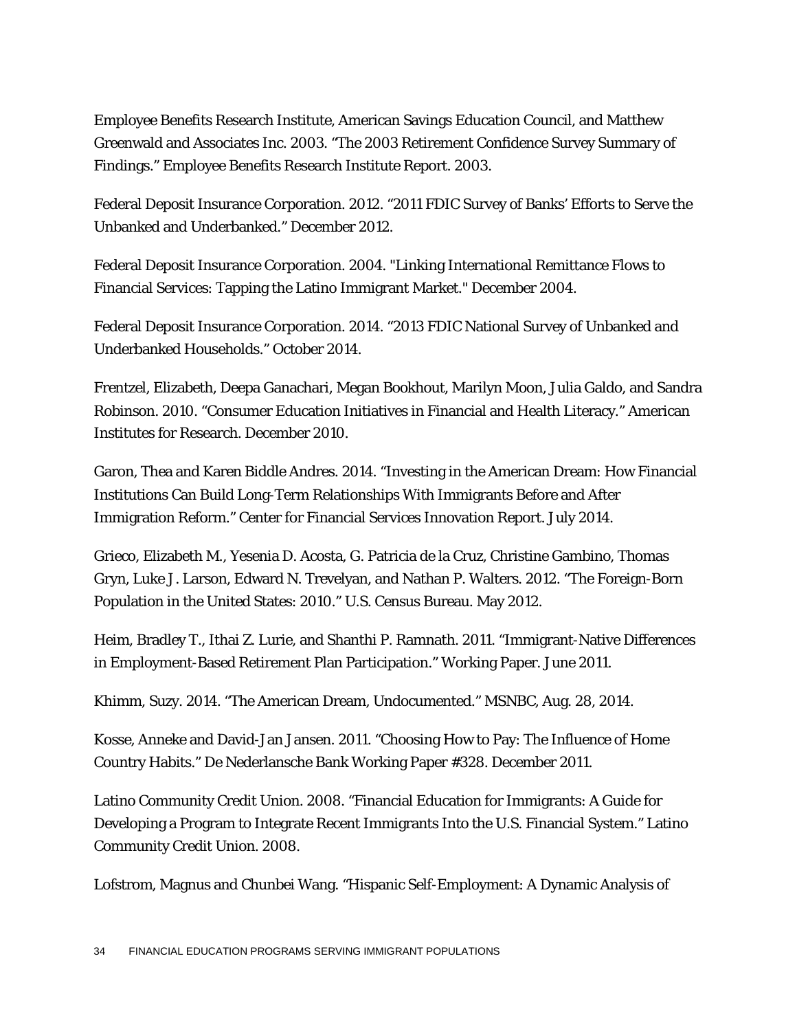Employee Benefits Research Institute, American Savings Education Council, and Matthew Greenwald and Associates Inc. 2003. "The 2003 Retirement Confidence Survey Summary of Findings." Employee Benefits Research Institute Report. 2003.

Federal Deposit Insurance Corporation. 2012. "2011 FDIC Survey of Banks' Efforts to Serve the Unbanked and Underbanked." December 2012.

Federal Deposit Insurance Corporation. 2004. "Linking International Remittance Flows to Financial Services: Tapping the Latino Immigrant Market." December 2004.

Federal Deposit Insurance Corporation. 2014. "2013 FDIC National Survey of Unbanked and Underbanked Households." October 2014.

Frentzel, Elizabeth, Deepa Ganachari, Megan Bookhout, Marilyn Moon, Julia Galdo, and Sandra Robinson. 2010. "Consumer Education Initiatives in Financial and Health Literacy." American Institutes for Research. December 2010.

Garon, Thea and Karen Biddle Andres. 2014. "Investing in the American Dream: How Financial Institutions Can Build Long-Term Relationships With Immigrants Before and After Immigration Reform." Center for Financial Services Innovation Report. July 2014.

Grieco, Elizabeth M., Yesenia D. Acosta, G. Patricia de la Cruz, Christine Gambino, Thomas Gryn, Luke J. Larson, Edward N. Trevelyan, and Nathan P. Walters. 2012. "The Foreign-Born Population in the United States: 2010." U.S. Census Bureau. May 2012.

Heim, Bradley T., Ithai Z. Lurie, and Shanthi P. Ramnath. 2011. "Immigrant-Native Differences in Employment-Based Retirement Plan Participation." Working Paper. June 2011.

Khimm, Suzy. 2014. "The American Dream, Undocumented." MSNBC, Aug. 28, 2014.

Kosse, Anneke and David-Jan Jansen. 2011. "Choosing How to Pay: The Influence of Home Country Habits." De Nederlansche Bank Working Paper #328. December 2011.

Latino Community Credit Union. 2008. "Financial Education for Immigrants: A Guide for Developing a Program to Integrate Recent Immigrants Into the U.S. Financial System." Latino Community Credit Union. 2008.

Lofstrom, Magnus and Chunbei Wang. "Hispanic Self-Employment: A Dynamic Analysis of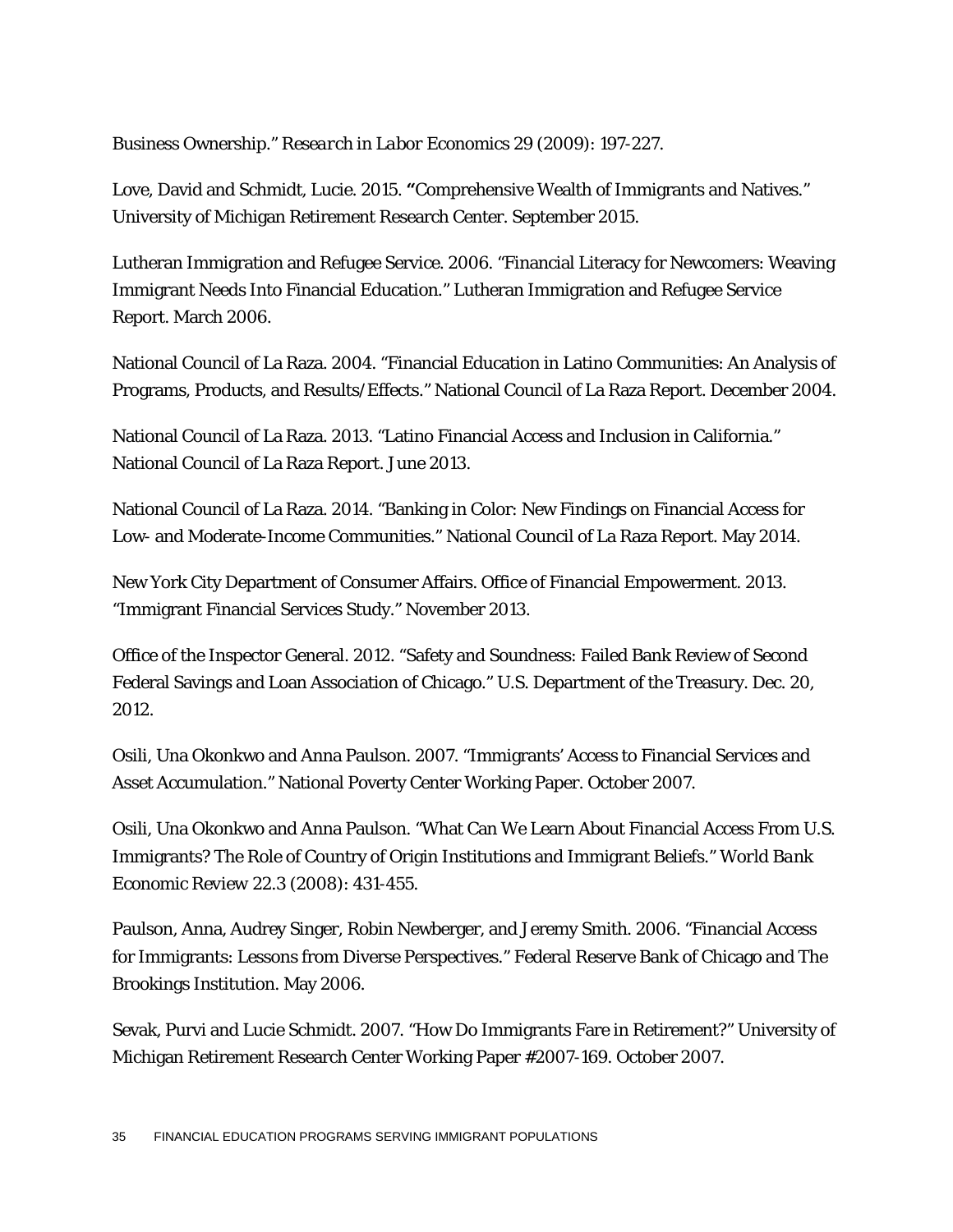Business Ownership." *Research in Labor Economics* 29 (2009): 197-227.

Love, David and Schmidt, Lucie. 2015. **"**Comprehensive Wealth of Immigrants and Natives." University of Michigan Retirement Research Center. September 2015.

Lutheran Immigration and Refugee Service. 2006. "Financial Literacy for Newcomers: Weaving Immigrant Needs Into Financial Education." Lutheran Immigration and Refugee Service Report. March 2006.

National Council of La Raza. 2004. "Financial Education in Latino Communities: An Analysis of Programs, Products, and Results/Effects." National Council of La Raza Report. December 2004.

National Council of La Raza. 2013. "Latino Financial Access and Inclusion in California." National Council of La Raza Report. June 2013.

National Council of La Raza. 2014. "Banking in Color: New Findings on Financial Access for Low- and Moderate-Income Communities." National Council of La Raza Report. May 2014.

New York City Department of Consumer Affairs. Office of Financial Empowerment. 2013. "Immigrant Financial Services Study." November 2013.

Office of the Inspector General. 2012. "Safety and Soundness: Failed Bank Review of Second Federal Savings and Loan Association of Chicago." U.S. Department of the Treasury. Dec. 20, 2012.

Osili, Una Okonkwo and Anna Paulson. 2007. "Immigrants' Access to Financial Services and Asset Accumulation." National Poverty Center Working Paper. October 2007.

Osili, Una Okonkwo and Anna Paulson. "What Can We Learn About Financial Access From U.S. Immigrants? The Role of Country of Origin Institutions and Immigrant Beliefs." *World Bank Economic Review* 22.3 (2008): 431-455.

Paulson, Anna, Audrey Singer, Robin Newberger, and Jeremy Smith. 2006. "Financial Access for Immigrants: Lessons from Diverse Perspectives." Federal Reserve Bank of Chicago and The Brookings Institution. May 2006.

Sevak, Purvi and Lucie Schmidt. 2007. "How Do Immigrants Fare in Retirement?" University of Michigan Retirement Research Center Working Paper #2007-169. October 2007.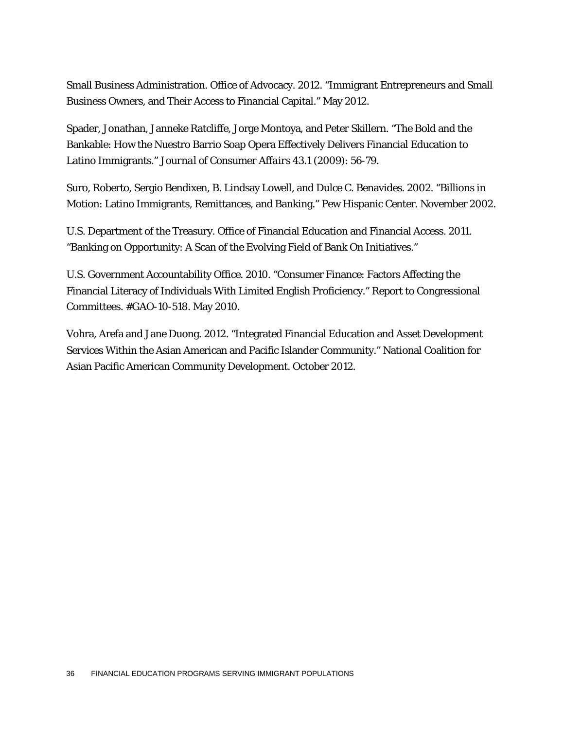Small Business Administration. Office of Advocacy. 2012. "Immigrant Entrepreneurs and Small Business Owners, and Their Access to Financial Capital." May 2012.

Spader, Jonathan, Janneke Ratcliffe, Jorge Montoya, and Peter Skillern. "The Bold and the Bankable: How the Nuestro Barrio Soap Opera Effectively Delivers Financial Education to Latino Immigrants." *Journal of Consumer Affairs* 43.1 (2009): 56-79.

Suro, Roberto, Sergio Bendixen, B. Lindsay Lowell, and Dulce C. Benavides. 2002. "Billions in Motion: Latino Immigrants, Remittances, and Banking." Pew Hispanic Center. November 2002.

U.S. Department of the Treasury. Office of Financial Education and Financial Access. 2011. "Banking on Opportunity: A Scan of the Evolving Field of Bank On Initiatives."

U.S. Government Accountability Office. 2010. "Consumer Finance: Factors Affecting the Financial Literacy of Individuals With Limited English Proficiency." Report to Congressional Committees. #GAO-10-518. May 2010.

Vohra, Arefa and Jane Duong. 2012. "Integrated Financial Education and Asset Development Services Within the Asian American and Pacific Islander Community." National Coalition for Asian Pacific American Community Development. October 2012.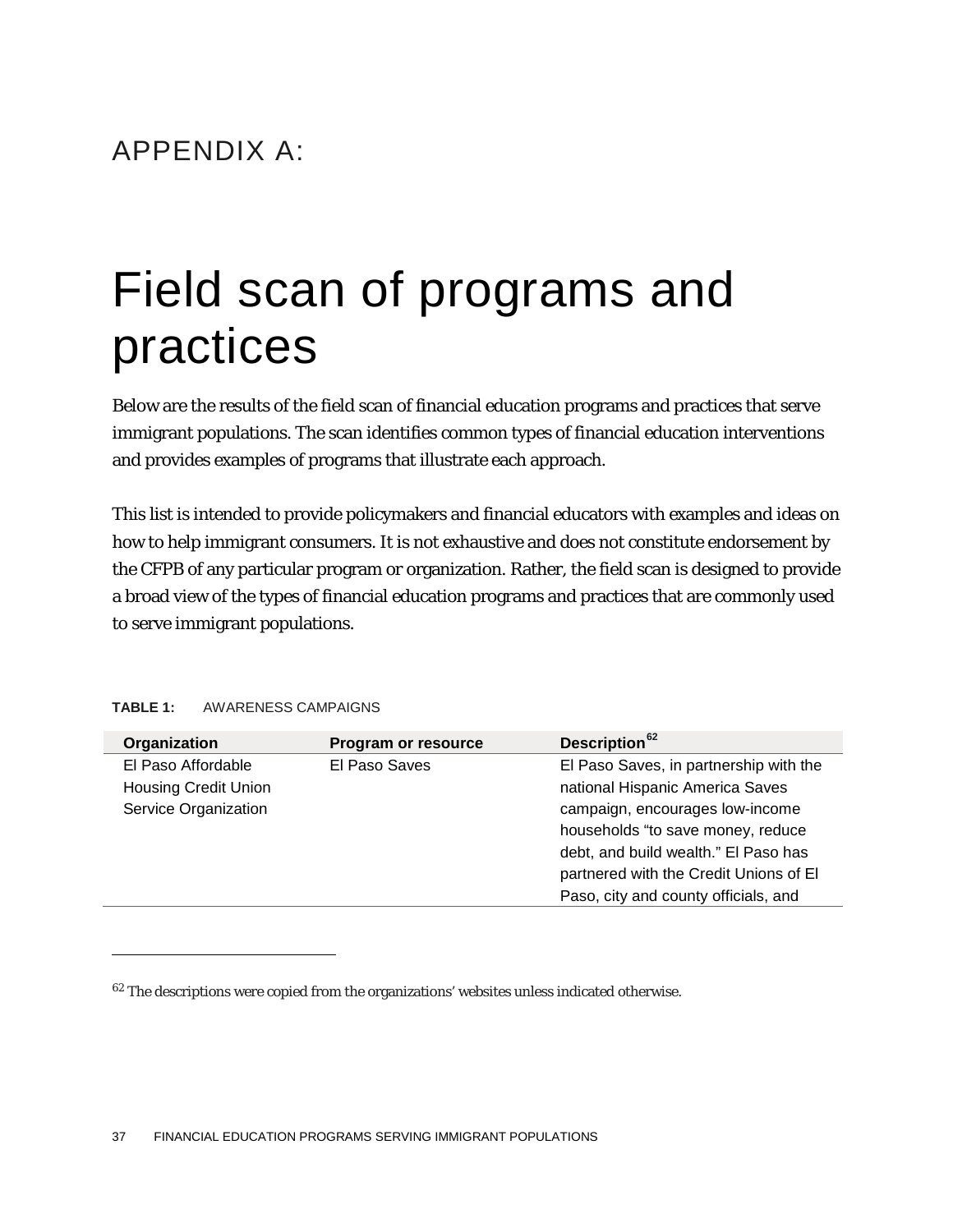# APPENDIX A:

# Field scan of programs and practices

Below are the results of the field scan of financial education programs and practices that serve immigrant populations. The scan identifies common types of financial education interventions and provides examples of programs that illustrate each approach.

This list is intended to provide policymakers and financial educators with examples and ideas on how to help immigrant consumers. It is not exhaustive and does not constitute endorsement by the CFPB of any particular program or organization. Rather, the field scan is designed to provide a broad view of the types of financial education programs and practices that are commonly used to serve immigrant populations.

**TABLE 1:** AWARENESS CAMPAIGNS

| Organization | Program or resource | Description[62] |
|---|---|---|
| El Paso Affordable Housing Credit Union Service Organization | El Paso Saves | El Paso Saves, in partnership with the national Hispanic America Saves campaign, encourages low-income households "to save money, reduce debt, and build wealth." El Paso has partnered with the Credit Unions of El Paso, city and county officials, and |

[62] The descriptions were copied from the organizations' websites unless indicated otherwise.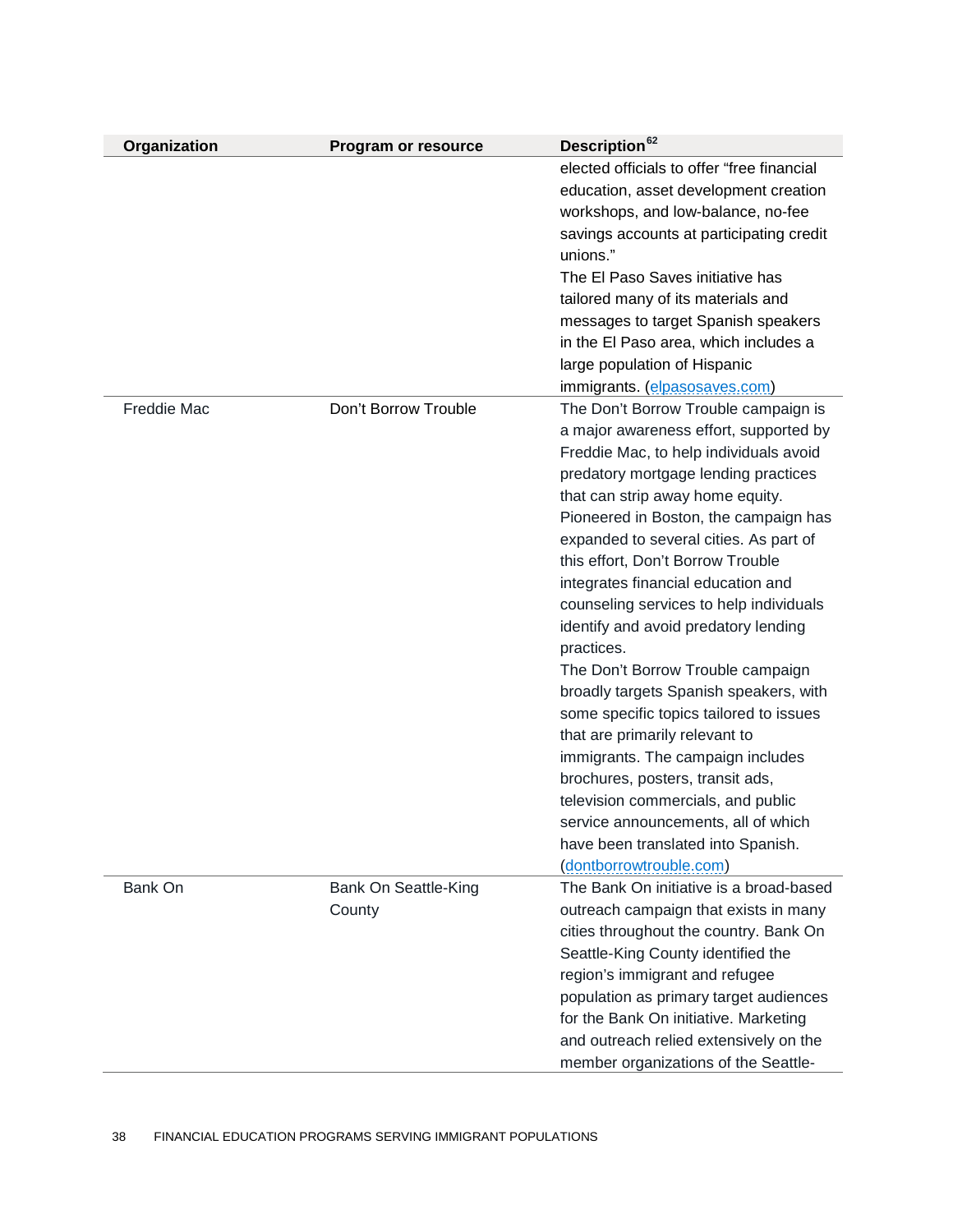| Organization | Program or resource | Description[62] |
|---|---|---|
| | | elected officials to offer "free financial education, asset development creation workshops, and low-balance, no-fee savings accounts at participating credit unions." The El Paso Saves initiative has tailored many of its materials and messages to target Spanish speakers in the El Paso area, which includes a large population of Hispanic immigrants. (elpasosaves.com) |
| Freddie Mac | Don't Borrow Trouble | The Don't Borrow Trouble campaign is a major awareness effort, supported by Freddie Mac, to help individuals avoid predatory mortgage lending practices that can strip away home equity. Pioneered in Boston, the campaign has expanded to several cities. As part of this effort, Don't Borrow Trouble integrates financial education and counseling services to help individuals identify and avoid predatory lending practices. The Don't Borrow Trouble campaign broadly targets Spanish speakers, with some specific topics tailored to issues that are primarily relevant to immigrants. The campaign includes brochures, posters, transit ads, television commercials, and public service announcements, all of which have been translated into Spanish. (dontborrowtrouble.com) |
| Bank On | Bank On Seattle-King County | The Bank On initiative is a broad-based outreach campaign that exists in many cities throughout the country. Bank On Seattle-King County identified the region's immigrant and refugee population as primary target audiences for the Bank On initiative. Marketing and outreach relied extensively on the member organizations of the Seattle- |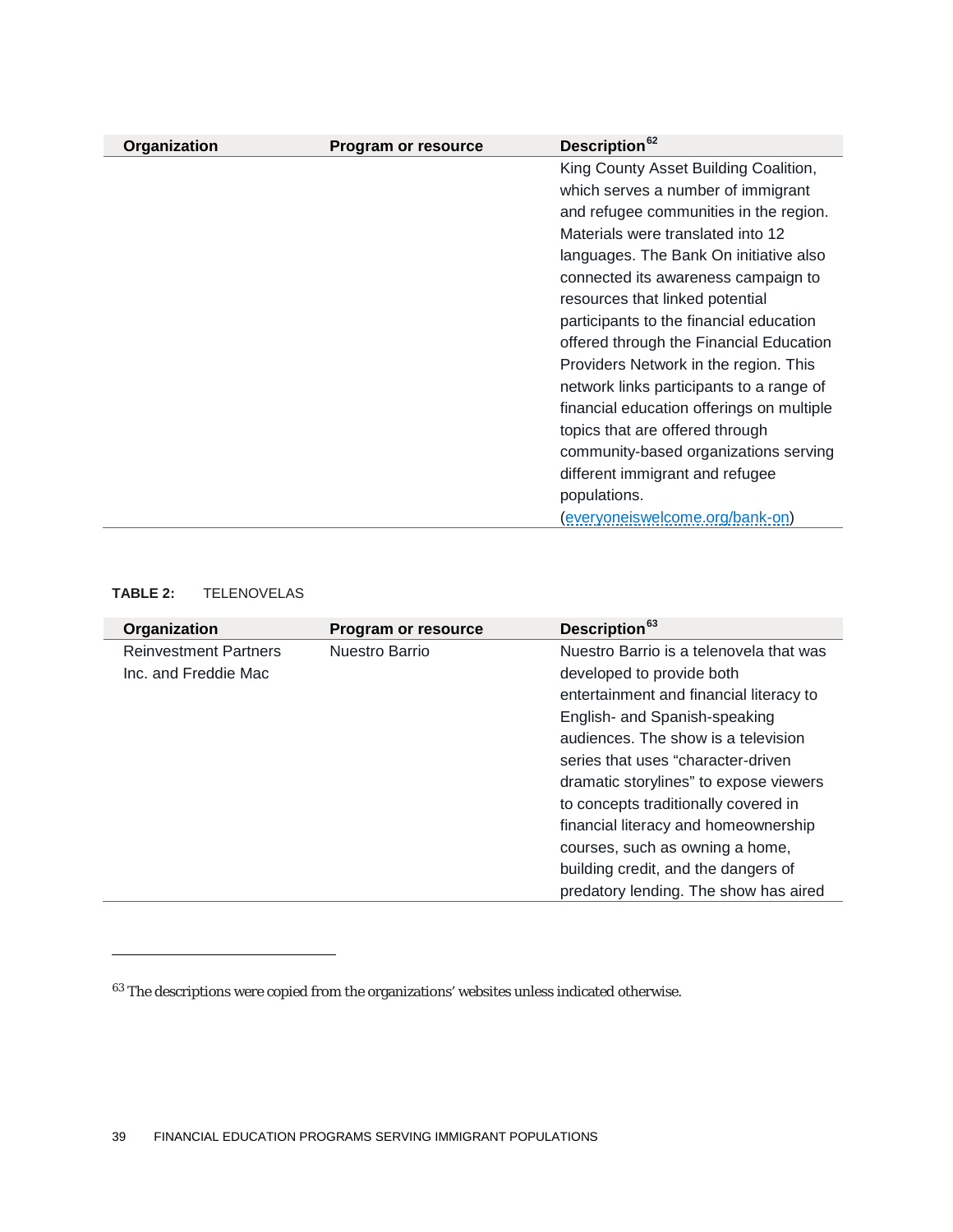| Organization | Program or resource | Description[62] |
|---|---|---|
| | | King County Asset Building Coalition, which serves a number of immigrant and refugee communities in the region. Materials were translated into 12 languages. The Bank On initiative also connected its awareness campaign to resources that linked potential participants to the financial education offered through the Financial Education Providers Network in the region. This network links participants to a range of financial education offerings on multiple topics that are offered through community-based organizations serving different immigrant and refugee populations. (everyoneiswelcome.org/bank-on) |

**TABLE 2:** TELENOVELAS

| Organization | Program or resource | Description[63] |
|---|---|---|
| Reinvestment Partners Inc. and Freddie Mac | Nuestro Barrio | Nuestro Barrio is a telenovela that was developed to provide both entertainment and financial literacy to English- and Spanish-speaking audiences. The show is a television series that uses "character-driven dramatic storylines" to expose viewers to concepts traditionally covered in financial literacy and homeownership courses, such as owning a home, building credit, and the dangers of predatory lending. The show has aired |

[63] The descriptions were copied from the organizations' websites unless indicated otherwise.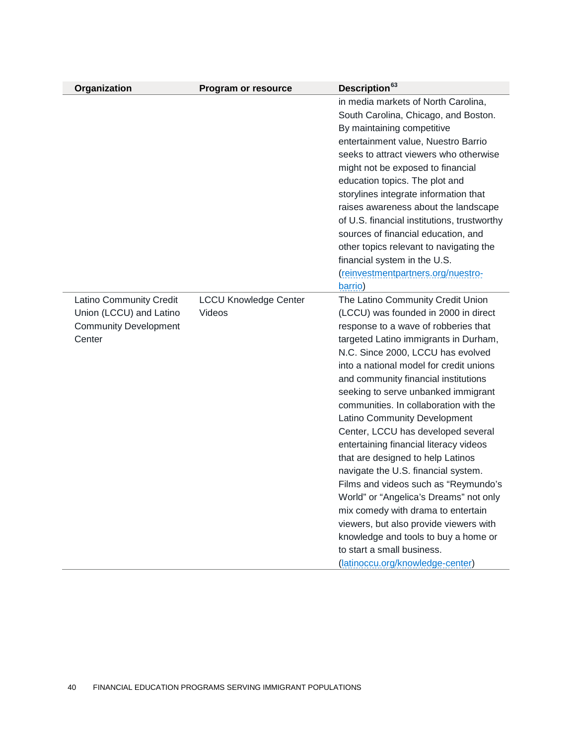| Organization | Program or resource | Description[63] |
| --- | --- | --- |
| | | in media markets of North Carolina, South Carolina, Chicago, and Boston. By maintaining competitive entertainment value, Nuestro Barrio seeks to attract viewers who otherwise might not be exposed to financial education topics. The plot and storylines integrate information that raises awareness about the landscape of U.S. financial institutions, trustworthy sources of financial education, and other topics relevant to navigating the financial system in the U.S. (reinvestmentpartners.org/nuestro-barrio) |
| Latino Community Credit Union (LCCU) and Latino Community Development Center | LCCU Knowledge Center Videos | The Latino Community Credit Union (LCCU) was founded in 2000 in direct response to a wave of robberies that targeted Latino immigrants in Durham, N.C. Since 2000, LCCU has evolved into a national model for credit unions and community financial institutions seeking to serve unbanked immigrant communities. In collaboration with the Latino Community Development Center, LCCU has developed several entertaining financial literacy videos that are designed to help Latinos navigate the U.S. financial system. Films and videos such as "Reymundo's World" or "Angelica's Dreams" not only mix comedy with drama to entertain viewers, but also provide viewers with knowledge and tools to buy a home or to start a small business. (latinoccu.org/knowledge-center) |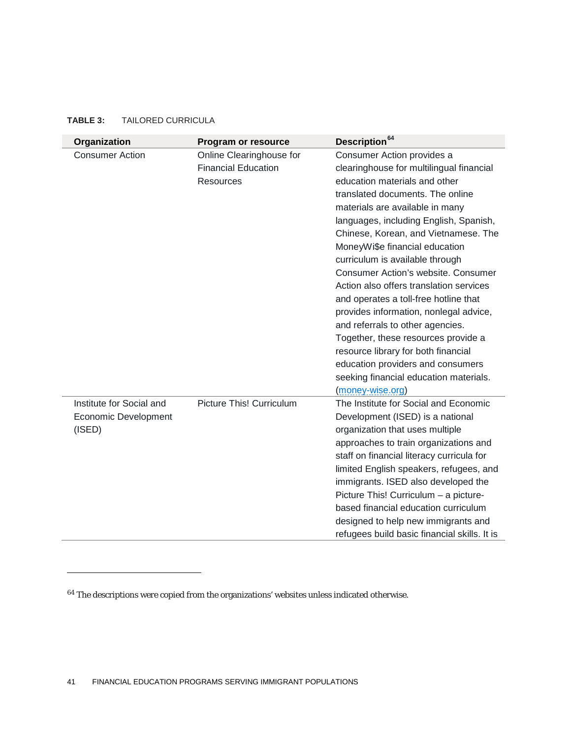**TABLE 3:** TAILORED CURRICULA

| Organization | Program or resource | Description[64] |
|---|---|---|
| Consumer Action | Online Clearinghouse for Financial Education Resources | Consumer Action provides a clearinghouse for multilingual financial education materials and other translated documents. The online materials are available in many languages, including English, Spanish, Chinese, Korean, and Vietnamese. The MoneyWi$e financial education curriculum is available through Consumer Action's website. Consumer Action also offers translation services and operates a toll-free hotline that provides information, nonlegal advice, and referrals to other agencies. Together, these resources provide a resource library for both financial education providers and consumers seeking financial education materials. (money-wise.org) |
| Institute for Social and Economic Development (ISED) | Picture This! Curriculum | The Institute for Social and Economic Development (ISED) is a national organization that uses multiple approaches to train organizations and staff on financial literacy curricula for limited English speakers, refugees, and immigrants. ISED also developed the Picture This! Curriculum – a picture-based financial education curriculum designed to help new immigrants and refugees build basic financial skills. It is |

[64] The descriptions were copied from the organizations' websites unless indicated otherwise.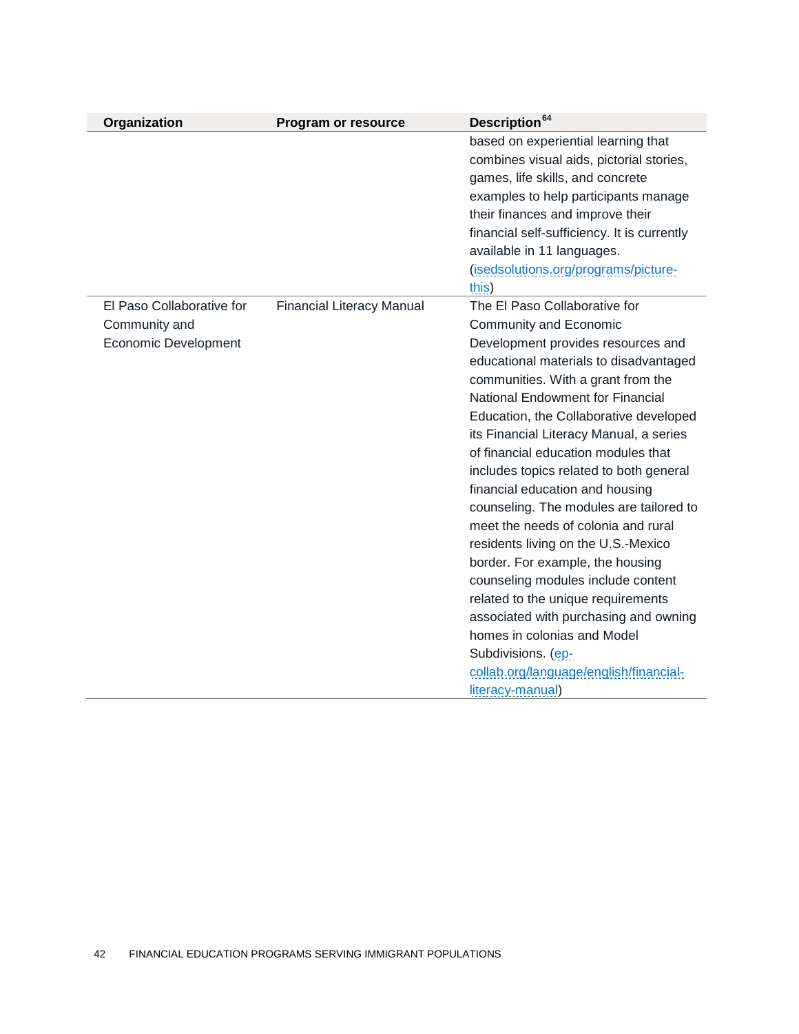| Organization | Program or resource | Description[64] |
|---|---|---|
| | | based on experiential learning that combines visual aids, pictorial stories, games, life skills, and concrete examples to help participants manage their finances and improve their financial self-sufficiency. It is currently available in 11 languages. (isedsolutions.org/programs/picture-this) |
| El Paso Collaborative for Community and Economic Development | Financial Literacy Manual | The El Paso Collaborative for Community and Economic Development provides resources and educational materials to disadvantaged communities. With a grant from the National Endowment for Financial Education, the Collaborative developed its Financial Literacy Manual, a series of financial education modules that includes topics related to both general financial education and housing counseling. The modules are tailored to meet the needs of colonia and rural residents living on the U.S.-Mexico border. For example, the housing counseling modules include content related to the unique requirements associated with purchasing and owning homes in colonias and Model Subdivisions. (ep-collab.org/language/english/financial-literacy-manual) |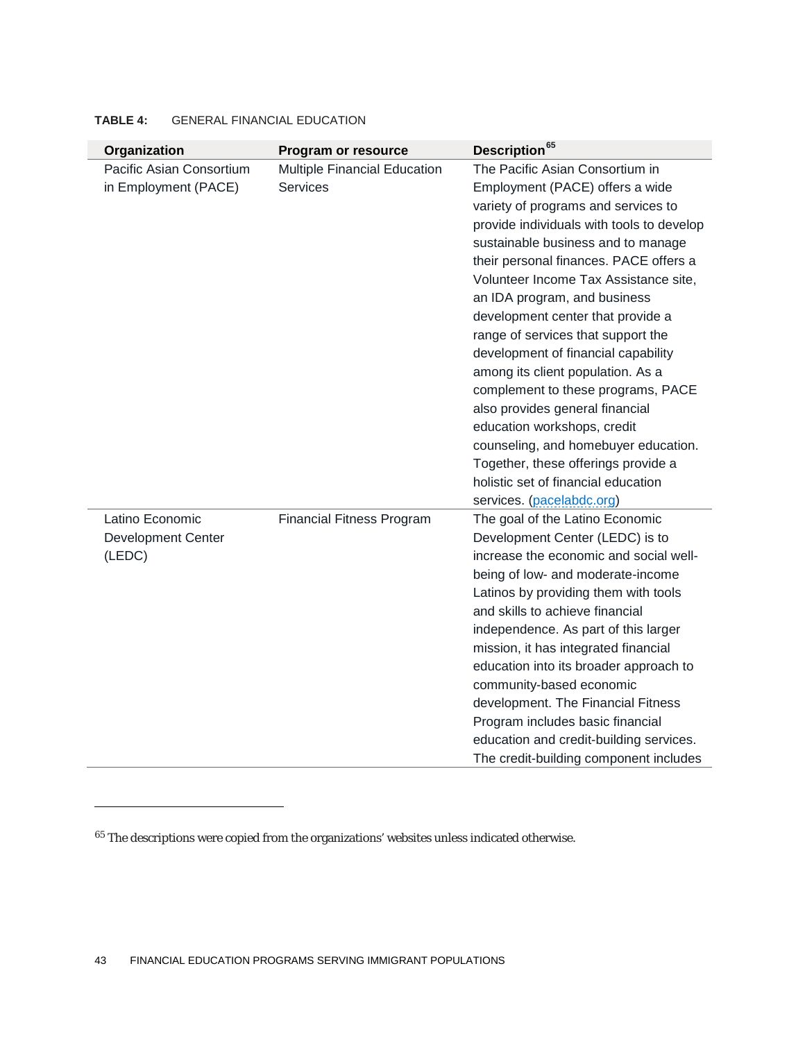**TABLE 4:** GENERAL FINANCIAL EDUCATION

| Organization | Program or resource | Description[65] |
|---|---|---|
| Pacific Asian Consortium in Employment (PACE) | Multiple Financial Education Services | The Pacific Asian Consortium in Employment (PACE) offers a wide variety of programs and services to provide individuals with tools to develop sustainable business and to manage their personal finances. PACE offers a Volunteer Income Tax Assistance site, an IDA program, and business development center that provide a range of services that support the development of financial capability among its client population. As a complement to these programs, PACE also provides general financial education workshops, credit counseling, and homebuyer education. Together, these offerings provide a holistic set of financial education services. (pacelabdc.org) |
| Latino Economic Development Center (LEDC) | Financial Fitness Program | The goal of the Latino Economic Development Center (LEDC) is to increase the economic and social well-being of low- and moderate-income Latinos by providing them with tools and skills to achieve financial independence. As part of this larger mission, it has integrated financial education into its broader approach to community-based economic development. The Financial Fitness Program includes basic financial education and credit-building services. The credit-building component includes |

[65] The descriptions were copied from the organizations' websites unless indicated otherwise.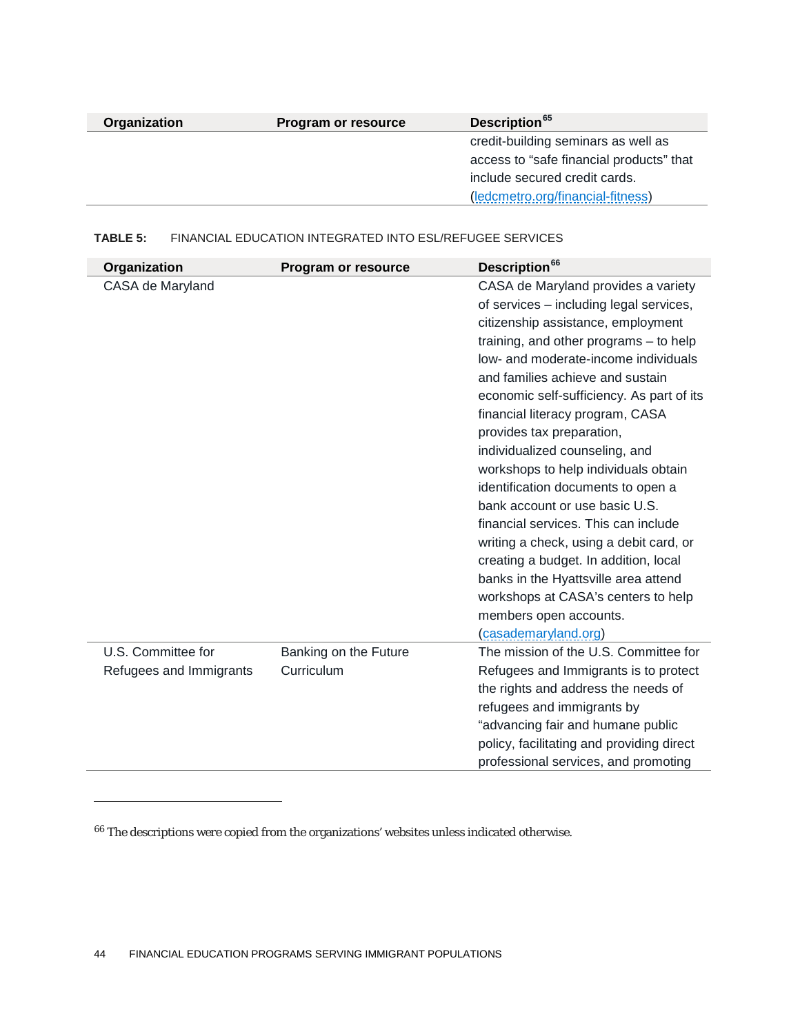| Organization | Program or resource | Description[65] |
|---|---|---|
| | | credit-building seminars as well as access to “safe financial products” that include secured credit cards. (ledcmetro.org/financial-fitness) |

**TABLE 5:** FINANCIAL EDUCATION INTEGRATED INTO ESL/REFUGEE SERVICES

| Organization | Program or resource | Description[66] |
|---|---|---|
| CASA de Maryland | | CASA de Maryland provides a variety of services – including legal services, citizenship assistance, employment training, and other programs – to help low- and moderate-income individuals and families achieve and sustain economic self-sufficiency. As part of its financial literacy program, CASA provides tax preparation, individualized counseling, and workshops to help individuals obtain identification documents to open a bank account or use basic U.S. financial services. This can include writing a check, using a debit card, or creating a budget. In addition, local banks in the Hyattsville area attend workshops at CASA’s centers to help members open accounts. (casademaryland.org) |
| U.S. Committee for Refugees and Immigrants | Banking on the Future Curriculum | The mission of the U.S. Committee for Refugees and Immigrants is to protect the rights and address the needs of refugees and immigrants by “advancing fair and humane public policy, facilitating and providing direct professional services, and promoting |

[66] The descriptions were copied from the organizations’ websites unless indicated otherwise.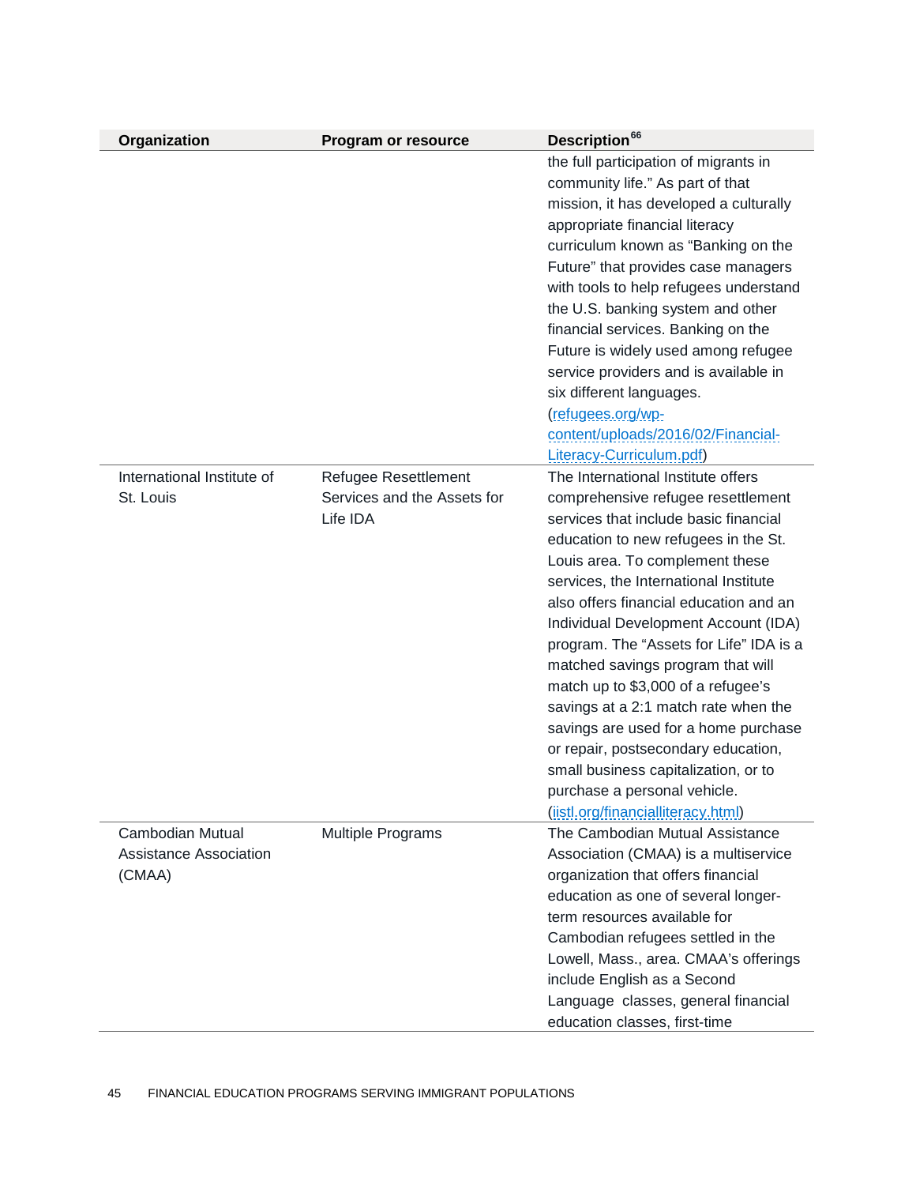| Organization | Program or resource | Description[66] |
|---|---|---|
| | | the full participation of migrants in community life." As part of that mission, it has developed a culturally appropriate financial literacy curriculum known as "Banking on the Future" that provides case managers with tools to help refugees understand the U.S. banking system and other financial services. Banking on the Future is widely used among refugee service providers and is available in six different languages. (refugees.org/wp-content/uploads/2016/02/Financial-Literacy-Curriculum.pdf) |
| International Institute of St. Louis | Refugee Resettlement Services and the Assets for Life IDA | The International Institute offers comprehensive refugee resettlement services that include basic financial education to new refugees in the St. Louis area. To complement these services, the International Institute also offers financial education and an Individual Development Account (IDA) program. The "Assets for Life" IDA is a matched savings program that will match up to $3,000 of a refugee's savings at a 2:1 match rate when the savings are used for a home purchase or repair, postsecondary education, small business capitalization, or to purchase a personal vehicle. (iistl.org/financialliteracy.html) |
| Cambodian Mutual Assistance Association (CMAA) | Multiple Programs | The Cambodian Mutual Assistance Association (CMAA) is a multiservice organization that offers financial education as one of several longer-term resources available for Cambodian refugees settled in the Lowell, Mass., area. CMAA's offerings include English as a Second Language classes, general financial education classes, first-time |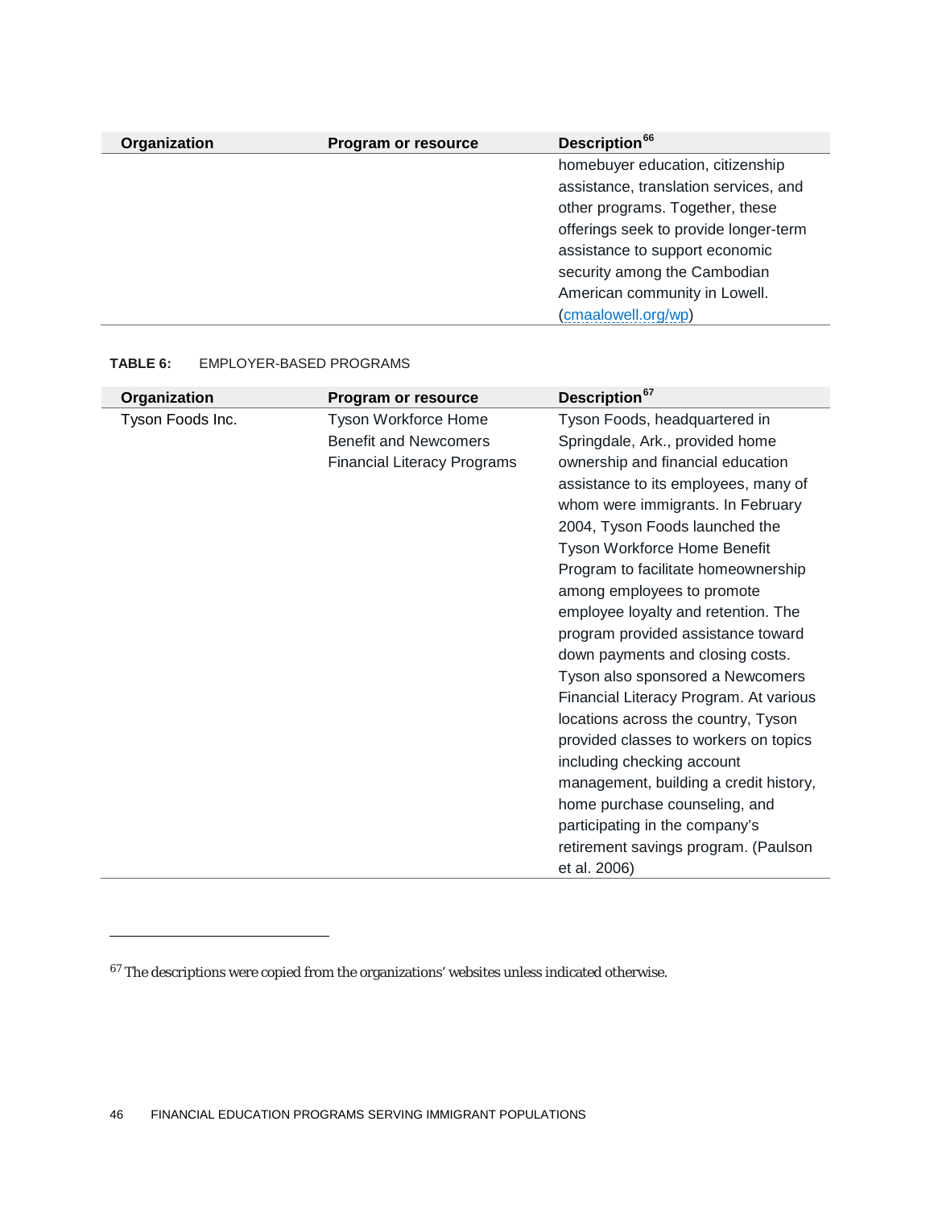| Organization | Program or resource | Description[66] |
|---|---|---|
| | | homebuyer education, citizenship assistance, translation services, and other programs. Together, these offerings seek to provide longer-term assistance to support economic security among the Cambodian American community in Lowell. (cmaalowell.org/wp) |

**TABLE 6:** EMPLOYER-BASED PROGRAMS

| Organization | Program or resource | Description[67] |
|---|---|---|
| Tyson Foods Inc. | Tyson Workforce Home Benefit and Newcomers Financial Literacy Programs | Tyson Foods, headquartered in Springdale, Ark., provided home ownership and financial education assistance to its employees, many of whom were immigrants. In February 2004, Tyson Foods launched the Tyson Workforce Home Benefit Program to facilitate homeownership among employees to promote employee loyalty and retention. The program provided assistance toward down payments and closing costs. Tyson also sponsored a Newcomers Financial Literacy Program. At various locations across the country, Tyson provided classes to workers on topics including checking account management, building a credit history, home purchase counseling, and participating in the company's retirement savings program. (Paulson et al. 2006) |

[67] The descriptions were copied from the organizations' websites unless indicated otherwise.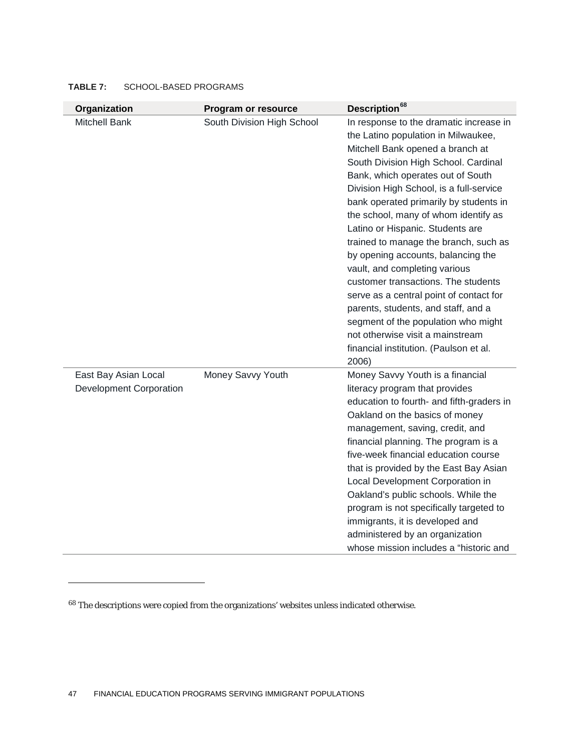**TABLE 7:** SCHOOL-BASED PROGRAMS

| Organization | Program or resource | Description[68] |
|---|---|---|
| Mitchell Bank | South Division High School | In response to the dramatic increase in the Latino population in Milwaukee, Mitchell Bank opened a branch at South Division High School. Cardinal Bank, which operates out of South Division High School, is a full-service bank operated primarily by students in the school, many of whom identify as Latino or Hispanic. Students are trained to manage the branch, such as by opening accounts, balancing the vault, and completing various customer transactions. The students serve as a central point of contact for parents, students, and staff, and a segment of the population who might not otherwise visit a mainstream financial institution. (Paulson et al. 2006) |
| East Bay Asian Local Development Corporation | Money Savvy Youth | Money Savvy Youth is a financial literacy program that provides education to fourth- and fifth-graders in Oakland on the basics of money management, saving, credit, and financial planning. The program is a five-week financial education course that is provided by the East Bay Asian Local Development Corporation in Oakland's public schools. While the program is not specifically targeted to immigrants, it is developed and administered by an organization whose mission includes a "historic and |

[68] The descriptions were copied from the organizations' websites unless indicated otherwise.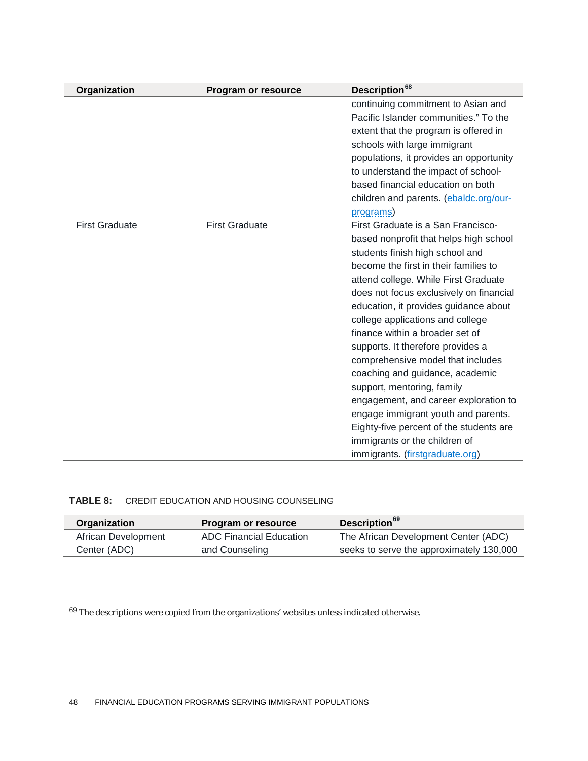| Organization | Program or resource | Description[68] |
|---|---|---|
| | | continuing commitment to Asian and Pacific Islander communities." To the extent that the program is offered in schools with large immigrant populations, it provides an opportunity to understand the impact of school-based financial education on both children and parents. (ebaldc.org/our-programs) |
| First Graduate | First Graduate | First Graduate is a San Francisco-based nonprofit that helps high school students finish high school and become the first in their families to attend college. While First Graduate does not focus exclusively on financial education, it provides guidance about college applications and college finance within a broader set of supports. It therefore provides a comprehensive model that includes coaching and guidance, academic support, mentoring, family engagement, and career exploration to engage immigrant youth and parents. Eighty-five percent of the students are immigrants or the children of immigrants. (firstgraduate.org) |

**TABLE 8:** CREDIT EDUCATION AND HOUSING COUNSELING

| Organization | Program or resource | Description[69] |
|---|---|---|
| African Development Center (ADC) | ADC Financial Education and Counseling | The African Development Center (ADC) seeks to serve the approximately 130,000 |

[69] The descriptions were copied from the organizations' websites unless indicated otherwise.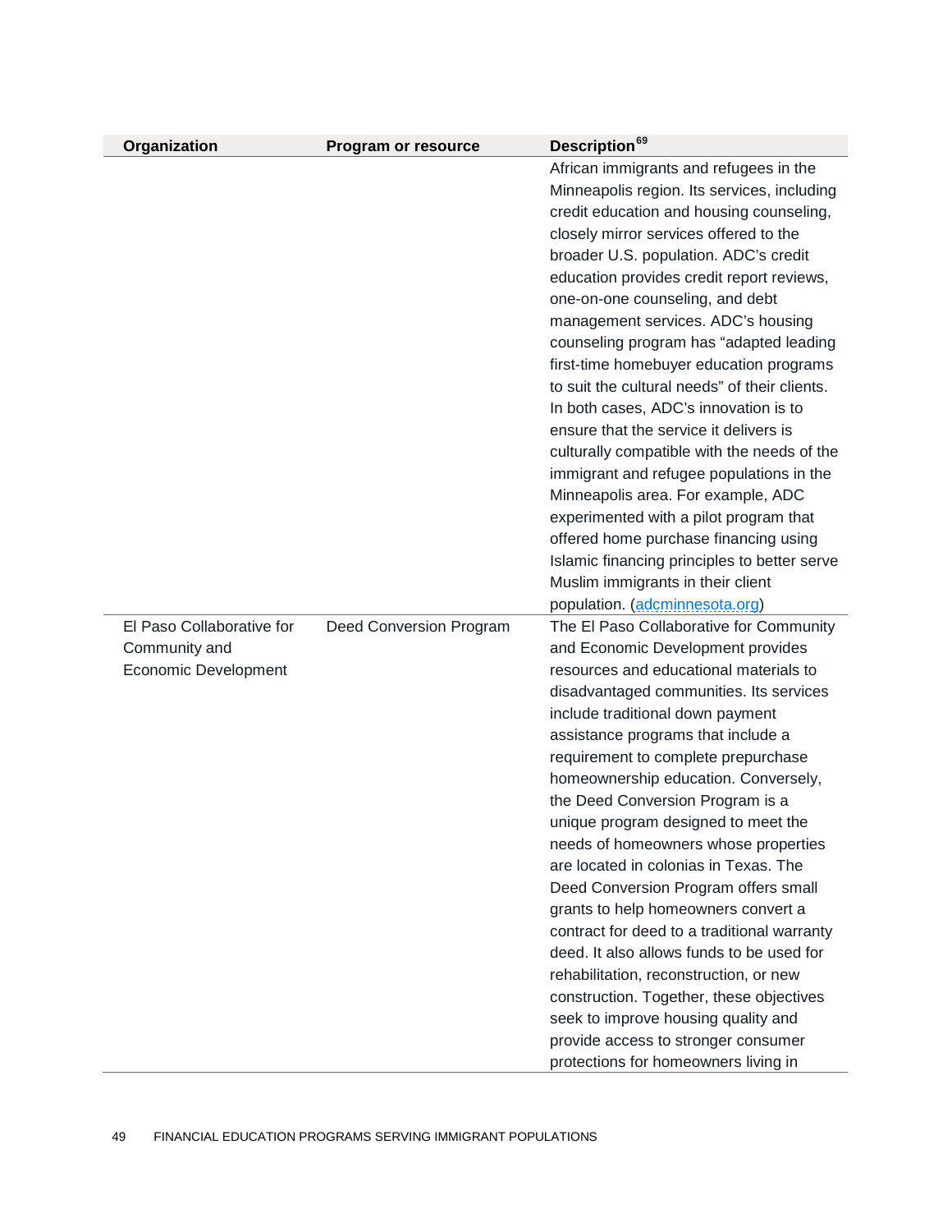| Organization | Program or resource | Description[69] |
|---|---|---|
| | | African immigrants and refugees in the Minneapolis region. Its services, including credit education and housing counseling, closely mirror services offered to the broader U.S. population. ADC's credit education provides credit report reviews, one-on-one counseling, and debt management services. ADC's housing counseling program has "adapted leading first-time homebuyer education programs to suit the cultural needs" of their clients. In both cases, ADC's innovation is to ensure that the service it delivers is culturally compatible with the needs of the immigrant and refugee populations in the Minneapolis area. For example, ADC experimented with a pilot program that offered home purchase financing using Islamic financing principles to better serve Muslim immigrants in their client population. (adcminnesota.org) |
| El Paso Collaborative for Community and Economic Development | Deed Conversion Program | The El Paso Collaborative for Community and Economic Development provides resources and educational materials to disadvantaged communities. Its services include traditional down payment assistance programs that include a requirement to complete prepurchase homeownership education. Conversely, the Deed Conversion Program is a unique program designed to meet the needs of homeowners whose properties are located in colonias in Texas. The Deed Conversion Program offers small grants to help homeowners convert a contract for deed to a traditional warranty deed. It also allows funds to be used for rehabilitation, reconstruction, or new construction. Together, these objectives seek to improve housing quality and provide access to stronger consumer protections for homeowners living in |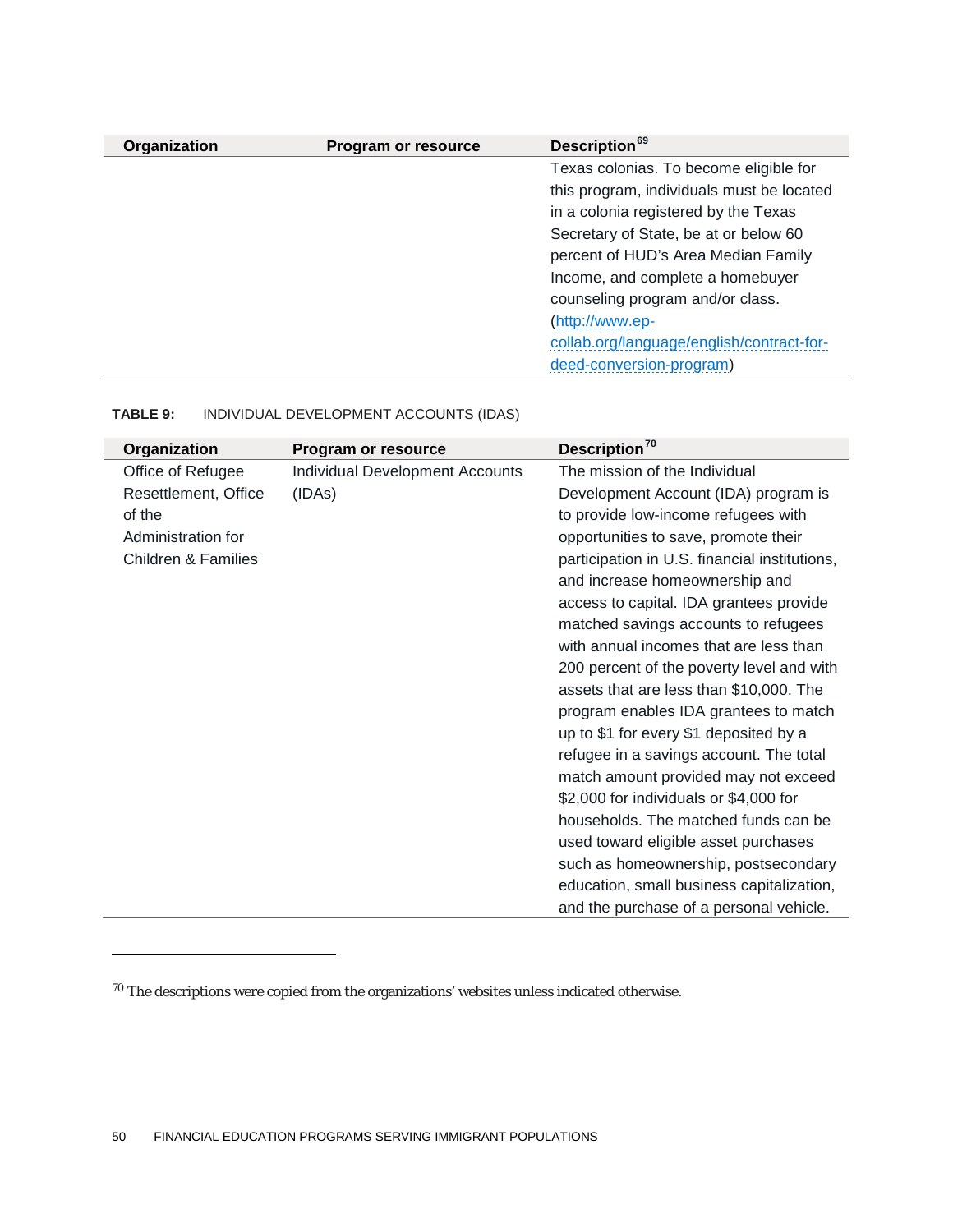| Organization | Program or resource | Description[69] |
|---|---|---|
| | | Texas colonias. To become eligible for this program, individuals must be located in a colonia registered by the Texas Secretary of State, be at or below 60 percent of HUD's Area Median Family Income, and complete a homebuyer counseling program and/or class. (http://www.ep-collab.org/language/english/contract-for-deed-conversion-program) |

**TABLE 9:** INDIVIDUAL DEVELOPMENT ACCOUNTS (IDAS)

| Organization | Program or resource | Description[70] |
|---|---|---|
| Office of Refugee Resettlement, Office of the Administration for Children & Families | Individual Development Accounts (IDAs) | The mission of the Individual Development Account (IDA) program is to provide low-income refugees with opportunities to save, promote their participation in U.S. financial institutions, and increase homeownership and access to capital. IDA grantees provide matched savings accounts to refugees with annual incomes that are less than 200 percent of the poverty level and with assets that are less than $10,000. The program enables IDA grantees to match up to $1 for every $1 deposited by a refugee in a savings account. The total match amount provided may not exceed $2,000 for individuals or $4,000 for households. The matched funds can be used toward eligible asset purchases such as homeownership, postsecondary education, small business capitalization, and the purchase of a personal vehicle. |

[70] The descriptions were copied from the organizations' websites unless indicated otherwise.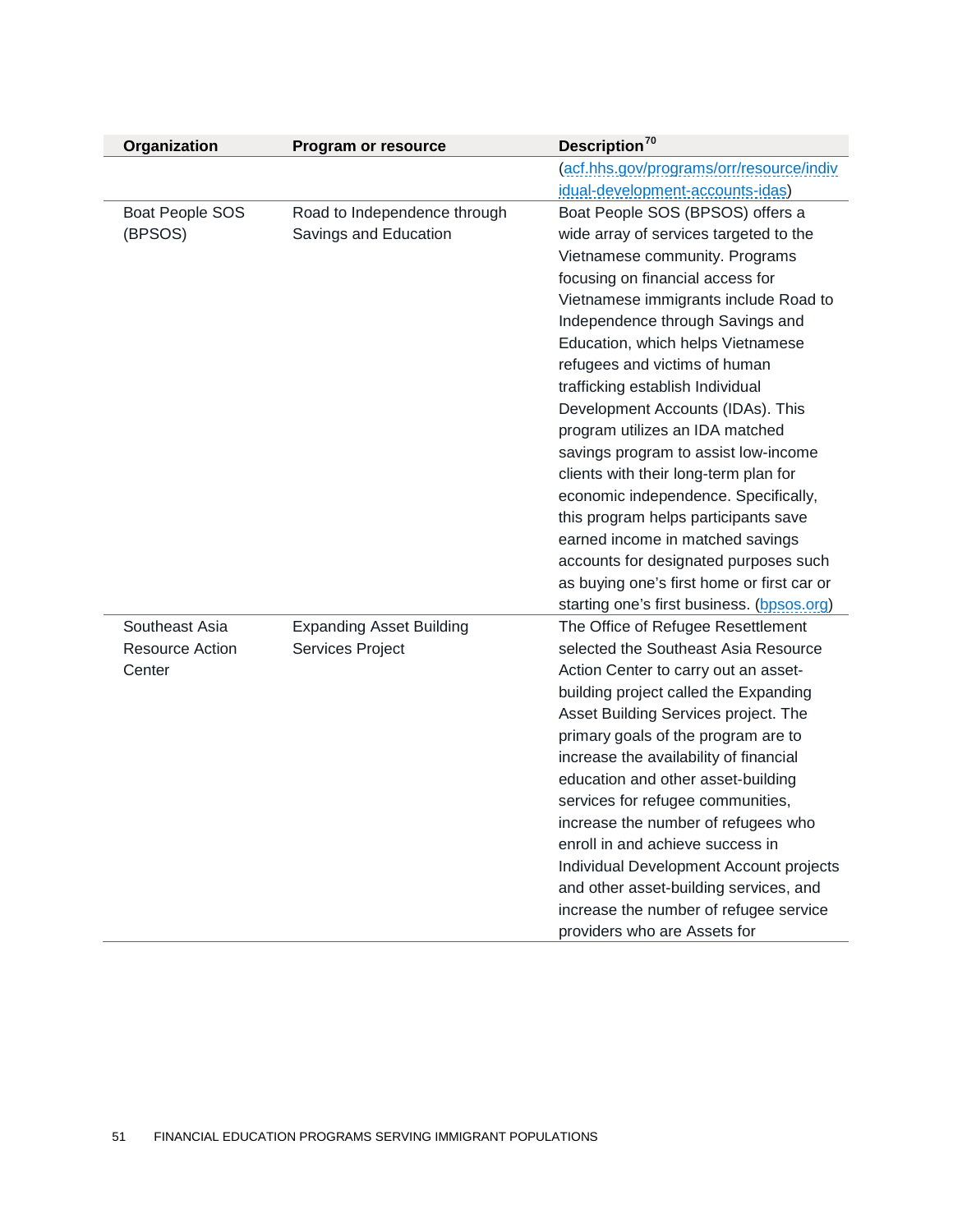| Organization | Program or resource | Description[70] |
|---|---|---|
| | | (acf.hhs.gov/programs/orr/resource/individual-development-accounts-idas) |
| Boat People SOS (BPSOS) | Road to Independence through Savings and Education | Boat People SOS (BPSOS) offers a wide array of services targeted to the Vietnamese community. Programs focusing on financial access for Vietnamese immigrants include Road to Independence through Savings and Education, which helps Vietnamese refugees and victims of human trafficking establish Individual Development Accounts (IDAs). This program utilizes an IDA matched savings program to assist low-income clients with their long-term plan for economic independence. Specifically, this program helps participants save earned income in matched savings accounts for designated purposes such as buying one's first home or first car or starting one's first business. (bpsos.org) |
| Southeast Asia Resource Action Center | Expanding Asset Building Services Project | The Office of Refugee Resettlement selected the Southeast Asia Resource Action Center to carry out an asset-building project called the Expanding Asset Building Services project. The primary goals of the program are to increase the availability of financial education and other asset-building services for refugee communities, increase the number of refugees who enroll in and achieve success in Individual Development Account projects and other asset-building services, and increase the number of refugee service providers who are Assets for |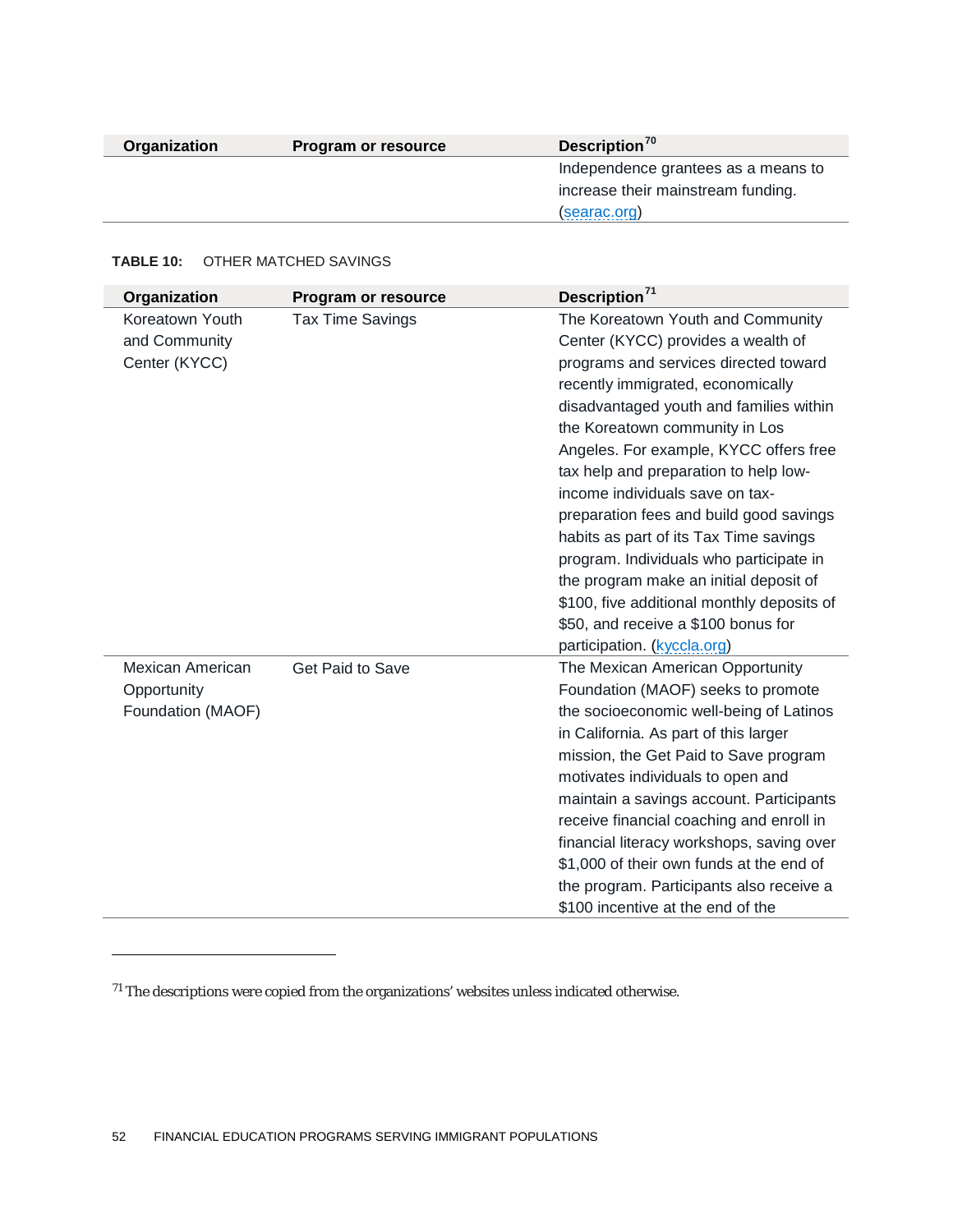| Organization | Program or resource | Description[70] |
|---|---|---|
| | | Independence grantees as a means to increase their mainstream funding. (searac.org) |

**TABLE 10:** OTHER MATCHED SAVINGS

| Organization | Program or resource | Description[71] |
|---|---|---|
| Koreatown Youth and Community Center (KYCC) | Tax Time Savings | The Koreatown Youth and Community Center (KYCC) provides a wealth of programs and services directed toward recently immigrated, economically disadvantaged youth and families within the Koreatown community in Los Angeles. For example, KYCC offers free tax help and preparation to help low-income individuals save on tax-preparation fees and build good savings habits as part of its Tax Time savings program. Individuals who participate in the program make an initial deposit of $100, five additional monthly deposits of $50, and receive a $100 bonus for participation. (kyccla.org) |
| Mexican American Opportunity Foundation (MAOF) | Get Paid to Save | The Mexican American Opportunity Foundation (MAOF) seeks to promote the socioeconomic well-being of Latinos in California. As part of this larger mission, the Get Paid to Save program motivates individuals to open and maintain a savings account. Participants receive financial coaching and enroll in financial literacy workshops, saving over $1,000 of their own funds at the end of the program. Participants also receive a $100 incentive at the end of the |

[71] The descriptions were copied from the organizations' websites unless indicated otherwise.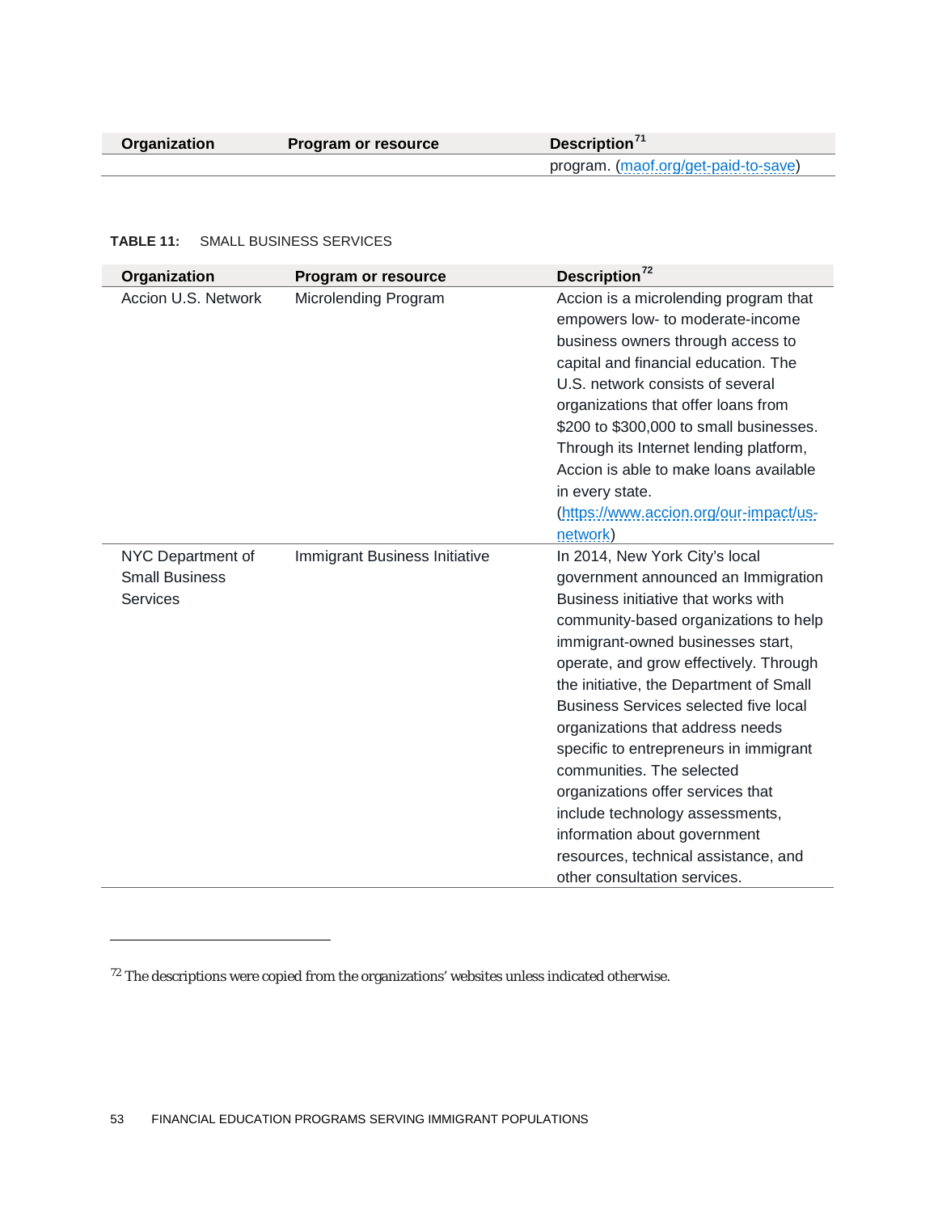| Organization | Program or resource | Description[71] |
|---|---|---|
| | | program. (maof.org/get-paid-to-save) |

**TABLE 11:** SMALL BUSINESS SERVICES

| Organization | Program or resource | Description[72] |
|---|---|---|
| Accion U.S. Network | Microlending Program | Accion is a microlending program that empowers low- to moderate-income business owners through access to capital and financial education. The U.S. network consists of several organizations that offer loans from $200 to $300,000 to small businesses. Through its Internet lending platform, Accion is able to make loans available in every state. (https://www.accion.org/our-impact/us-network) |
| NYC Department of Small Business Services | Immigrant Business Initiative | In 2014, New York City's local government announced an Immigration Business initiative that works with community-based organizations to help immigrant-owned businesses start, operate, and grow effectively. Through the initiative, the Department of Small Business Services selected five local organizations that address needs specific to entrepreneurs in immigrant communities. The selected organizations offer services that include technology assessments, information about government resources, technical assistance, and other consultation services. |

[72] The descriptions were copied from the organizations' websites unless indicated otherwise.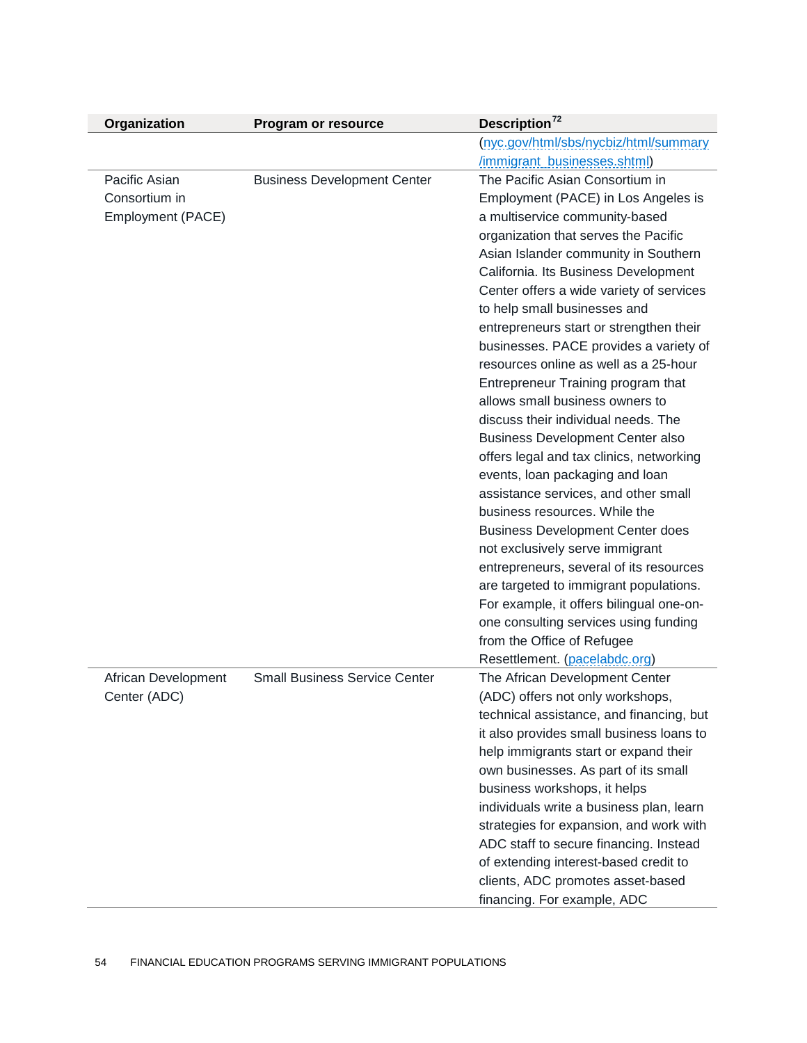| Organization | Program or resource | Description[72] |
|---|---|---|
| | | (nyc.gov/html/sbs/nycbiz/html/summary/immigrant_businesses.shtml) |
| Pacific Asian Consortium in Employment (PACE) | Business Development Center | The Pacific Asian Consortium in Employment (PACE) in Los Angeles is a multiservice community-based organization that serves the Pacific Asian Islander community in Southern California. Its Business Development Center offers a wide variety of services to help small businesses and entrepreneurs start or strengthen their businesses. PACE provides a variety of resources online as well as a 25-hour Entrepreneur Training program that allows small business owners to discuss their individual needs. The Business Development Center also offers legal and tax clinics, networking events, loan packaging and loan assistance services, and other small business resources. While the Business Development Center does not exclusively serve immigrant entrepreneurs, several of its resources are targeted to immigrant populations. For example, it offers bilingual one-on-one consulting services using funding from the Office of Refugee Resettlement. (pacelabdc.org) |
| African Development Center (ADC) | Small Business Service Center | The African Development Center (ADC) offers not only workshops, technical assistance, and financing, but it also provides small business loans to help immigrants start or expand their own businesses. As part of its small business workshops, it helps individuals write a business plan, learn strategies for expansion, and work with ADC staff to secure financing. Instead of extending interest-based credit to clients, ADC promotes asset-based financing. For example, ADC |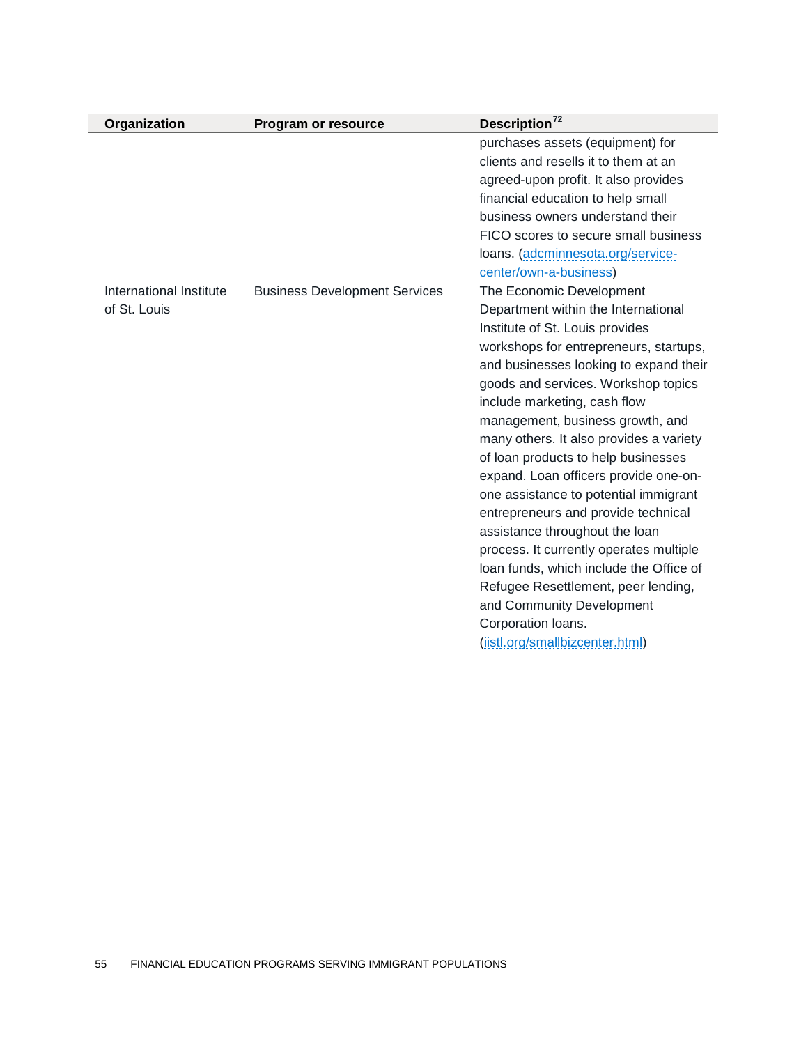| Organization | Program or resource | Description[72] |
|---|---|---|
| | | purchases assets (equipment) for clients and resells it to them at an agreed-upon profit. It also provides financial education to help small business owners understand their FICO scores to secure small business loans. (adcminnesota.org/service-center/own-a-business) |
| International Institute of St. Louis | Business Development Services | The Economic Development Department within the International Institute of St. Louis provides workshops for entrepreneurs, startups, and businesses looking to expand their goods and services. Workshop topics include marketing, cash flow management, business growth, and many others. It also provides a variety of loan products to help businesses expand. Loan officers provide one-on-one assistance to potential immigrant entrepreneurs and provide technical assistance throughout the loan process. It currently operates multiple loan funds, which include the Office of Refugee Resettlement, peer lending, and Community Development Corporation loans. (iistl.org/smallbizcenter.html) |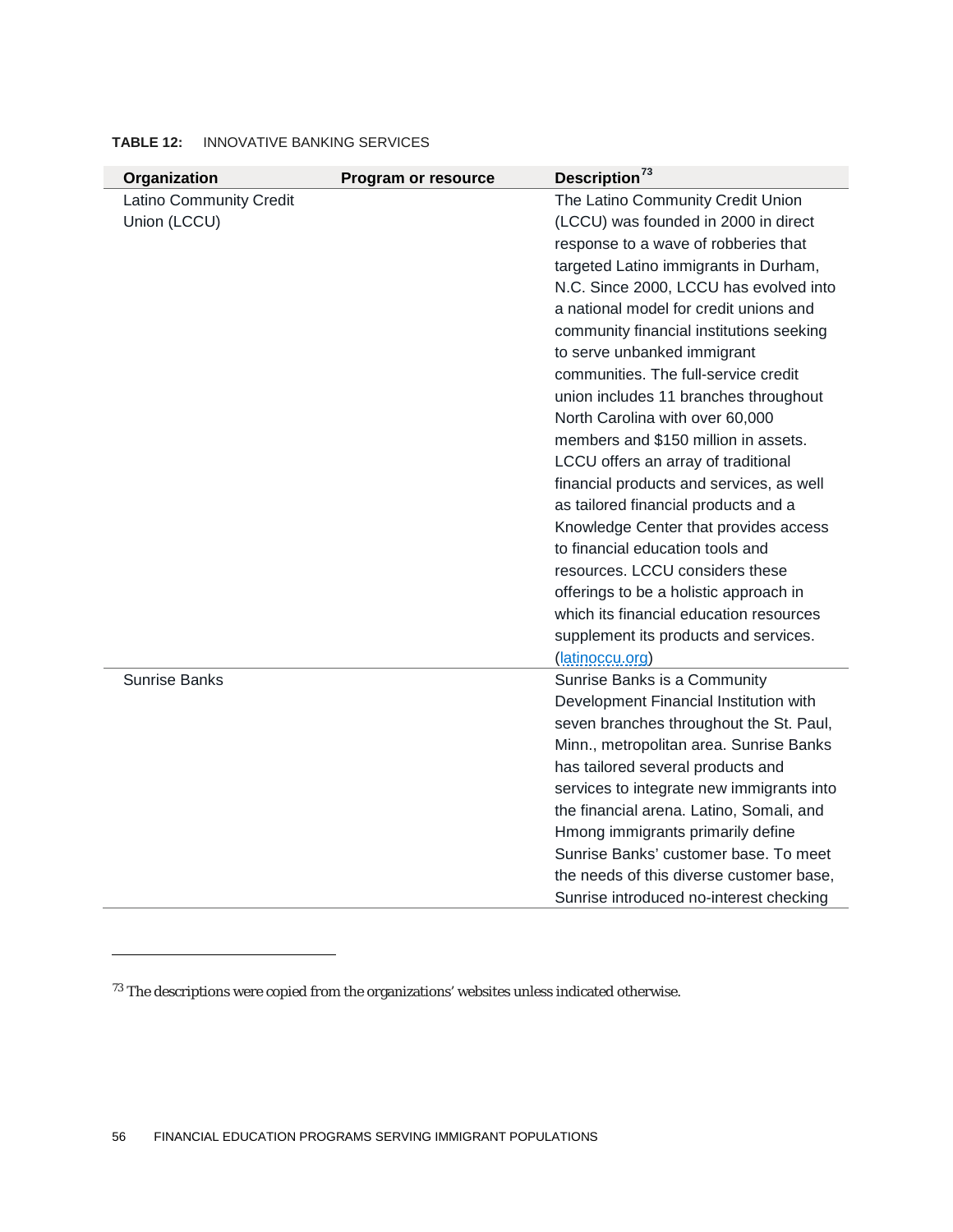**TABLE 12:** INNOVATIVE BANKING SERVICES

| Organization | Program or resource | Description[73] |
| --- | --- | --- |
| Latino Community Credit Union (LCCU) | | The Latino Community Credit Union (LCCU) was founded in 2000 in direct response to a wave of robberies that targeted Latino immigrants in Durham, N.C. Since 2000, LCCU has evolved into a national model for credit unions and community financial institutions seeking to serve unbanked immigrant communities. The full-service credit union includes 11 branches throughout North Carolina with over 60,000 members and $150 million in assets. LCCU offers an array of traditional financial products and services, as well as tailored financial products and a Knowledge Center that provides access to financial education tools and resources. LCCU considers these offerings to be a holistic approach in which its financial education resources supplement its products and services. (latinoccu.org) |
| Sunrise Banks | | Sunrise Banks is a Community Development Financial Institution with seven branches throughout the St. Paul, Minn., metropolitan area. Sunrise Banks has tailored several products and services to integrate new immigrants into the financial arena. Latino, Somali, and Hmong immigrants primarily define Sunrise Banks' customer base. To meet the needs of this diverse customer base, Sunrise introduced no-interest checking |

[73] The descriptions were copied from the organizations' websites unless indicated otherwise.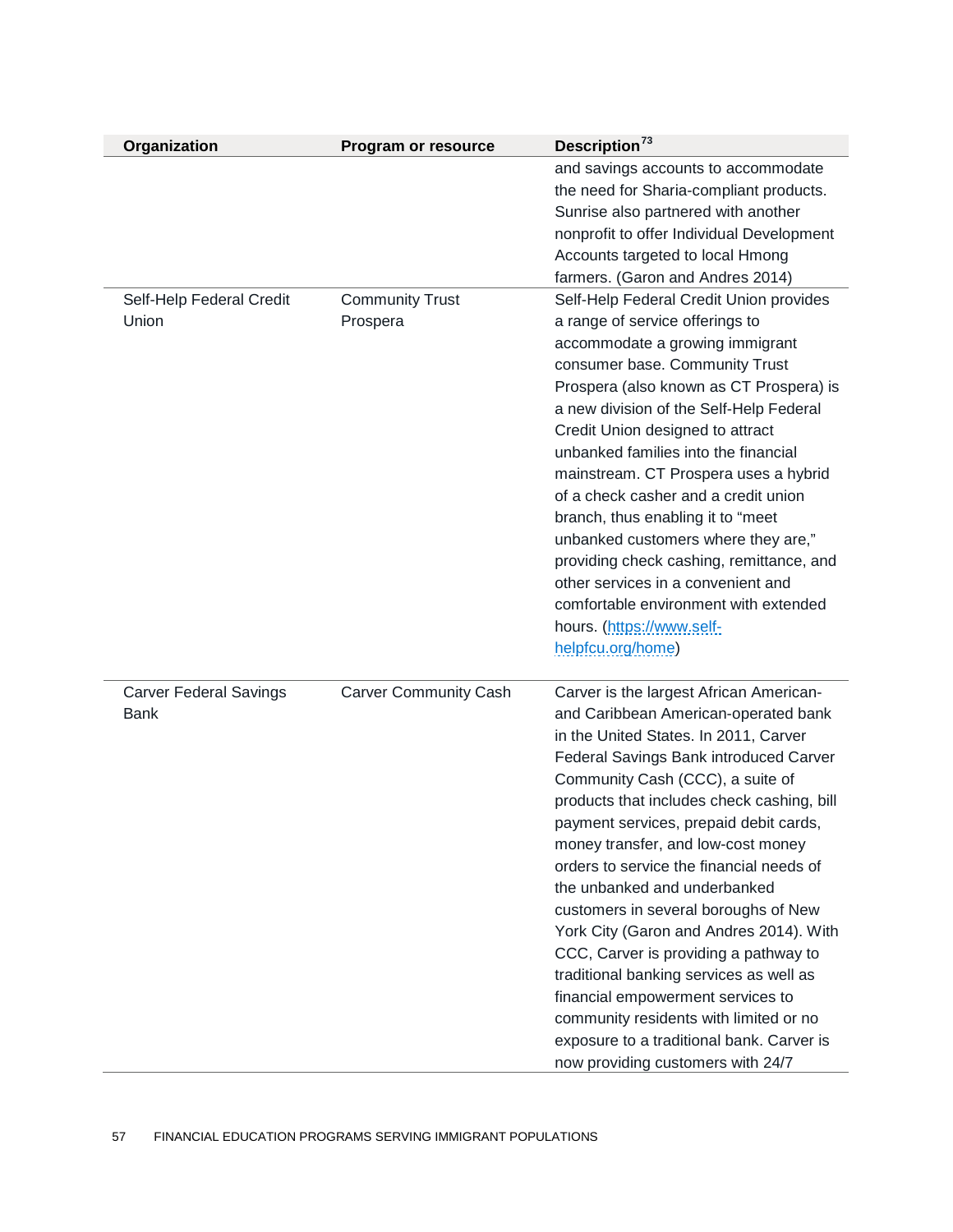| Organization | Program or resource | Description[73] |
|---|---|---|
| | | and savings accounts to accommodate the need for Sharia-compliant products. Sunrise also partnered with another nonprofit to offer Individual Development Accounts targeted to local Hmong farmers. (Garon and Andres 2014) |
| Self-Help Federal Credit Union | Community Trust Prospera | Self-Help Federal Credit Union provides a range of service offerings to accommodate a growing immigrant consumer base. Community Trust Prospera (also known as CT Prospera) is a new division of the Self-Help Federal Credit Union designed to attract unbanked families into the financial mainstream. CT Prospera uses a hybrid of a check casher and a credit union branch, thus enabling it to "meet unbanked customers where they are," providing check cashing, remittance, and other services in a convenient and comfortable environment with extended hours. (https://www.self-helpfcu.org/home) |
| Carver Federal Savings Bank | Carver Community Cash | Carver is the largest African American- and Caribbean American-operated bank in the United States. In 2011, Carver Federal Savings Bank introduced Carver Community Cash (CCC), a suite of products that includes check cashing, bill payment services, prepaid debit cards, money transfer, and low-cost money orders to service the financial needs of the unbanked and underbanked customers in several boroughs of New York City (Garon and Andres 2014). With CCC, Carver is providing a pathway to traditional banking services as well as financial empowerment services to community residents with limited or no exposure to a traditional bank. Carver is now providing customers with 24/7 |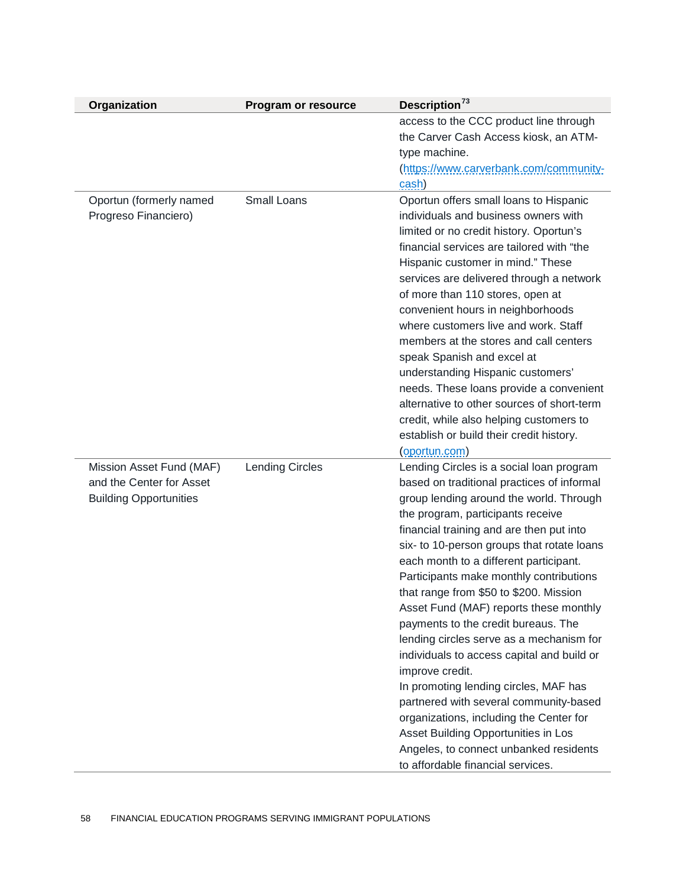| Organization | Program or resource | Description[73] |
|---|---|---|
| | | access to the CCC product line through the Carver Cash Access kiosk, an ATM-type machine. (https://www.carverbank.com/community-cash) |
| Oportun (formerly named Progreso Financiero) | Small Loans | Oportun offers small loans to Hispanic individuals and business owners with limited or no credit history. Oportun's financial services are tailored with "the Hispanic customer in mind." These services are delivered through a network of more than 110 stores, open at convenient hours in neighborhoods where customers live and work. Staff members at the stores and call centers speak Spanish and excel at understanding Hispanic customers' needs. These loans provide a convenient alternative to other sources of short-term credit, while also helping customers to establish or build their credit history. (oportun.com) |
| Mission Asset Fund (MAF) and the Center for Asset Building Opportunities | Lending Circles | Lending Circles is a social loan program based on traditional practices of informal group lending around the world. Through the program, participants receive financial training and are then put into six- to 10-person groups that rotate loans each month to a different participant. Participants make monthly contributions that range from $50 to $200. Mission Asset Fund (MAF) reports these monthly payments to the credit bureaus. The lending circles serve as a mechanism for individuals to access capital and build or improve credit.<br>In promoting lending circles, MAF has partnered with several community-based organizations, including the Center for Asset Building Opportunities in Los Angeles, to connect unbanked residents to affordable financial services. |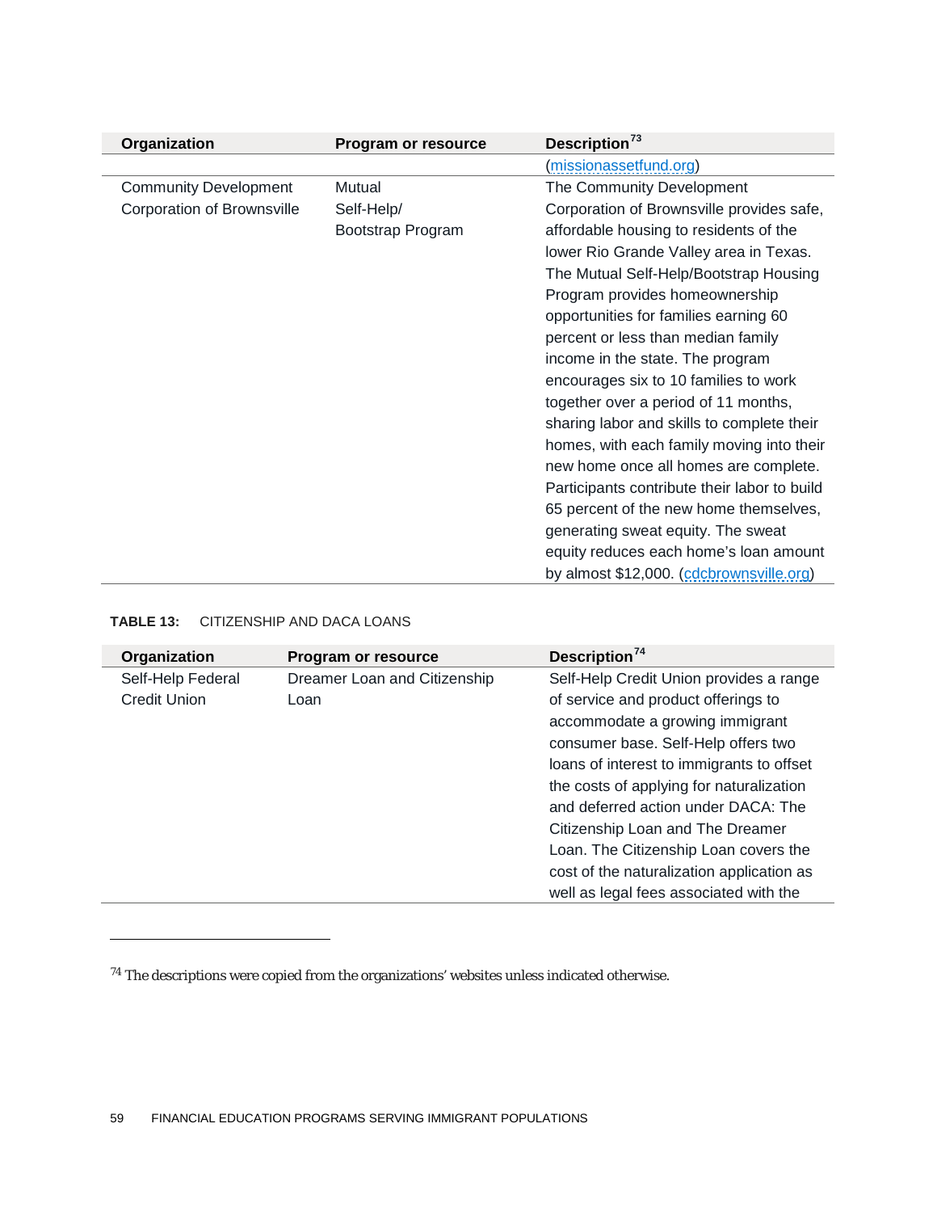| Organization | Program or resource | Description[73] |
|---|---|---|
| | | (missionassetfund.org) |
| Community Development Corporation of Brownsville | Mutual Self-Help/ Bootstrap Program | The Community Development Corporation of Brownsville provides safe, affordable housing to residents of the lower Rio Grande Valley area in Texas. The Mutual Self-Help/Bootstrap Housing Program provides homeownership opportunities for families earning 60 percent or less than median family income in the state. The program encourages six to 10 families to work together over a period of 11 months, sharing labor and skills to complete their homes, with each family moving into their new home once all homes are complete. Participants contribute their labor to build 65 percent of the new home themselves, generating sweat equity. The sweat equity reduces each home's loan amount by almost $12,000. (cdcbrownsville.org) |

**TABLE 13:** CITIZENSHIP AND DACA LOANS

| Organization | Program or resource | Description[74] |
|---|---|---|
| Self-Help Federal Credit Union | Dreamer Loan and Citizenship Loan | Self-Help Credit Union provides a range of service and product offerings to accommodate a growing immigrant consumer base. Self-Help offers two loans of interest to immigrants to offset the costs of applying for naturalization and deferred action under DACA: The Citizenship Loan and The Dreamer Loan. The Citizenship Loan covers the cost of the naturalization application as well as legal fees associated with the |

[74] The descriptions were copied from the organizations' websites unless indicated otherwise.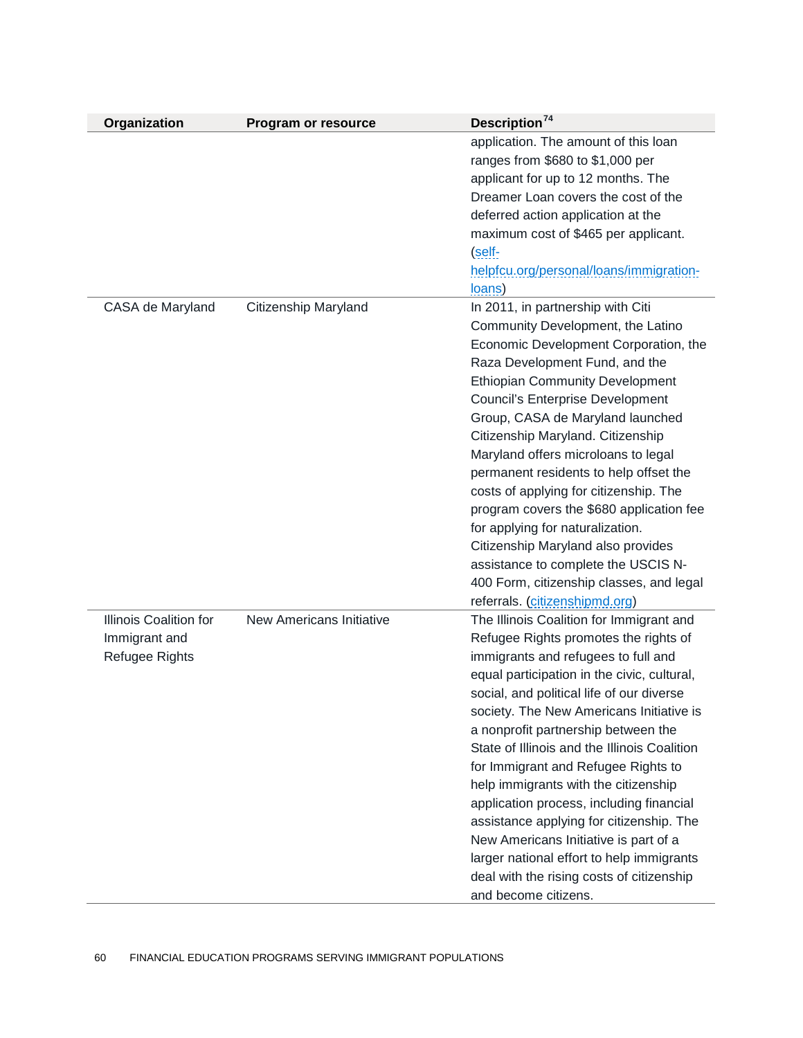| Organization | Program or resource | Description[74] |
|---|---|---|
| | | application. The amount of this loan ranges from $680 to $1,000 per applicant for up to 12 months. The Dreamer Loan covers the cost of the deferred action application at the maximum cost of $465 per applicant. (self-helpfcu.org/personal/loans/immigration-loans) |
| CASA de Maryland | Citizenship Maryland | In 2011, in partnership with Citi Community Development, the Latino Economic Development Corporation, the Raza Development Fund, and the Ethiopian Community Development Council's Enterprise Development Group, CASA de Maryland launched Citizenship Maryland. Citizenship Maryland offers microloans to legal permanent residents to help offset the costs of applying for citizenship. The program covers the $680 application fee for applying for naturalization. Citizenship Maryland also provides assistance to complete the USCIS N-400 Form, citizenship classes, and legal referrals. (citizenshipmd.org) |
| Illinois Coalition for Immigrant and Refugee Rights | New Americans Initiative | The Illinois Coalition for Immigrant and Refugee Rights promotes the rights of immigrants and refugees to full and equal participation in the civic, cultural, social, and political life of our diverse society. The New Americans Initiative is a nonprofit partnership between the State of Illinois and the Illinois Coalition for Immigrant and Refugee Rights to help immigrants with the citizenship application process, including financial assistance applying for citizenship. The New Americans Initiative is part of a larger national effort to help immigrants deal with the rising costs of citizenship and become citizens. |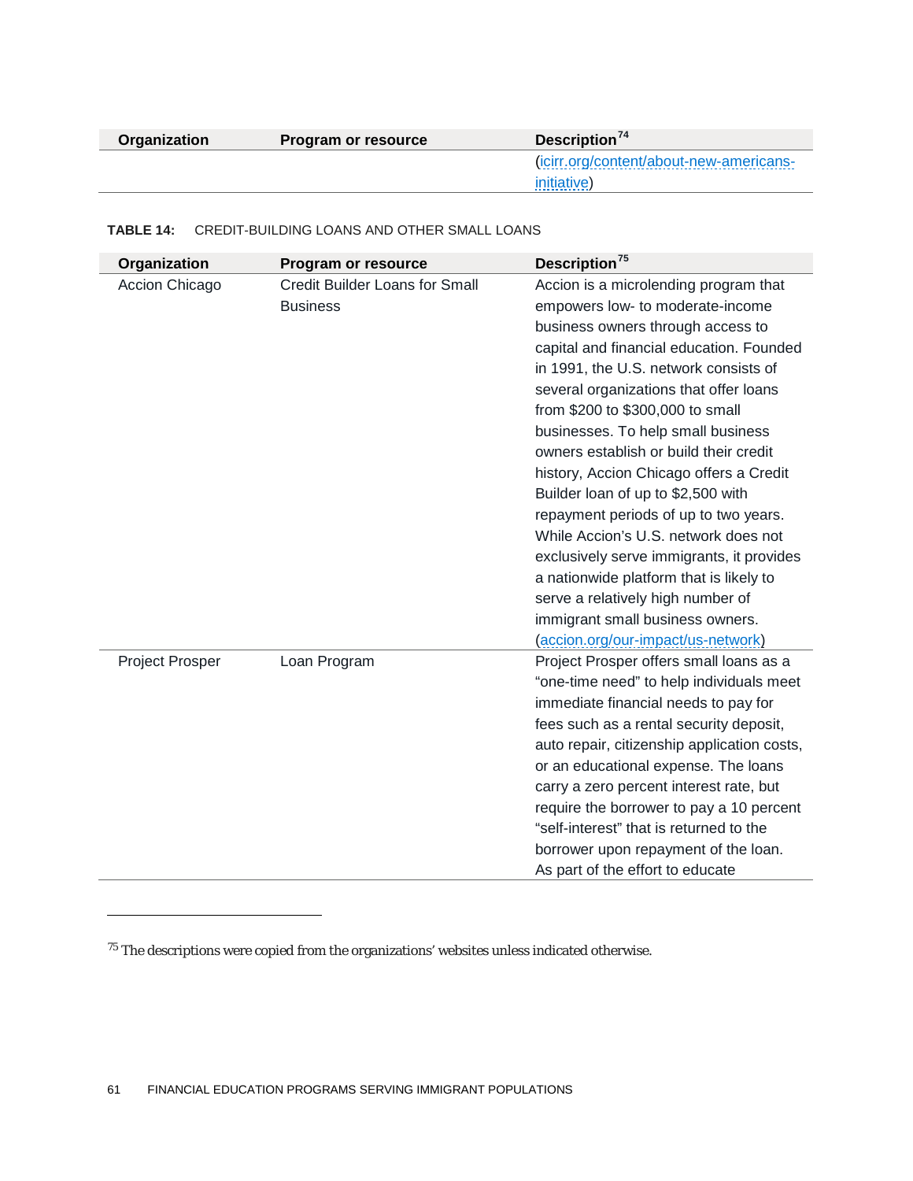| Organization | Program or resource | Description[74] |
|---|---|---|
| | | (icirr.org/content/about-new-americans-initiative) |

**TABLE 14:** CREDIT-BUILDING LOANS AND OTHER SMALL LOANS

| Organization | Program or resource | Description[75] |
|---|---|---|
| Accion Chicago | Credit Builder Loans for Small Business | Accion is a microlending program that empowers low- to moderate-income business owners through access to capital and financial education. Founded in 1991, the U.S. network consists of several organizations that offer loans from $200 to $300,000 to small businesses. To help small business owners establish or build their credit history, Accion Chicago offers a Credit Builder loan of up to $2,500 with repayment periods of up to two years. While Accion's U.S. network does not exclusively serve immigrants, it provides a nationwide platform that is likely to serve a relatively high number of immigrant small business owners. (accion.org/our-impact/us-network) |
| Project Prosper | Loan Program | Project Prosper offers small loans as a "one-time need" to help individuals meet immediate financial needs to pay for fees such as a rental security deposit, auto repair, citizenship application costs, or an educational expense. The loans carry a zero percent interest rate, but require the borrower to pay a 10 percent "self-interest" that is returned to the borrower upon repayment of the loan. As part of the effort to educate |

[75] The descriptions were copied from the organizations' websites unless indicated otherwise.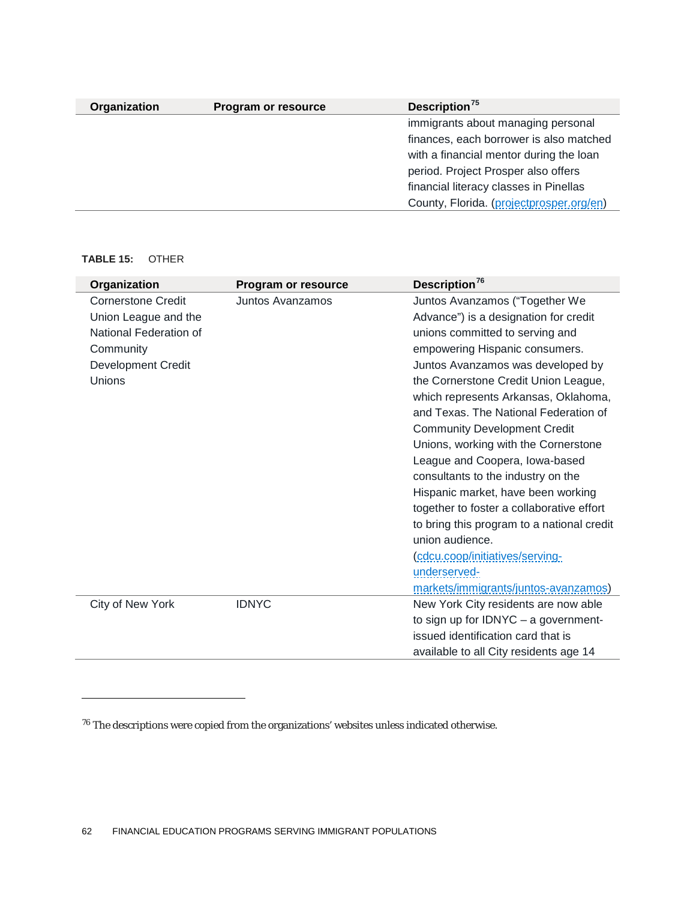| Organization | Program or resource | Description[75] |
|---|---|---|
| | | immigrants about managing personal finances, each borrower is also matched with a financial mentor during the loan period. Project Prosper also offers financial literacy classes in Pinellas County, Florida. (projectprosper.org/en) |

**TABLE 15:** OTHER

| Organization | Program or resource | Description[76] |
|---|---|---|
| Cornerstone Credit Union League and the National Federation of Community Development Credit Unions | Juntos Avanzamos | Juntos Avanzamos ("Together We Advance") is a designation for credit unions committed to serving and empowering Hispanic consumers. Juntos Avanzamos was developed by the Cornerstone Credit Union League, which represents Arkansas, Oklahoma, and Texas. The National Federation of Community Development Credit Unions, working with the Cornerstone League and Coopera, Iowa-based consultants to the industry on the Hispanic market, have been working together to foster a collaborative effort to bring this program to a national credit union audience. (cdcu.coop/initiatives/serving-underserved-markets/immigrants/juntos-avanzamos) |
| City of New York | IDNYC | New York City residents are now able to sign up for IDNYC – a government-issued identification card that is available to all City residents age 14 |

[76] The descriptions were copied from the organizations' websites unless indicated otherwise.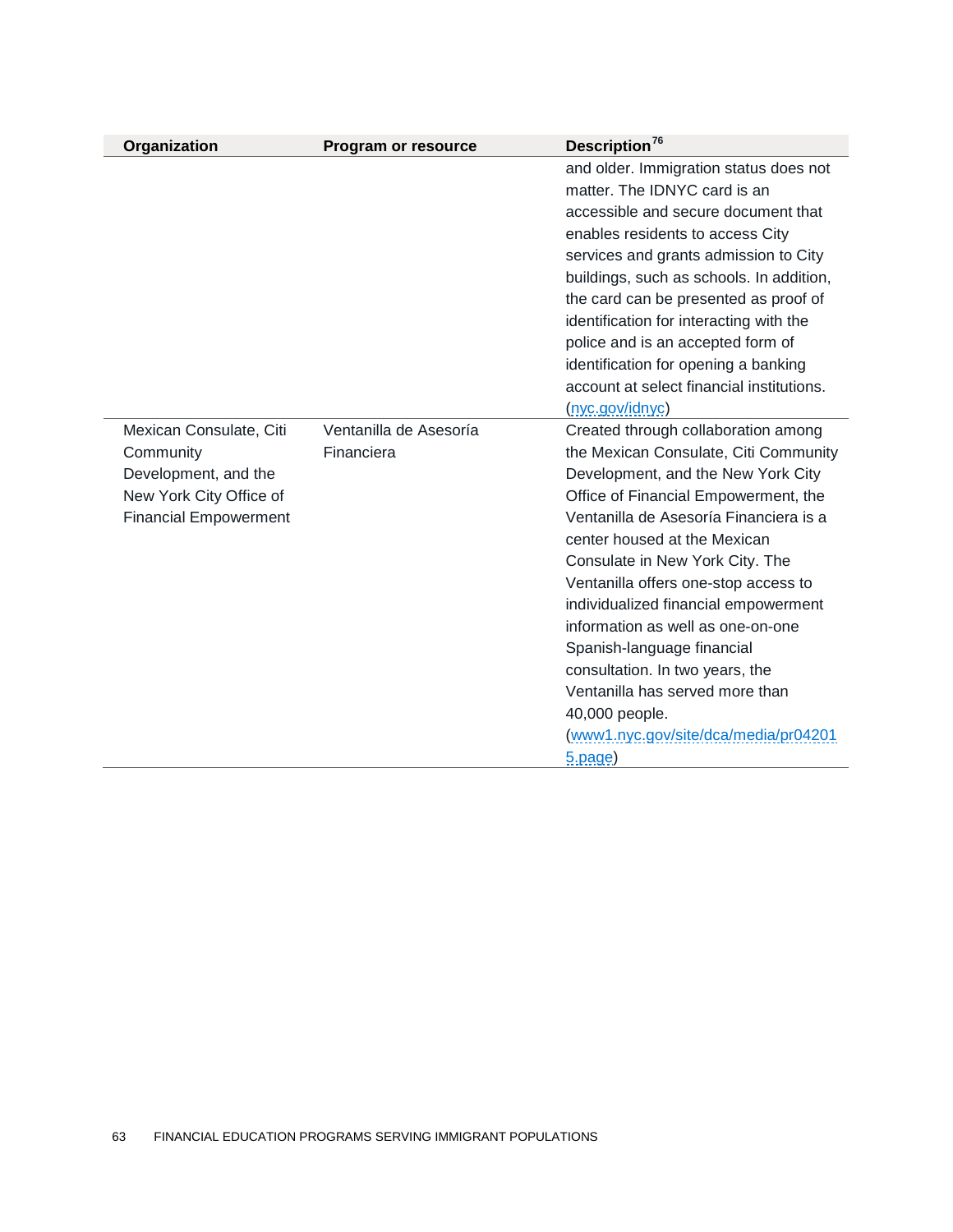| Organization | Program or resource | Description[76] |
|---|---|---|
| | | and older. Immigration status does not matter. The IDNYC card is an accessible and secure document that enables residents to access City services and grants admission to City buildings, such as schools. In addition, the card can be presented as proof of identification for interacting with the police and is an accepted form of identification for opening a banking account at select financial institutions. (nyc.gov/idnyc) |
| Mexican Consulate, Citi Community Development, and the New York City Office of Financial Empowerment | Ventanilla de Asesoría Financiera | Created through collaboration among the Mexican Consulate, Citi Community Development, and the New York City Office of Financial Empowerment, the Ventanilla de Asesoría Financiera is a center housed at the Mexican Consulate in New York City. The Ventanilla offers one-stop access to individualized financial empowerment information as well as one-on-one Spanish-language financial consultation. In two years, the Ventanilla has served more than 40,000 people. (www1.nyc.gov/site/dca/media/pr042015.page) |